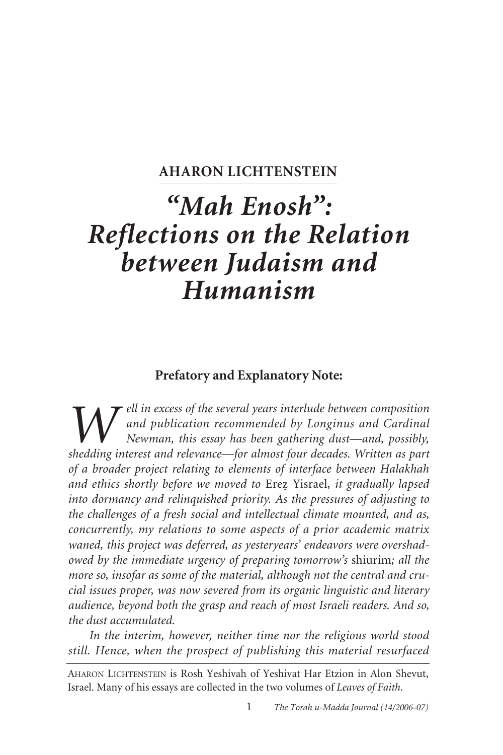**AHARON LICHTENSTEIN**

# *"Mah Enosh": Reflections on the Relation between Judaism and Humanism*

**Prefatory and Explanatory Note:**

*Well in excess of the several years interlude between composition and publication recommended by Longinus and Cardinal Newman, this essay has been gathering dust—and, possibly, shedding interest and relevance—for almost four decades. Written as part of a broader project relating to elements of interface between Halakhah and ethics shortly before we moved to* Ereẓ Yisrael*, it gradually lapsed into dormancy and relinquished priority. As the pressures of adjusting to the challenges of a fresh social and intellectual climate mounted, and as, concurrently, my relations to some aspects of a prior academic matrix waned, this project was deferred, as yesteryears' endeavors were overshadowed by the immediate urgency of preparing tomorrow's* shiurim*; all the more so, insofar as some of the material, although not the central and crucial issues proper, was now severed from its organic linguistic and literary audience, beyond both the grasp and reach of most Israeli readers. And so, the dust accumulated.*

*In the interim, however, neither time nor the religious world stood still. Hence, when the prospect of publishing this material resurfaced*

---

AHARON LICHTENSTEIN is Rosh Yeshivah of Yeshivat Har Etzion in Alon Shevut, Israel. Many of his essays are collected in the two volumes of *Leaves of Faith*.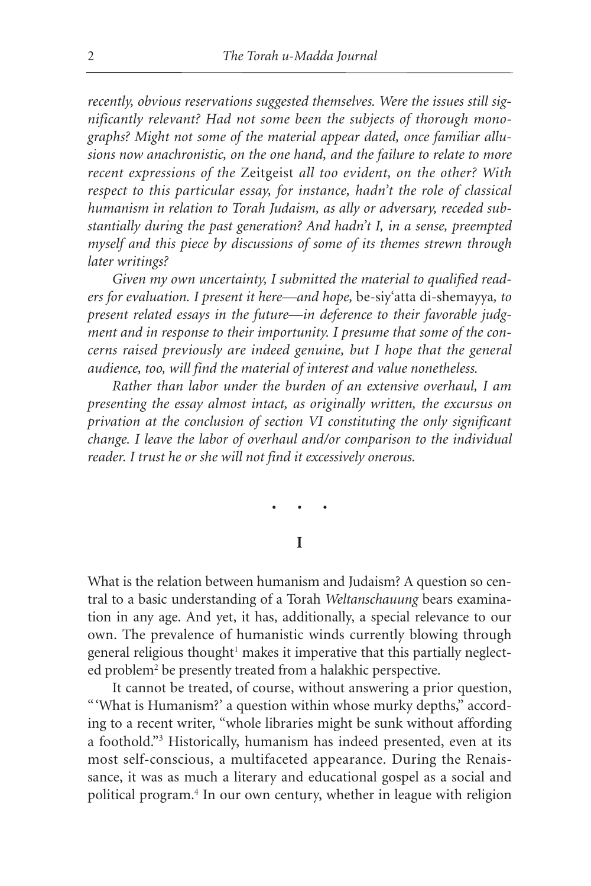*recently, obvious reservations suggested themselves. Were the issues still significantly relevant? Had not some been the subjects of thorough monographs? Might not some of the material appear dated, once familiar allusions now anachronistic, on the one hand, and the failure to relate to more recent expressions of the* Zeitgeist *all too evident, on the other? With respect to this particular essay, for instance, hadn't the role of classical humanism in relation to Torah Judaism, as ally or adversary, receded substantially during the past generation? And hadn't I, in a sense, preempted myself and this piece by discussions of some of its themes strewn through later writings?*

*Given my own uncertainty, I submitted the material to qualified readers for evaluation. I present it here—and hope,* be-siy'atta di-shemayya*, to present related essays in the future—in deference to their favorable judgment and in response to their importunity. I presume that some of the concerns raised previously are indeed genuine, but I hope that the general audience, too, will find the material of interest and value nonetheless.*

*Rather than labor under the burden of an extensive overhaul, I am presenting the essay almost intact, as originally written, the excursus on privation at the conclusion of section VI constituting the only significant change. I leave the labor of overhaul and/or comparison to the individual reader. I trust he or she will not find it excessively onerous.*

• • •

## I

What is the relation between humanism and Judaism? A question so central to a basic understanding of a Torah *Weltanschauung* bears examination in any age. And yet, it has, additionally, a special relevance to our own. The prevalence of humanistic winds currently blowing through general religious thought[1] makes it imperative that this partially neglected problem[2] be presently treated from a halakhic perspective.

It cannot be treated, of course, without answering a prior question, "'What is Humanism?' a question within whose murky depths," according to a recent writer, "whole libraries might be sunk without affording a foothold."[3] Historically, humanism has indeed presented, even at its most self-conscious, a multifaceted appearance. During the Renaissance, it was as much a literary and educational gospel as a social and political program.[4] In our own century, whether in league with religion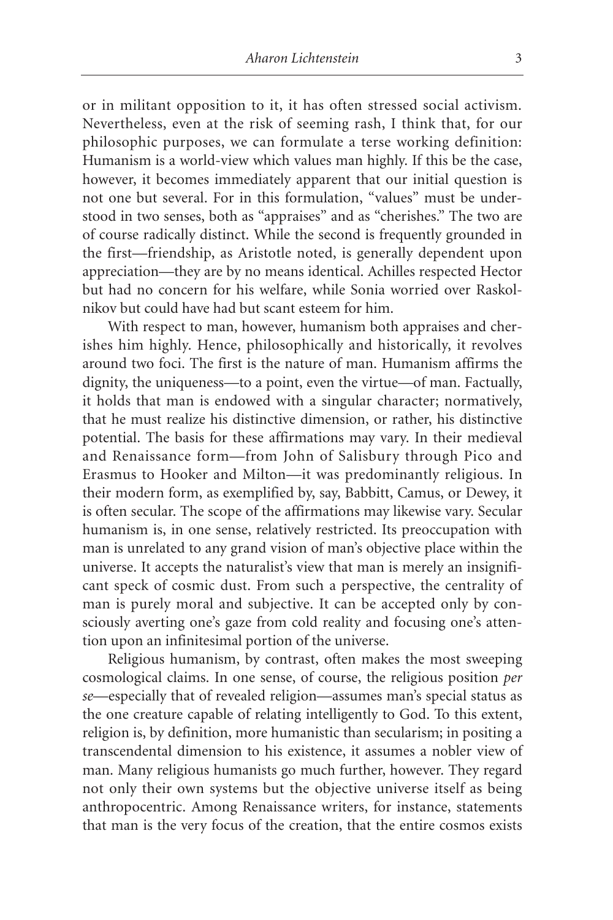or in militant opposition to it, it has often stressed social activism. Nevertheless, even at the risk of seeming rash, I think that, for our philosophic purposes, we can formulate a terse working definition: Humanism is a world-view which values man highly. If this be the case, however, it becomes immediately apparent that our initial question is not one but several. For in this formulation, "values" must be understood in two senses, both as "appraises" and as "cherishes." The two are of course radically distinct. While the second is frequently grounded in the first—friendship, as Aristotle noted, is generally dependent upon appreciation—they are by no means identical. Achilles respected Hector but had no concern for his welfare, while Sonia worried over Raskolnikov but could have had but scant esteem for him.

With respect to man, however, humanism both appraises and cherishes him highly. Hence, philosophically and historically, it revolves around two foci. The first is the nature of man. Humanism affirms the dignity, the uniqueness—to a point, even the virtue—of man. Factually, it holds that man is endowed with a singular character; normatively, that he must realize his distinctive dimension, or rather, his distinctive potential. The basis for these affirmations may vary. In their medieval and Renaissance form—from John of Salisbury through Pico and Erasmus to Hooker and Milton—it was predominantly religious. In their modern form, as exemplified by, say, Babbitt, Camus, or Dewey, it is often secular. The scope of the affirmations may likewise vary. Secular humanism is, in one sense, relatively restricted. Its preoccupation with man is unrelated to any grand vision of man's objective place within the universe. It accepts the naturalist's view that man is merely an insignificant speck of cosmic dust. From such a perspective, the centrality of man is purely moral and subjective. It can be accepted only by consciously averting one's gaze from cold reality and focusing one's attention upon an infinitesimal portion of the universe.

Religious humanism, by contrast, often makes the most sweeping cosmological claims. In one sense, of course, the religious position *per se*—especially that of revealed religion—assumes man's special status as the one creature capable of relating intelligently to God. To this extent, religion is, by definition, more humanistic than secularism; in positing a transcendental dimension to his existence, it assumes a nobler view of man. Many religious humanists go much further, however. They regard not only their own systems but the objective universe itself as being anthropocentric. Among Renaissance writers, for instance, statements that man is the very focus of the creation, that the entire cosmos exists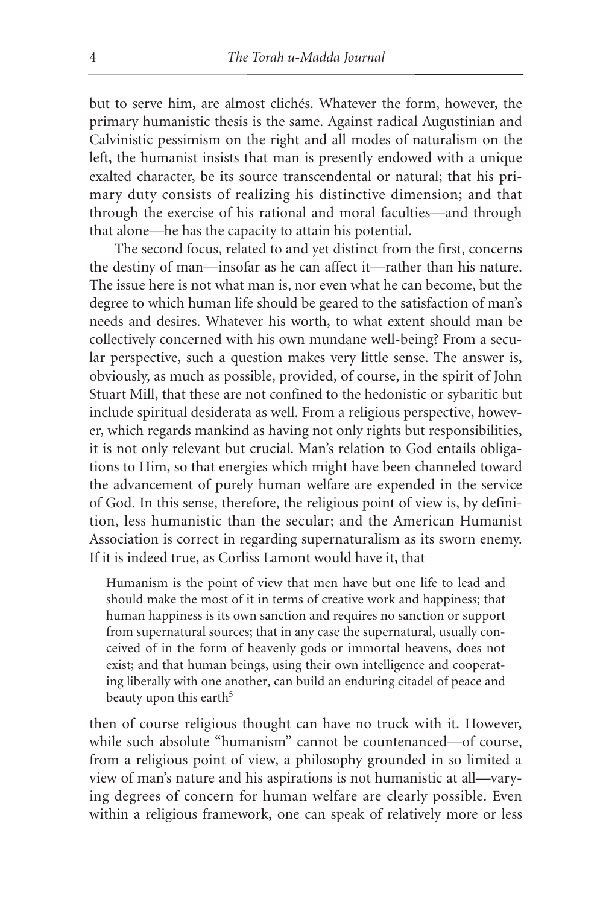but to serve him, are almost clichés. Whatever the form, however, the primary humanistic thesis is the same. Against radical Augustinian and Calvinistic pessimism on the right and all modes of naturalism on the left, the humanist insists that man is presently endowed with a unique exalted character, be its source transcendental or natural; that his primary duty consists of realizing his distinctive dimension; and that through the exercise of his rational and moral faculties—and through that alone—he has the capacity to attain his potential.

The second focus, related to and yet distinct from the first, concerns the destiny of man—insofar as he can affect it—rather than his nature. The issue here is not what man is, nor even what he can become, but the degree to which human life should be geared to the satisfaction of man's needs and desires. Whatever his worth, to what extent should man be collectively concerned with his own mundane well-being? From a secular perspective, such a question makes very little sense. The answer is, obviously, as much as possible, provided, of course, in the spirit of John Stuart Mill, that these are not confined to the hedonistic or sybaritic but include spiritual desiderata as well. From a religious perspective, however, which regards mankind as having not only rights but responsibilities, it is not only relevant but crucial. Man's relation to God entails obligations to Him, so that energies which might have been channeled toward the advancement of purely human welfare are expended in the service of God. In this sense, therefore, the religious point of view is, by definition, less humanistic than the secular; and the American Humanist Association is correct in regarding supernaturalism as its sworn enemy. If it is indeed true, as Corliss Lamont would have it, that

> Humanism is the point of view that men have but one life to lead and should make the most of it in terms of creative work and happiness; that human happiness is its own sanction and requires no sanction or support from supernatural sources; that in any case the supernatural, usually conceived of in the form of heavenly gods or immortal heavens, does not exist; and that human beings, using their own intelligence and cooperating liberally with one another, can build an enduring citadel of peace and beauty upon this earth[5]

then of course religious thought can have no truck with it. However, while such absolute "humanism" cannot be countenanced—of course, from a religious point of view, a philosophy grounded in so limited a view of man's nature and his aspirations is not humanistic at all—varying degrees of concern for human welfare are clearly possible. Even within a religious framework, one can speak of relatively more or less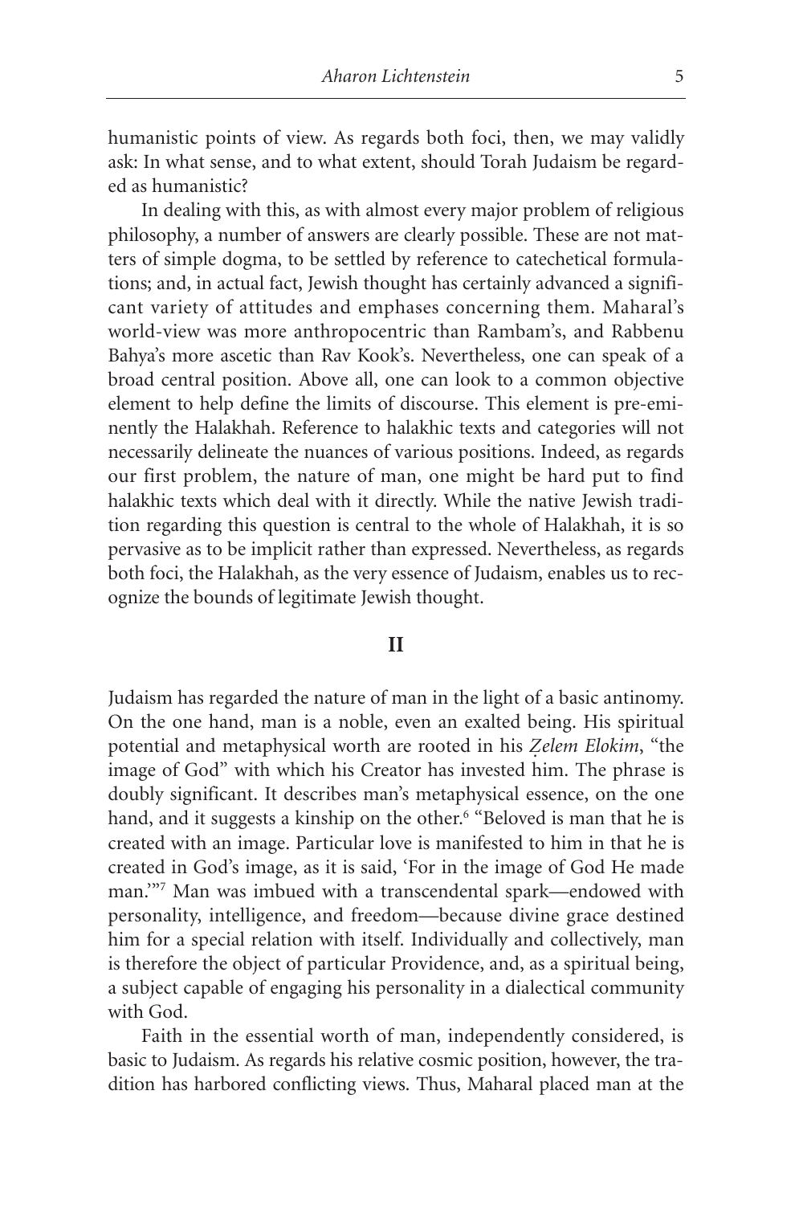humanistic points of view. As regards both foci, then, we may validly ask: In what sense, and to what extent, should Torah Judaism be regarded as humanistic?

In dealing with this, as with almost every major problem of religious philosophy, a number of answers are clearly possible. These are not matters of simple dogma, to be settled by reference to catechetical formulations; and, in actual fact, Jewish thought has certainly advanced a significant variety of attitudes and emphases concerning them. Maharal's world-view was more anthropocentric than Rambam's, and Rabbenu Bahya's more ascetic than Rav Kook's. Nevertheless, one can speak of a broad central position. Above all, one can look to a common objective element to help define the limits of discourse. This element is pre-eminently the Halakhah. Reference to halakhic texts and categories will not necessarily delineate the nuances of various positions. Indeed, as regards our first problem, the nature of man, one might be hard put to find halakhic texts which deal with it directly. While the native Jewish tradition regarding this question is central to the whole of Halakhah, it is so pervasive as to be implicit rather than expressed. Nevertheless, as regards both foci, the Halakhah, as the very essence of Judaism, enables us to recognize the bounds of legitimate Jewish thought.

## II

Judaism has regarded the nature of man in the light of a basic antinomy. On the one hand, man is a noble, even an exalted being. His spiritual potential and metaphysical worth are rooted in his *Ẓelem Elokim*, "the image of God" with which his Creator has invested him. The phrase is doubly significant. It describes man's metaphysical essence, on the one hand, and it suggests a kinship on the other.[6] "Beloved is man that he is created with an image. Particular love is manifested to him in that he is created in God's image, as it is said, 'For in the image of God He made man.'"[7] Man was imbued with a transcendental spark—endowed with personality, intelligence, and freedom—because divine grace destined him for a special relation with itself. Individually and collectively, man is therefore the object of particular Providence, and, as a spiritual being, a subject capable of engaging his personality in a dialectical community with God.

Faith in the essential worth of man, independently considered, is basic to Judaism. As regards his relative cosmic position, however, the tradition has harbored conflicting views. Thus, Maharal placed man at the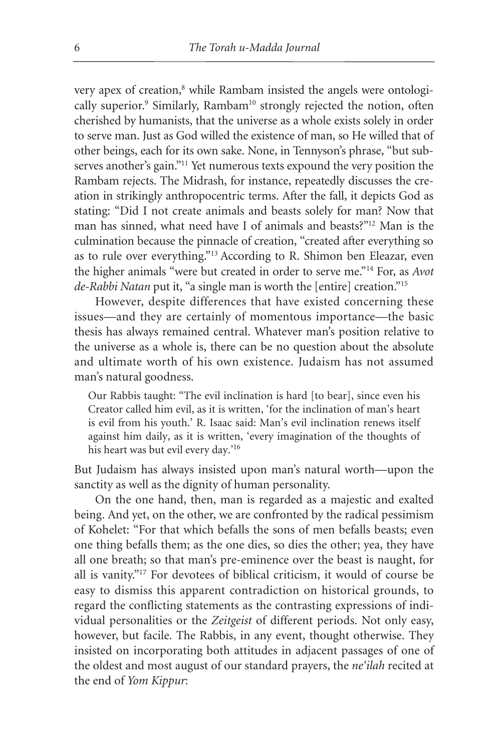very apex of creation,[8] while Rambam insisted the angels were ontologically superior.[9] Similarly, Rambam[10] strongly rejected the notion, often cherished by humanists, that the universe as a whole exists solely in order to serve man. Just as God willed the existence of man, so He willed that of other beings, each for its own sake. None, in Tennyson's phrase, "but subserves another's gain."[11] Yet numerous texts expound the very position the Rambam rejects. The Midrash, for instance, repeatedly discusses the creation in strikingly anthropocentric terms. After the fall, it depicts God as stating: "Did I not create animals and beasts solely for man? Now that man has sinned, what need have I of animals and beasts?"[12] Man is the culmination because the pinnacle of creation, "created after everything so as to rule over everything."[13] According to R. Shimon ben Eleazar, even the higher animals "were but created in order to serve me."[14] For, as *Avot de-Rabbi Natan* put it, "a single man is worth the [entire] creation."[15]

However, despite differences that have existed concerning these issues—and they are certainly of momentous importance—the basic thesis has always remained central. Whatever man's position relative to the universe as a whole is, there can be no question about the absolute and ultimate worth of his own existence. Judaism has not assumed man's natural goodness.

> Our Rabbis taught: "The evil inclination is hard [to bear], since even his Creator called him evil, as it is written, 'for the inclination of man's heart is evil from his youth.' R. Isaac said: Man's evil inclination renews itself against him daily, as it is written, 'every imagination of the thoughts of his heart was but evil every day.'[16]

But Judaism has always insisted upon man's natural worth—upon the sanctity as well as the dignity of human personality.

On the one hand, then, man is regarded as a majestic and exalted being. And yet, on the other, we are confronted by the radical pessimism of Kohelet: "For that which befalls the sons of men befalls beasts; even one thing befalls them; as the one dies, so dies the other; yea, they have all one breath; so that man's pre-eminence over the beast is naught, for all is vanity."[17] For devotees of biblical criticism, it would of course be easy to dismiss this apparent contradiction on historical grounds, to regard the conflicting statements as the contrasting expressions of individual personalities or the *Zeitgeist* of different periods. Not only easy, however, but facile. The Rabbis, in any event, thought otherwise. They insisted on incorporating both attitudes in adjacent passages of one of the oldest and most august of our standard prayers, the *ne'ilah* recited at the end of *Yom Kippur*: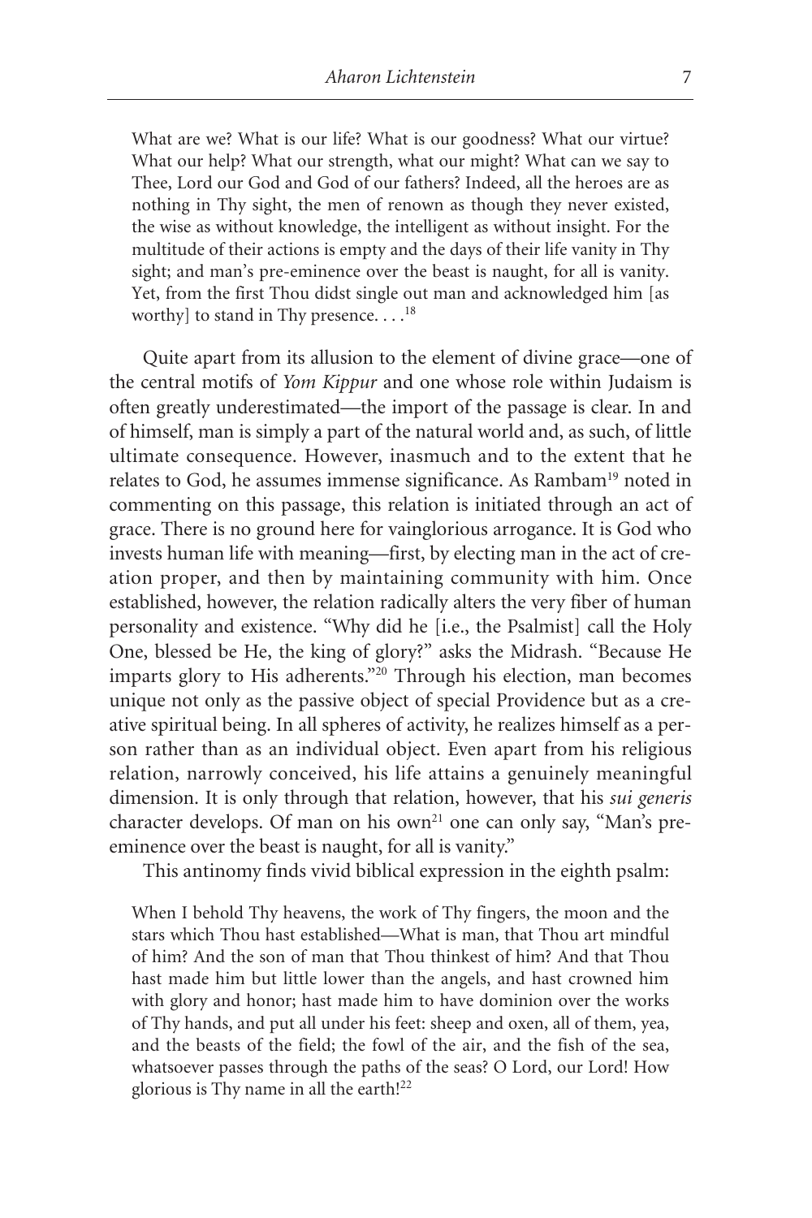> What are we? What is our life? What is our goodness? What our virtue? What our help? What our strength, what our might? What can we say to Thee, Lord our God and God of our fathers? Indeed, all the heroes are as nothing in Thy sight, the men of renown as though they never existed, the wise as without knowledge, the intelligent as without insight. For the multitude of their actions is empty and the days of their life vanity in Thy sight; and man's pre-eminence over the beast is naught, for all is vanity. Yet, from the first Thou didst single out man and acknowledged him [as worthy] to stand in Thy presence. . . .[18]

Quite apart from its allusion to the element of divine grace—one of the central motifs of *Yom Kippur* and one whose role within Judaism is often greatly underestimated—the import of the passage is clear. In and of himself, man is simply a part of the natural world and, as such, of little ultimate consequence. However, inasmuch and to the extent that he relates to God, he assumes immense significance. As Rambam[19] noted in commenting on this passage, this relation is initiated through an act of grace. There is no ground here for vainglorious arrogance. It is God who invests human life with meaning—first, by electing man in the act of creation proper, and then by maintaining community with him. Once established, however, the relation radically alters the very fiber of human personality and existence. "Why did he [i.e., the Psalmist] call the Holy One, blessed be He, the king of glory?" asks the Midrash. "Because He imparts glory to His adherents."[20] Through his election, man becomes unique not only as the passive object of special Providence but as a creative spiritual being. In all spheres of activity, he realizes himself as a person rather than as an individual object. Even apart from his religious relation, narrowly conceived, his life attains a genuinely meaningful dimension. It is only through that relation, however, that his *sui generis* character develops. Of man on his own[21] one can only say, "Man's pre-eminence over the beast is naught, for all is vanity."

This antinomy finds vivid biblical expression in the eighth psalm:

> When I behold Thy heavens, the work of Thy fingers, the moon and the stars which Thou hast established—What is man, that Thou art mindful of him? And the son of man that Thou thinkest of him? And that Thou hast made him but little lower than the angels, and hast crowned him with glory and honor; hast made him to have dominion over the works of Thy hands, and put all under his feet: sheep and oxen, all of them, yea, and the beasts of the field; the fowl of the air, and the fish of the sea, whatsoever passes through the paths of the seas? O Lord, our Lord! How glorious is Thy name in all the earth![22]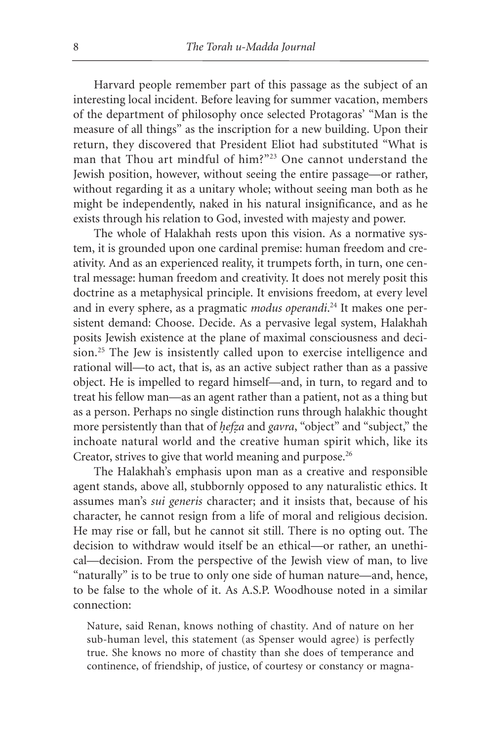Harvard people remember part of this passage as the subject of an interesting local incident. Before leaving for summer vacation, members of the department of philosophy once selected Protagoras' "Man is the measure of all things" as the inscription for a new building. Upon their return, they discovered that President Eliot had substituted "What is man that Thou art mindful of him?"[23] One cannot understand the Jewish position, however, without seeing the entire passage—or rather, without regarding it as a unitary whole; without seeing man both as he might be independently, naked in his natural insignificance, and as he exists through his relation to God, invested with majesty and power.

The whole of Halakhah rests upon this vision. As a normative system, it is grounded upon one cardinal premise: human freedom and creativity. And as an experienced reality, it trumpets forth, in turn, one central message: human freedom and creativity. It does not merely posit this doctrine as a metaphysical principle. It envisions freedom, at every level and in every sphere, as a pragmatic *modus operandi*.[24] It makes one persistent demand: Choose. Decide. As a pervasive legal system, Halakhah posits Jewish existence at the plane of maximal consciousness and decision.[25] The Jew is insistently called upon to exercise intelligence and rational will—to act, that is, as an active subject rather than as a passive object. He is impelled to regard himself—and, in turn, to regard and to treat his fellow man—as an agent rather than a patient, not as a thing but as a person. Perhaps no single distinction runs through halakhic thought more persistently than that of *ḥefẓa* and *gavra*, "object" and "subject," the inchoate natural world and the creative human spirit which, like its Creator, strives to give that world meaning and purpose.[26]

The Halakhah's emphasis upon man as a creative and responsible agent stands, above all, stubbornly opposed to any naturalistic ethics. It assumes man's *sui generis* character; and it insists that, because of his character, he cannot resign from a life of moral and religious decision. He may rise or fall, but he cannot sit still. There is no opting out. The decision to withdraw would itself be an ethical—or rather, an unethical—decision. From the perspective of the Jewish view of man, to live "naturally" is to be true to only one side of human nature—and, hence, to be false to the whole of it. As A.S.P. Woodhouse noted in a similar connection:

> Nature, said Renan, knows nothing of chastity. And of nature on her sub-human level, this statement (as Spenser would agree) is perfectly true. She knows no more of chastity than she does of temperance and continence, of friendship, of justice, of courtesy or constancy or magna-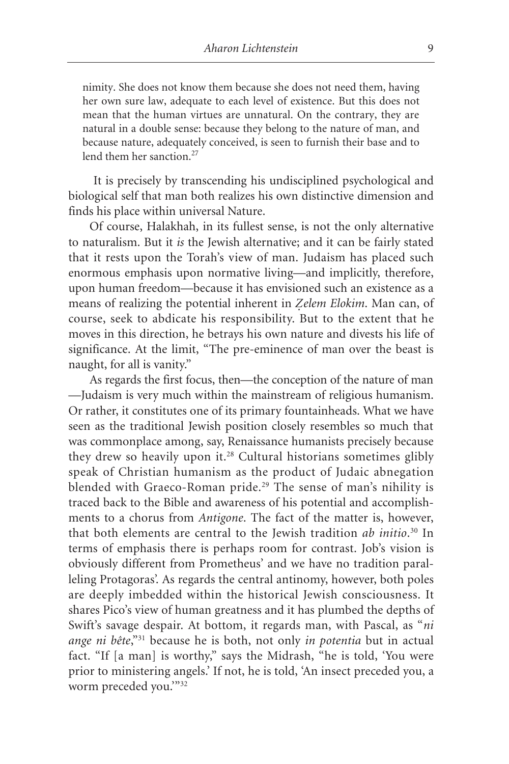nimity. She does not know them because she does not need them, having her own sure law, adequate to each level of existence. But this does not mean that the human virtues are unnatural. On the contrary, they are natural in a double sense: because they belong to the nature of man, and because nature, adequately conceived, is seen to furnish their base and to lend them her sanction.[27]

It is precisely by transcending his undisciplined psychological and biological self that man both realizes his own distinctive dimension and finds his place within universal Nature.

Of course, Halakhah, in its fullest sense, is not the only alternative to naturalism. But it *is* the Jewish alternative; and it can be fairly stated that it rests upon the Torah's view of man. Judaism has placed such enormous emphasis upon normative living—and implicitly, therefore, upon human freedom—because it has envisioned such an existence as a means of realizing the potential inherent in *Ẓelem Elokim*. Man can, of course, seek to abdicate his responsibility. But to the extent that he moves in this direction, he betrays his own nature and divests his life of significance. At the limit, "The pre-eminence of man over the beast is naught, for all is vanity."

As regards the first focus, then—the conception of the nature of man—Judaism is very much within the mainstream of religious humanism. Or rather, it constitutes one of its primary fountainheads. What we have seen as the traditional Jewish position closely resembles so much that was commonplace among, say, Renaissance humanists precisely because they drew so heavily upon it.[28] Cultural historians sometimes glibly speak of Christian humanism as the product of Judaic abnegation blended with Graeco-Roman pride.[29] The sense of man's nihility is traced back to the Bible and awareness of his potential and accomplishments to a chorus from *Antigone*. The fact of the matter is, however, that both elements are central to the Jewish tradition *ab initio*.[30] In terms of emphasis there is perhaps room for contrast. Job's vision is obviously different from Prometheus' and we have no tradition paralleling Protagoras'. As regards the central antinomy, however, both poles are deeply imbedded within the historical Jewish consciousness. It shares Pico's view of human greatness and it has plumbed the depths of Swift's savage despair. At bottom, it regards man, with Pascal, as "*ni ange ni bête*,"[31] because he is both, not only *in potentia* but in actual fact. "If [a man] is worthy," says the Midrash, "he is told, 'You were prior to ministering angels.' If not, he is told, 'An insect preceded you, a worm preceded you.'"[32]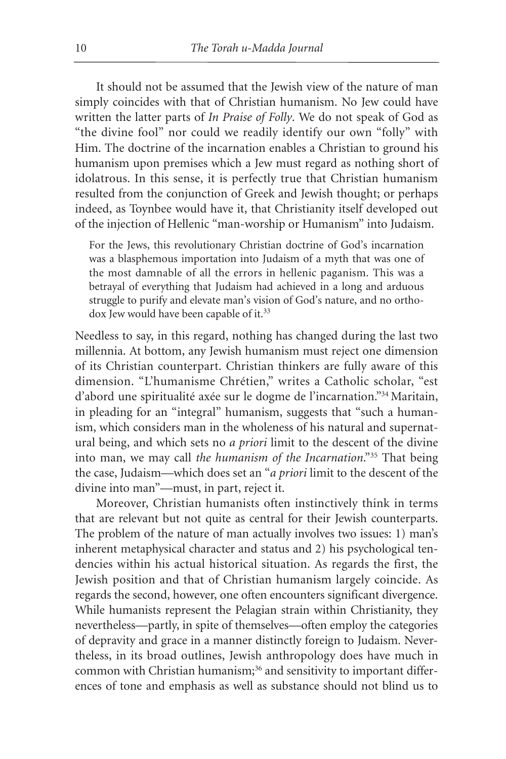It should not be assumed that the Jewish view of the nature of man simply coincides with that of Christian humanism. No Jew could have written the latter parts of *In Praise of Folly*. We do not speak of God as "the divine fool" nor could we readily identify our own "folly" with Him. The doctrine of the incarnation enables a Christian to ground his humanism upon premises which a Jew must regard as nothing short of idolatrous. In this sense, it is perfectly true that Christian humanism resulted from the conjunction of Greek and Jewish thought; or perhaps indeed, as Toynbee would have it, that Christianity itself developed out of the injection of Hellenic "man-worship or Humanism" into Judaism.

> For the Jews, this revolutionary Christian doctrine of God's incarnation was a blasphemous importation into Judaism of a myth that was one of the most damnable of all the errors in hellenic paganism. This was a betrayal of everything that Judaism had achieved in a long and arduous struggle to purify and elevate man's vision of God's nature, and no orthodox Jew would have been capable of it.[33]

Needless to say, in this regard, nothing has changed during the last two millennia. At bottom, any Jewish humanism must reject one dimension of its Christian counterpart. Christian thinkers are fully aware of this dimension. "L'humanisme Chrétien," writes a Catholic scholar, "est d'abord une spiritualité axée sur le dogme de l'incarnation."[34] Maritain, in pleading for an "integral" humanism, suggests that "such a humanism, which considers man in the wholeness of his natural and supernatural being, and which sets no *a priori* limit to the descent of the divine into man, we may call *the humanism of the Incarnation*."[35] That being the case, Judaism—which does set an "*a priori* limit to the descent of the divine into man"—must, in part, reject it.

Moreover, Christian humanists often instinctively think in terms that are relevant but not quite as central for their Jewish counterparts. The problem of the nature of man actually involves two issues: 1) man's inherent metaphysical character and status and 2) his psychological tendencies within his actual historical situation. As regards the first, the Jewish position and that of Christian humanism largely coincide. As regards the second, however, one often encounters significant divergence. While humanists represent the Pelagian strain within Christianity, they nevertheless—partly, in spite of themselves—often employ the categories of depravity and grace in a manner distinctly foreign to Judaism. Nevertheless, in its broad outlines, Jewish anthropology does have much in common with Christian humanism;[36] and sensitivity to important differences of tone and emphasis as well as substance should not blind us to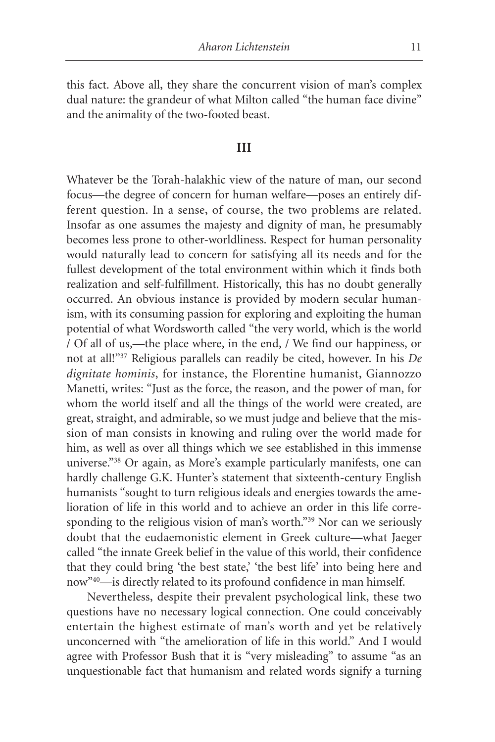this fact. Above all, they share the concurrent vision of man's complex dual nature: the grandeur of what Milton called "the human face divine" and the animality of the two-footed beast.

## III

Whatever be the Torah-halakhic view of the nature of man, our second focus—the degree of concern for human welfare—poses an entirely different question. In a sense, of course, the two problems are related. Insofar as one assumes the majesty and dignity of man, he presumably becomes less prone to other-worldliness. Respect for human personality would naturally lead to concern for satisfying all its needs and for the fullest development of the total environment within which it finds both realization and self-fulfillment. Historically, this has no doubt generally occurred. An obvious instance is provided by modern secular humanism, with its consuming passion for exploring and exploiting the human potential of what Wordsworth called "the very world, which is the world / Of all of us,—the place where, in the end, / We find our happiness, or not at all!"[37] Religious parallels can readily be cited, however. In his *De dignitate hominis*, for instance, the Florentine humanist, Giannozzo Manetti, writes: "Just as the force, the reason, and the power of man, for whom the world itself and all the things of the world were created, are great, straight, and admirable, so we must judge and believe that the mission of man consists in knowing and ruling over the world made for him, as well as over all things which we see established in this immense universe."[38] Or again, as More's example particularly manifests, one can hardly challenge G.K. Hunter's statement that sixteenth-century English humanists "sought to turn religious ideals and energies towards the amelioration of life in this world and to achieve an order in this life corresponding to the religious vision of man's worth."[39] Nor can we seriously doubt that the eudaemonistic element in Greek culture—what Jaeger called "the innate Greek belief in the value of this world, their confidence that they could bring 'the best state,' 'the best life' into being here and now"[40]—is directly related to its profound confidence in man himself.

Nevertheless, despite their prevalent psychological link, these two questions have no necessary logical connection. One could conceivably entertain the highest estimate of man's worth and yet be relatively unconcerned with "the amelioration of life in this world." And I would agree with Professor Bush that it is "very misleading" to assume "as an unquestionable fact that humanism and related words signify a turning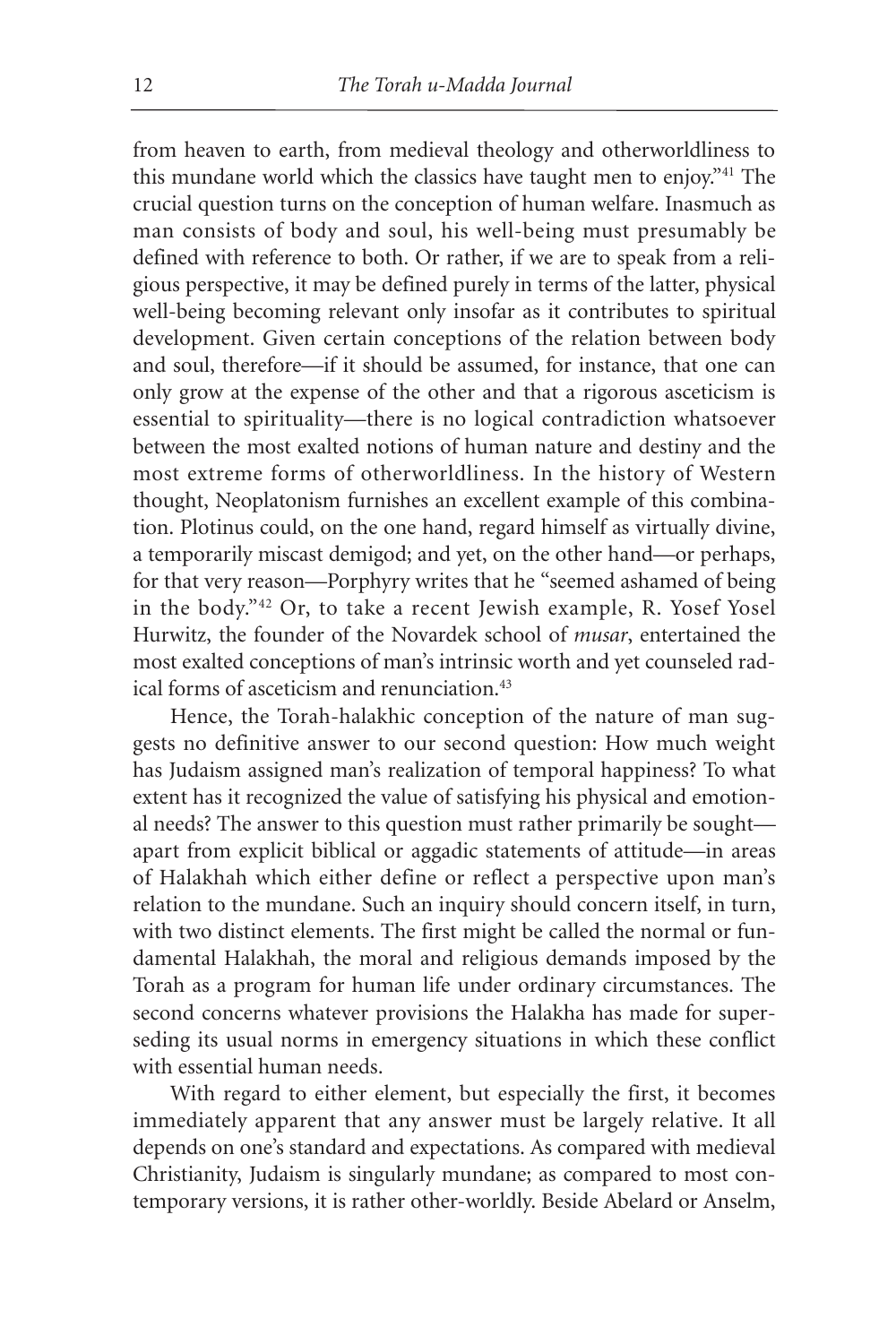from heaven to earth, from medieval theology and otherworldliness to this mundane world which the classics have taught men to enjoy."[41] The crucial question turns on the conception of human welfare. Inasmuch as man consists of body and soul, his well-being must presumably be defined with reference to both. Or rather, if we are to speak from a religious perspective, it may be defined purely in terms of the latter, physical well-being becoming relevant only insofar as it contributes to spiritual development. Given certain conceptions of the relation between body and soul, therefore—if it should be assumed, for instance, that one can only grow at the expense of the other and that a rigorous asceticism is essential to spirituality—there is no logical contradiction whatsoever between the most exalted notions of human nature and destiny and the most extreme forms of otherworldliness. In the history of Western thought, Neoplatonism furnishes an excellent example of this combination. Plotinus could, on the one hand, regard himself as virtually divine, a temporarily miscast demigod; and yet, on the other hand—or perhaps, for that very reason—Porphyry writes that he "seemed ashamed of being in the body."[42] Or, to take a recent Jewish example, R. Yosef Yosel Hurwitz, the founder of the Novardek school of *musar*, entertained the most exalted conceptions of man's intrinsic worth and yet counseled radical forms of asceticism and renunciation.[43]

Hence, the Torah-halakhic conception of the nature of man suggests no definitive answer to our second question: How much weight has Judaism assigned man's realization of temporal happiness? To what extent has it recognized the value of satisfying his physical and emotional needs? The answer to this question must rather primarily be sought—apart from explicit biblical or aggadic statements of attitude—in areas of Halakhah which either define or reflect a perspective upon man's relation to the mundane. Such an inquiry should concern itself, in turn, with two distinct elements. The first might be called the normal or fundamental Halakhah, the moral and religious demands imposed by the Torah as a program for human life under ordinary circumstances. The second concerns whatever provisions the Halakha has made for superseding its usual norms in emergency situations in which these conflict with essential human needs.

With regard to either element, but especially the first, it becomes immediately apparent that any answer must be largely relative. It all depends on one's standard and expectations. As compared with medieval Christianity, Judaism is singularly mundane; as compared to most contemporary versions, it is rather other-worldly. Beside Abelard or Anselm,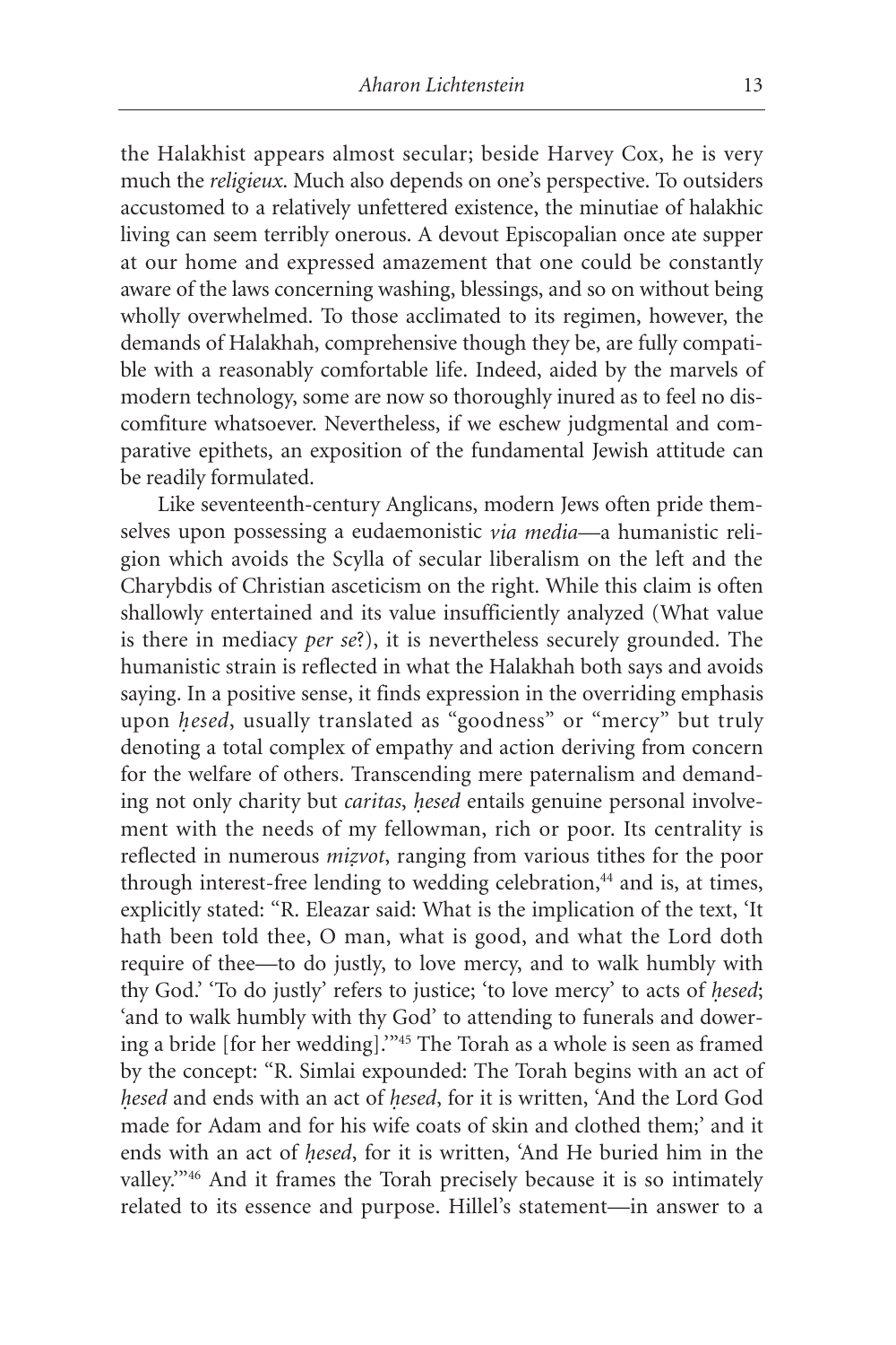the Halakhist appears almost secular; beside Harvey Cox, he is very much the *religieux*. Much also depends on one's perspective. To outsiders accustomed to a relatively unfettered existence, the minutiae of halakhic living can seem terribly onerous. A devout Episcopalian once ate supper at our home and expressed amazement that one could be constantly aware of the laws concerning washing, blessings, and so on without being wholly overwhelmed. To those acclimated to its regimen, however, the demands of Halakhah, comprehensive though they be, are fully compatible with a reasonably comfortable life. Indeed, aided by the marvels of modern technology, some are now so thoroughly inured as to feel no discomfiture whatsoever. Nevertheless, if we eschew judgmental and comparative epithets, an exposition of the fundamental Jewish attitude can be readily formulated.

Like seventeenth-century Anglicans, modern Jews often pride themselves upon possessing a eudaemonistic *via media*—a humanistic religion which avoids the Scylla of secular liberalism on the left and the Charybdis of Christian asceticism on the right. While this claim is often shallowly entertained and its value insufficiently analyzed (What value is there in mediacy *per se*?), it is nevertheless securely grounded. The humanistic strain is reflected in what the Halakhah both says and avoids saying. In a positive sense, it finds expression in the overriding emphasis upon *ḥesed*, usually translated as "goodness" or "mercy" but truly denoting a total complex of empathy and action deriving from concern for the welfare of others. Transcending mere paternalism and demanding not only charity but *caritas*, *ḥesed* entails genuine personal involvement with the needs of my fellowman, rich or poor. Its centrality is reflected in numerous *miẓvot*, ranging from various tithes for the poor through interest-free lending to wedding celebration,[44] and is, at times, explicitly stated: "R. Eleazar said: What is the implication of the text, 'It hath been told thee, O man, what is good, and what the Lord doth require of thee—to do justly, to love mercy, and to walk humbly with thy God.' 'To do justly' refers to justice; 'to love mercy' to acts of *ḥesed*; 'and to walk humbly with thy God' to attending to funerals and dowering a bride [for her wedding].'"[45] The Torah as a whole is seen as framed by the concept: "R. Simlai expounded: The Torah begins with an act of *ḥesed* and ends with an act of *ḥesed*, for it is written, 'And the Lord God made for Adam and for his wife coats of skin and clothed them;' and it ends with an act of *ḥesed*, for it is written, 'And He buried him in the valley.'"[46] And it frames the Torah precisely because it is so intimately related to its essence and purpose. Hillel's statement—in answer to a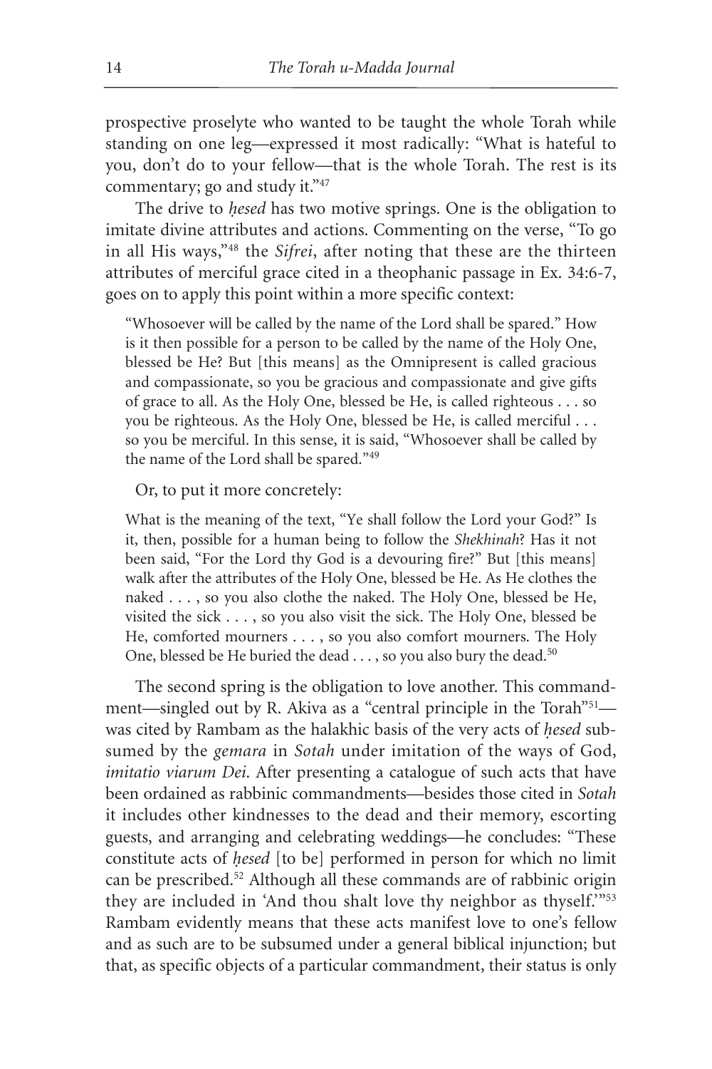prospective proselyte who wanted to be taught the whole Torah while standing on one leg—expressed it most radically: "What is hateful to you, don't do to your fellow—that is the whole Torah. The rest is its commentary; go and study it."[47]

The drive to *ḥesed* has two motive springs. One is the obligation to imitate divine attributes and actions. Commenting on the verse, "To go in all His ways,"[48] the *Sifrei*, after noting that these are the thirteen attributes of merciful grace cited in a theophanic passage in Ex. 34:6-7, goes on to apply this point within a more specific context:

> "Whosoever will be called by the name of the Lord shall be spared." How is it then possible for a person to be called by the name of the Holy One, blessed be He? But [this means] as the Omnipresent is called gracious and compassionate, so you be gracious and compassionate and give gifts of grace to all. As the Holy One, blessed be He, is called righteous . . . so you be righteous. As the Holy One, blessed be He, is called merciful . . . so you be merciful. In this sense, it is said, "Whosoever shall be called by the name of the Lord shall be spared."[49]

Or, to put it more concretely:

> What is the meaning of the text, "Ye shall follow the Lord your God?" Is it, then, possible for a human being to follow the *Shekhinah*? Has it not been said, "For the Lord thy God is a devouring fire?" But [this means] walk after the attributes of the Holy One, blessed be He. As He clothes the naked . . . , so you also clothe the naked. The Holy One, blessed be He, visited the sick . . . , so you also visit the sick. The Holy One, blessed be He, comforted mourners . . . , so you also comfort mourners. The Holy One, blessed be He buried the dead . . . , so you also bury the dead.[50]

The second spring is the obligation to love another. This commandment—singled out by R. Akiva as a "central principle in the Torah"[51]—was cited by Rambam as the halakhic basis of the very acts of *ḥesed* subsumed by the *gemara* in *Sotah* under imitation of the ways of God, *imitatio viarum Dei*. After presenting a catalogue of such acts that have been ordained as rabbinic commandments—besides those cited in *Sotah* it includes other kindnesses to the dead and their memory, escorting guests, and arranging and celebrating weddings—he concludes: "These constitute acts of *ḥesed* [to be] performed in person for which no limit can be prescribed.[52] Although all these commands are of rabbinic origin they are included in 'And thou shalt love thy neighbor as thyself.'"[53] Rambam evidently means that these acts manifest love to one's fellow and as such are to be subsumed under a general biblical injunction; but that, as specific objects of a particular commandment, their status is only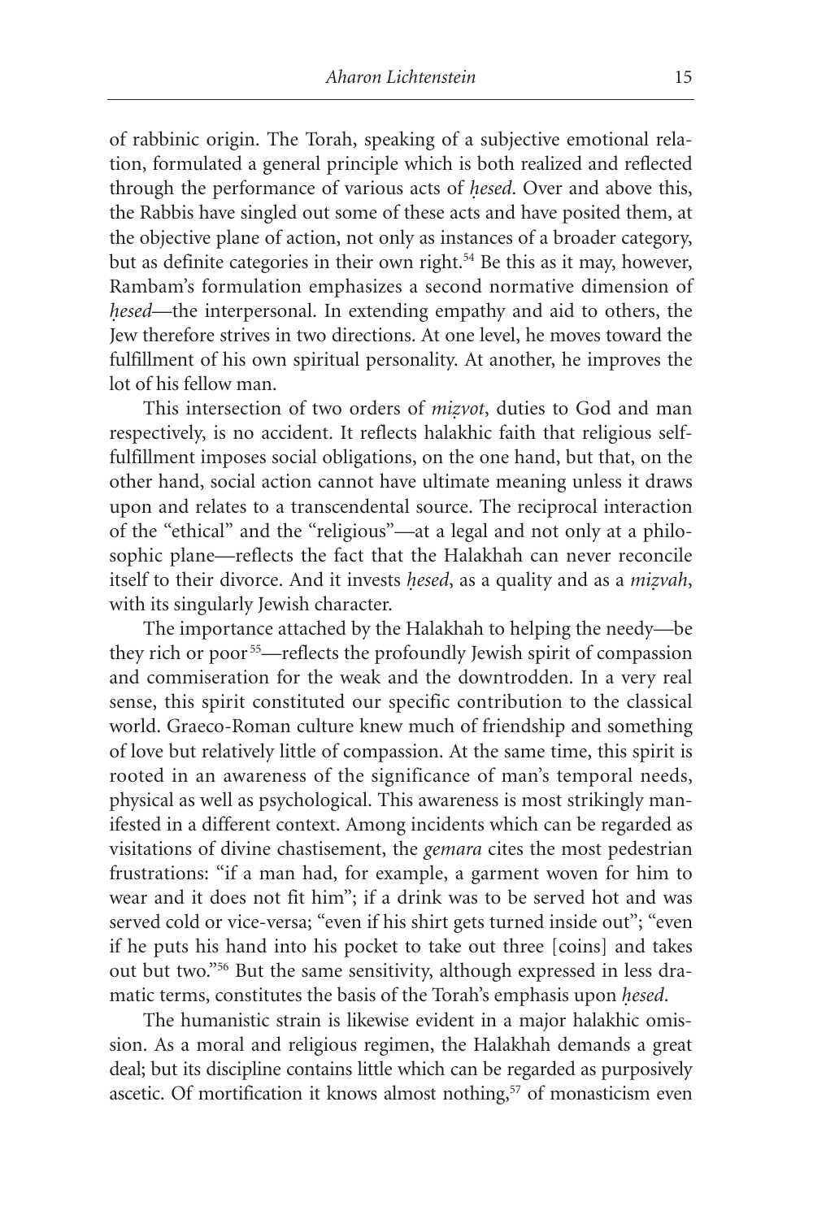of rabbinic origin. The Torah, speaking of a subjective emotional relation, formulated a general principle which is both realized and reflected through the performance of various acts of *ḥesed*. Over and above this, the Rabbis have singled out some of these acts and have posited them, at the objective plane of action, not only as instances of a broader category, but as definite categories in their own right.[54] Be this as it may, however, Rambam's formulation emphasizes a second normative dimension of *ḥesed*—the interpersonal. In extending empathy and aid to others, the Jew therefore strives in two directions. At one level, he moves toward the fulfillment of his own spiritual personality. At another, he improves the lot of his fellow man.

This intersection of two orders of *miẓvot*, duties to God and man respectively, is no accident. It reflects halakhic faith that religious self-fulfillment imposes social obligations, on the one hand, but that, on the other hand, social action cannot have ultimate meaning unless it draws upon and relates to a transcendental source. The reciprocal interaction of the "ethical" and the "religious"—at a legal and not only at a philosophic plane—reflects the fact that the Halakhah can never reconcile itself to their divorce. And it invests *ḥesed*, as a quality and as a *miẓvah*, with its singularly Jewish character.

The importance attached by the Halakhah to helping the needy—be they rich or poor[55]—reflects the profoundly Jewish spirit of compassion and commiseration for the weak and the downtrodden. In a very real sense, this spirit constituted our specific contribution to the classical world. Graeco-Roman culture knew much of friendship and something of love but relatively little of compassion. At the same time, this spirit is rooted in an awareness of the significance of man's temporal needs, physical as well as psychological. This awareness is most strikingly manifested in a different context. Among incidents which can be regarded as visitations of divine chastisement, the *gemara* cites the most pedestrian frustrations: "if a man had, for example, a garment woven for him to wear and it does not fit him"; if a drink was to be served hot and was served cold or vice-versa; "even if his shirt gets turned inside out"; "even if he puts his hand into his pocket to take out three [coins] and takes out but two."[56] But the same sensitivity, although expressed in less dramatic terms, constitutes the basis of the Torah's emphasis upon *ḥesed*.

The humanistic strain is likewise evident in a major halakhic omission. As a moral and religious regimen, the Halakhah demands a great deal; but its discipline contains little which can be regarded as purposively ascetic. Of mortification it knows almost nothing,[57] of monasticism even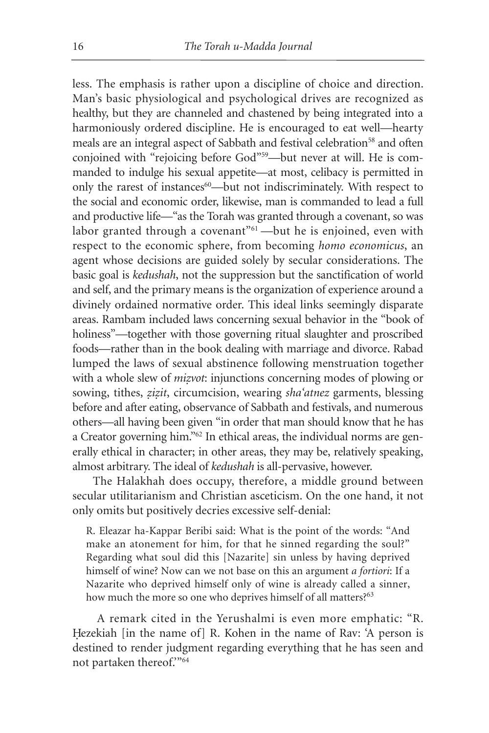less. The emphasis is rather upon a discipline of choice and direction. Man's basic physiological and psychological drives are recognized as healthy, but they are channeled and chastened by being integrated into a harmoniously ordered discipline. He is encouraged to eat well—hearty meals are an integral aspect of Sabbath and festival celebration[58] and often conjoined with "rejoicing before God"[59]—but never at will. He is commanded to indulge his sexual appetite—at most, celibacy is permitted in only the rarest of instances[60]—but not indiscriminately. With respect to the social and economic order, likewise, man is commanded to lead a full and productive life—"as the Torah was granted through a covenant, so was labor granted through a covenant"[61] —but he is enjoined, even with respect to the economic sphere, from becoming *homo economicus*, an agent whose decisions are guided solely by secular considerations. The basic goal is *kedushah*, not the suppression but the sanctification of world and self, and the primary means is the organization of experience around a divinely ordained normative order. This ideal links seemingly disparate areas. Rambam included laws concerning sexual behavior in the "book of holiness"—together with those governing ritual slaughter and proscribed foods—rather than in the book dealing with marriage and divorce. Rabad lumped the laws of sexual abstinence following menstruation together with a whole slew of *miẓvot*: injunctions concerning modes of plowing or sowing, tithes, *ẓiẓit*, circumcision, wearing *sha'atnez* garments, blessing before and after eating, observance of Sabbath and festivals, and numerous others—all having been given "in order that man should know that he has a Creator governing him."[62] In ethical areas, the individual norms are generally ethical in character; in other areas, they may be, relatively speaking, almost arbitrary. The ideal of *kedushah* is all-pervasive, however.

The Halakhah does occupy, therefore, a middle ground between secular utilitarianism and Christian asceticism. On the one hand, it not only omits but positively decries excessive self-denial:

> R. Eleazar ha-Kappar Beribi said: What is the point of the words: "And make an atonement for him, for that he sinned regarding the soul?" Regarding what soul did this [Nazarite] sin unless by having deprived himself of wine? Now can we not base on this an argument *a fortiori*: If a Nazarite who deprived himself only of wine is already called a sinner, how much the more so one who deprives himself of all matters?[63]

A remark cited in the Yerushalmi is even more emphatic: "R. Ḥezekiah [in the name of] R. Kohen in the name of Rav: 'A person is destined to render judgment regarding everything that he has seen and not partaken thereof.'"[64]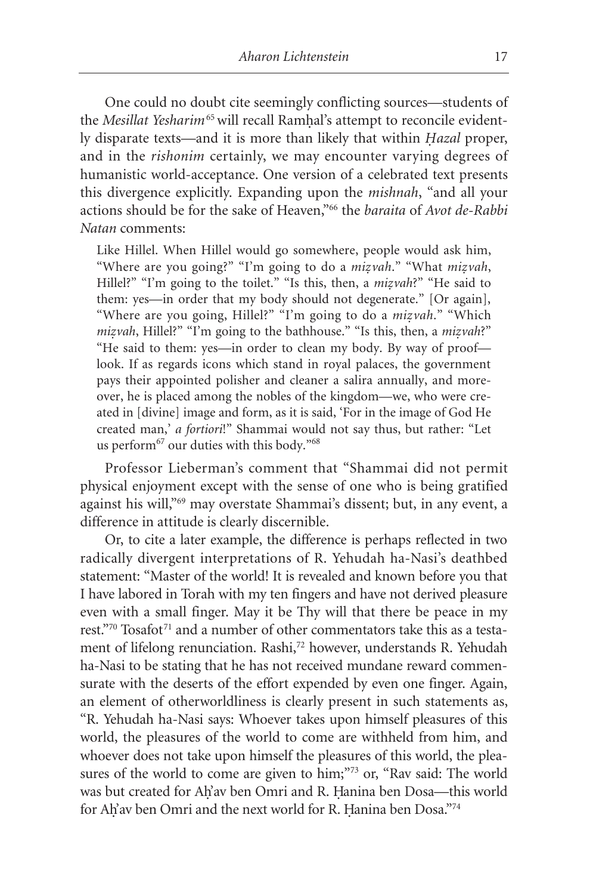One could no doubt cite seemingly conflicting sources—students of the *Mesillat Yesharim*[65] will recall Ramḥal's attempt to reconcile evidently disparate texts—and it is more than likely that within *Ḥazal* proper, and in the *rishonim* certainly, we may encounter varying degrees of humanistic world-acceptance. One version of a celebrated text presents this divergence explicitly. Expanding upon the *mishnah*, "and all your actions should be for the sake of Heaven,"[66] the *baraita* of *Avot de-Rabbi Natan* comments:

> Like Hillel. When Hillel would go somewhere, people would ask him, "Where are you going?" "I'm going to do a *miẓvah*." "What *miẓvah*, Hillel?" "I'm going to the toilet." "Is this, then, a *miẓvah*?" "He said to them: yes—in order that my body should not degenerate." [Or again], "Where are you going, Hillel?" "I'm going to do a *miẓvah*." "Which *miẓvah*, Hillel?" "I'm going to the bathhouse." "Is this, then, a *miẓvah*?" "He said to them: yes—in order to clean my body. By way of proof—look. If as regards icons which stand in royal palaces, the government pays their appointed polisher and cleaner a salira annually, and moreover, he is placed among the nobles of the kingdom—we, who were created in [divine] image and form, as it is said, 'For in the image of God He created man,' *a fortiori*!" Shammai would not say thus, but rather: "Let us perform[67] our duties with this body."[68]

Professor Lieberman's comment that "Shammai did not permit physical enjoyment except with the sense of one who is being gratified against his will,"[69] may overstate Shammai's dissent; but, in any event, a difference in attitude is clearly discernible.

Or, to cite a later example, the difference is perhaps reflected in two radically divergent interpretations of R. Yehudah ha-Nasi's deathbed statement: "Master of the world! It is revealed and known before you that I have labored in Torah with my ten fingers and have not derived pleasure even with a small finger. May it be Thy will that there be peace in my rest."[70] Tosafot[71] and a number of other commentators take this as a testament of lifelong renunciation. Rashi,[72] however, understands R. Yehudah ha-Nasi to be stating that he has not received mundane reward commensurate with the deserts of the effort expended by even one finger. Again, an element of otherworldliness is clearly present in such statements as, "R. Yehudah ha-Nasi says: Whoever takes upon himself pleasures of this world, the pleasures of the world to come are withheld from him, and whoever does not take upon himself the pleasures of this world, the pleasures of the world to come are given to him;"[73] or, "Rav said: The world was but created for Aḥ'av ben Omri and R. Ḥanina ben Dosa—this world for Aḥ'av ben Omri and the next world for R. Ḥanina ben Dosa."[74]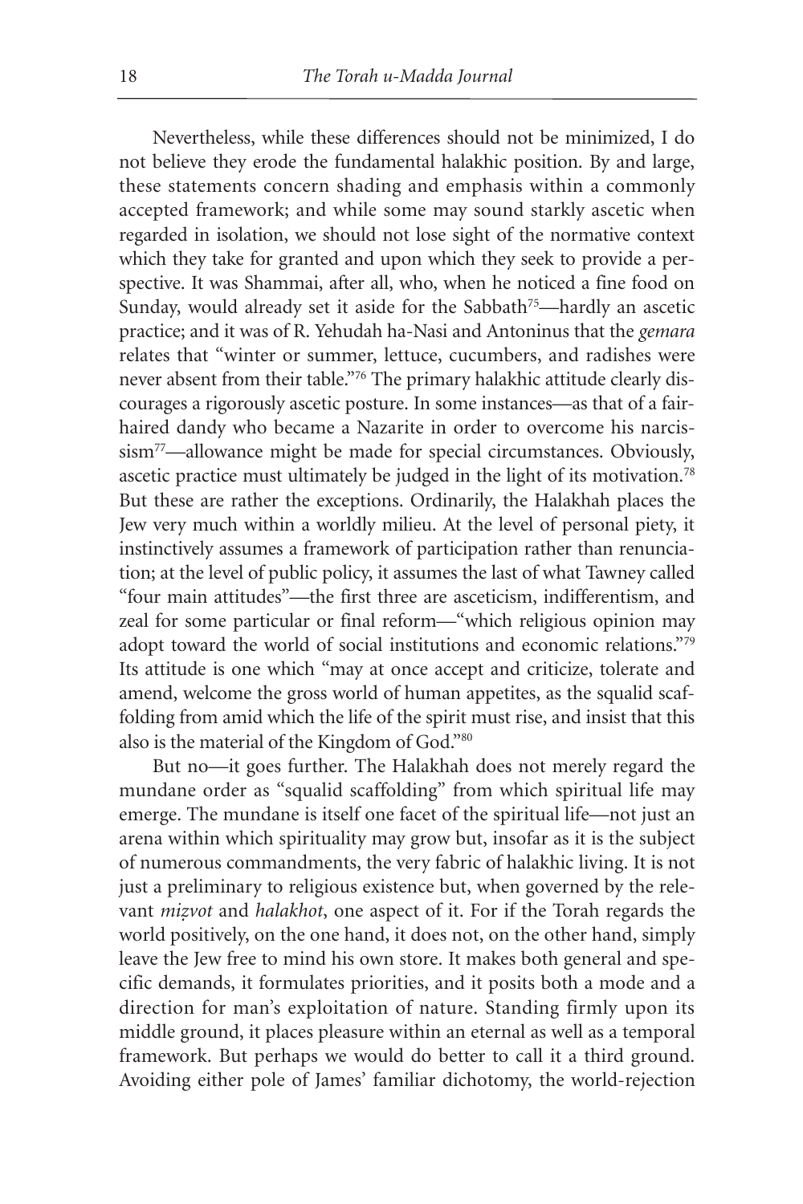Nevertheless, while these differences should not be minimized, I do not believe they erode the fundamental halakhic position. By and large, these statements concern shading and emphasis within a commonly accepted framework; and while some may sound starkly ascetic when regarded in isolation, we should not lose sight of the normative context which they take for granted and upon which they seek to provide a perspective. It was Shammai, after all, who, when he noticed a fine food on Sunday, would already set it aside for the Sabbath[75]—hardly an ascetic practice; and it was of R. Yehudah ha-Nasi and Antoninus that the *gemara* relates that "winter or summer, lettuce, cucumbers, and radishes were never absent from their table."[76] The primary halakhic attitude clearly discourages a rigorously ascetic posture. In some instances—as that of a fair-haired dandy who became a Nazarite in order to overcome his narcissism[77]—allowance might be made for special circumstances. Obviously, ascetic practice must ultimately be judged in the light of its motivation.[78] But these are rather the exceptions. Ordinarily, the Halakhah places the Jew very much within a worldly milieu. At the level of personal piety, it instinctively assumes a framework of participation rather than renunciation; at the level of public policy, it assumes the last of what Tawney called "four main attitudes"—the first three are asceticism, indifferentism, and zeal for some particular or final reform—"which religious opinion may adopt toward the world of social institutions and economic relations."[79] Its attitude is one which "may at once accept and criticize, tolerate and amend, welcome the gross world of human appetites, as the squalid scaffolding from amid which the life of the spirit must rise, and insist that this also is the material of the Kingdom of God."[80]

But no—it goes further. The Halakhah does not merely regard the mundane order as "squalid scaffolding" from which spiritual life may emerge. The mundane is itself one facet of the spiritual life—not just an arena within which spirituality may grow but, insofar as it is the subject of numerous commandments, the very fabric of halakhic living. It is not just a preliminary to religious existence but, when governed by the relevant *miẓvot* and *halakhot*, one aspect of it. For if the Torah regards the world positively, on the one hand, it does not, on the other hand, simply leave the Jew free to mind his own store. It makes both general and specific demands, it formulates priorities, and it posits both a mode and a direction for man's exploitation of nature. Standing firmly upon its middle ground, it places pleasure within an eternal as well as a temporal framework. But perhaps we would do better to call it a third ground. Avoiding either pole of James' familiar dichotomy, the world-rejection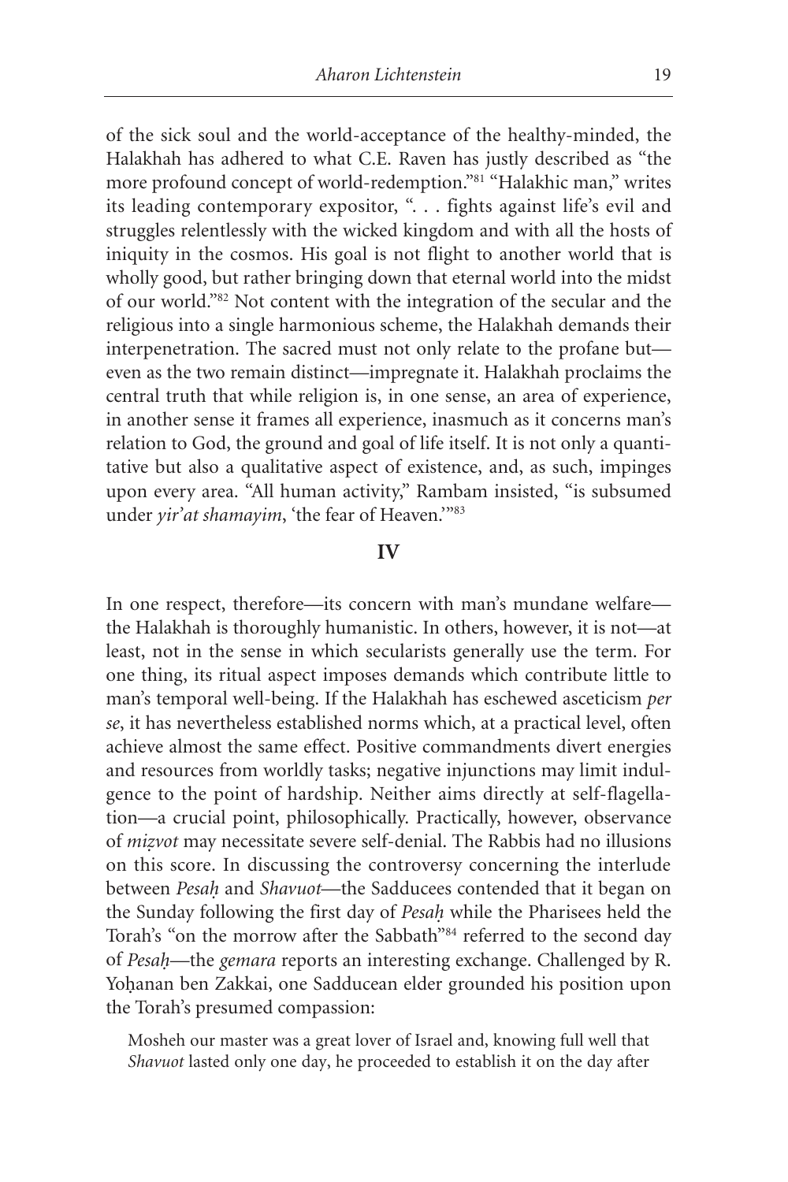of the sick soul and the world-acceptance of the healthy-minded, the Halakhah has adhered to what C.E. Raven has justly described as "the more profound concept of world-redemption."[81] "Halakhic man," writes its leading contemporary expositor, ". . . fights against life's evil and struggles relentlessly with the wicked kingdom and with all the hosts of iniquity in the cosmos. His goal is not flight to another world that is wholly good, but rather bringing down that eternal world into the midst of our world."[82] Not content with the integration of the secular and the religious into a single harmonious scheme, the Halakhah demands their interpenetration. The sacred must not only relate to the profane but—even as the two remain distinct—impregnate it. Halakhah proclaims the central truth that while religion is, in one sense, an area of experience, in another sense it frames all experience, inasmuch as it concerns man's relation to God, the ground and goal of life itself. It is not only a quantitative but also a qualitative aspect of existence, and, as such, impinges upon every area. "All human activity," Rambam insisted, "is subsumed under *yir'at shamayim*, 'the fear of Heaven.'"[83]

## IV

In one respect, therefore—its concern with man's mundane welfare—the Halakhah is thoroughly humanistic. In others, however, it is not—at least, not in the sense in which secularists generally use the term. For one thing, its ritual aspect imposes demands which contribute little to man's temporal well-being. If the Halakhah has eschewed asceticism *per se*, it has nevertheless established norms which, at a practical level, often achieve almost the same effect. Positive commandments divert energies and resources from worldly tasks; negative injunctions may limit indulgence to the point of hardship. Neither aims directly at self-flagellation—a crucial point, philosophically. Practically, however, observance of *mizvot* may necessitate severe self-denial. The Rabbis had no illusions on this score. In discussing the controversy concerning the interlude between *Pesaḥ* and *Shavuot*—the Sadducees contended that it began on the Sunday following the first day of *Pesaḥ* while the Pharisees held the Torah's "on the morrow after the Sabbath"[84] referred to the second day of *Pesaḥ*—the *gemara* reports an interesting exchange. Challenged by R. Yoḥanan ben Zakkai, one Sadducean elder grounded his position upon the Torah's presumed compassion:

> Mosheh our master was a great lover of Israel and, knowing full well that *Shavuot* lasted only one day, he proceeded to establish it on the day after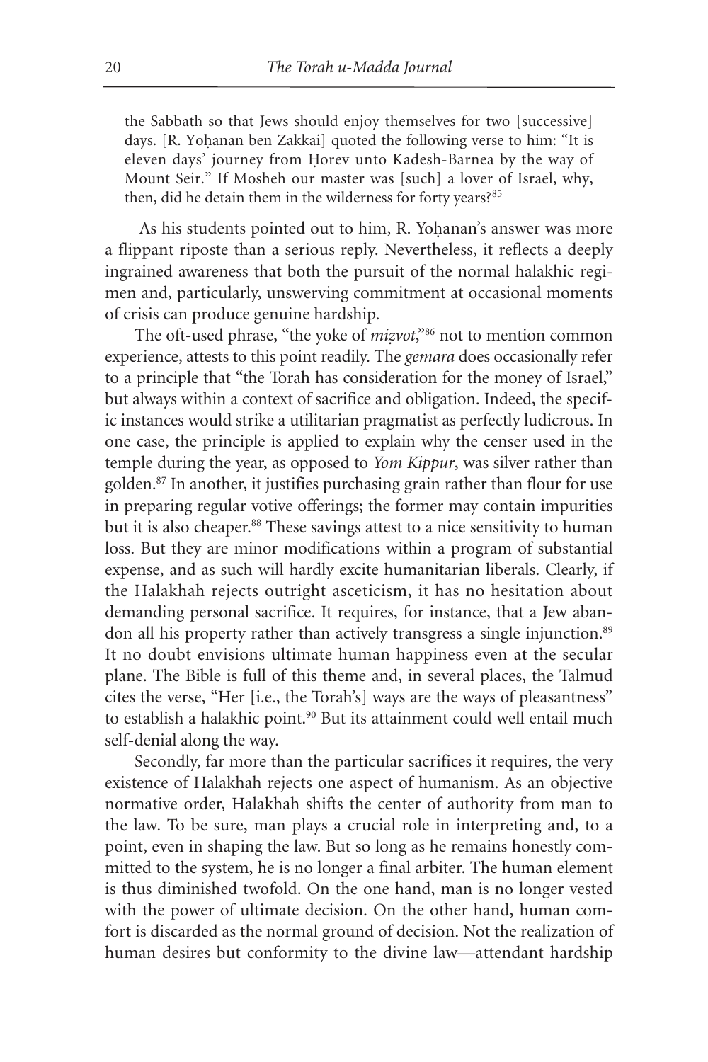> the Sabbath so that Jews should enjoy themselves for two [successive] days. [R. Yoḥanan ben Zakkai] quoted the following verse to him: "It is eleven days' journey from Ḥorev unto Kadesh-Barnea by the way of Mount Seir." If Mosheh our master was [such] a lover of Israel, why, then, did he detain them in the wilderness for forty years?[85]

As his students pointed out to him, R. Yoḥanan's answer was more a flippant riposte than a serious reply. Nevertheless, it reflects a deeply ingrained awareness that both the pursuit of the normal halakhic regimen and, particularly, unswerving commitment at occasional moments of crisis can produce genuine hardship.

The oft-used phrase, "the yoke of *miẓvot*,"[86] not to mention common experience, attests to this point readily. The *gemara* does occasionally refer to a principle that "the Torah has consideration for the money of Israel," but always within a context of sacrifice and obligation. Indeed, the specific instances would strike a utilitarian pragmatist as perfectly ludicrous. In one case, the principle is applied to explain why the censer used in the temple during the year, as opposed to *Yom Kippur*, was silver rather than golden.[87] In another, it justifies purchasing grain rather than flour for use in preparing regular votive offerings; the former may contain impurities but it is also cheaper.[88] These savings attest to a nice sensitivity to human loss. But they are minor modifications within a program of substantial expense, and as such will hardly excite humanitarian liberals. Clearly, if the Halakhah rejects outright asceticism, it has no hesitation about demanding personal sacrifice. It requires, for instance, that a Jew abandon all his property rather than actively transgress a single injunction.[89] It no doubt envisions ultimate human happiness even at the secular plane. The Bible is full of this theme and, in several places, the Talmud cites the verse, "Her [i.e., the Torah's] ways are the ways of pleasantness" to establish a halakhic point.[90] But its attainment could well entail much self-denial along the way.

Secondly, far more than the particular sacrifices it requires, the very existence of Halakhah rejects one aspect of humanism. As an objective normative order, Halakhah shifts the center of authority from man to the law. To be sure, man plays a crucial role in interpreting and, to a point, even in shaping the law. But so long as he remains honestly committed to the system, he is no longer a final arbiter. The human element is thus diminished twofold. On the one hand, man is no longer vested with the power of ultimate decision. On the other hand, human comfort is discarded as the normal ground of decision. Not the realization of human desires but conformity to the divine law—attendant hardship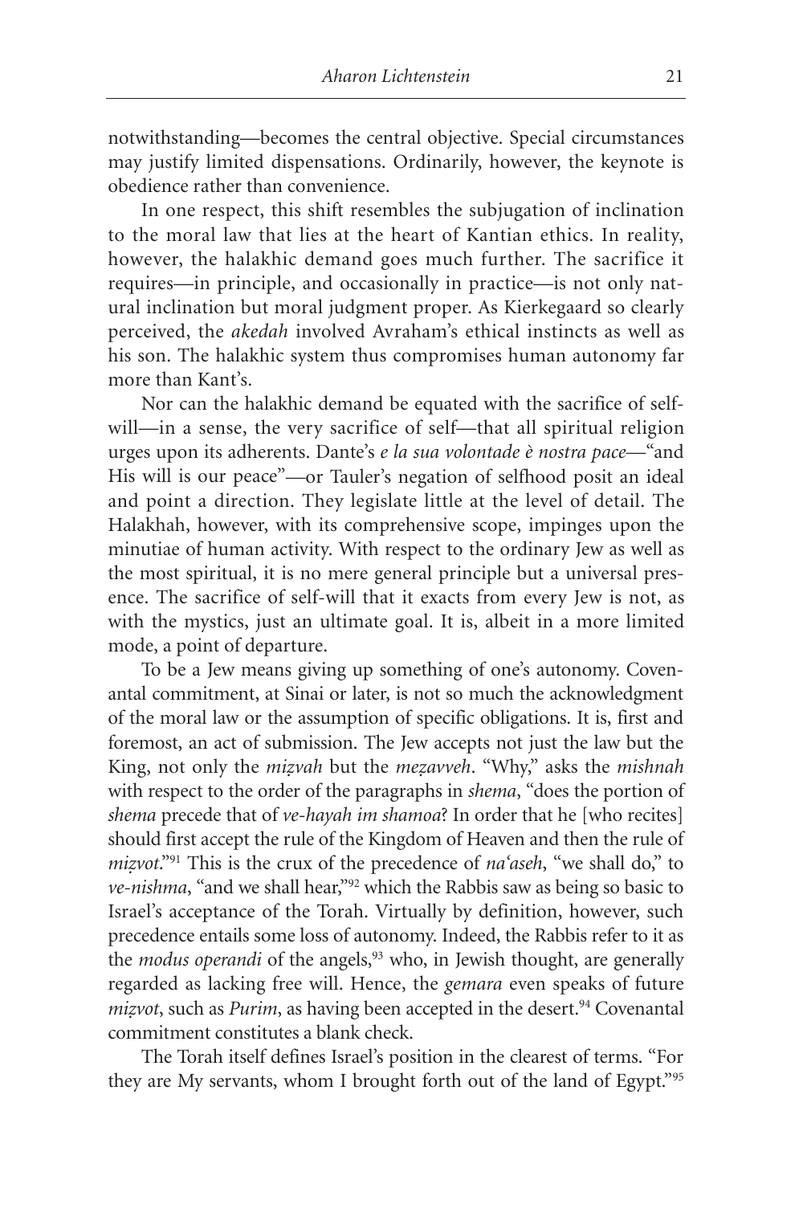notwithstanding—becomes the central objective. Special circumstances may justify limited dispensations. Ordinarily, however, the keynote is obedience rather than convenience.

In one respect, this shift resembles the subjugation of inclination to the moral law that lies at the heart of Kantian ethics. In reality, however, the halakhic demand goes much further. The sacrifice it requires—in principle, and occasionally in practice—is not only natural inclination but moral judgment proper. As Kierkegaard so clearly perceived, the *akedah* involved Avraham's ethical instincts as well as his son. The halakhic system thus compromises human autonomy far more than Kant's.

Nor can the halakhic demand be equated with the sacrifice of self-will—in a sense, the very sacrifice of self—that all spiritual religion urges upon its adherents. Dante's *e la sua volontade è nostra pace*—"and His will is our peace"—or Tauler's negation of selfhood posit an ideal and point a direction. They legislate little at the level of detail. The Halakhah, however, with its comprehensive scope, impinges upon the minutiae of human activity. With respect to the ordinary Jew as well as the most spiritual, it is no mere general principle but a universal presence. The sacrifice of self-will that it exacts from every Jew is not, as with the mystics, just an ultimate goal. It is, albeit in a more limited mode, a point of departure.

To be a Jew means giving up something of one's autonomy. Covenantal commitment, at Sinai or later, is not so much the acknowledgment of the moral law or the assumption of specific obligations. It is, first and foremost, an act of submission. The Jew accepts not just the law but the King, not only the *miẓvah* but the *meẓavveh*. "Why," asks the *mishnah* with respect to the order of the paragraphs in *shema*, "does the portion of *shema* precede that of *ve-hayah im shamoa*? In order that he [who recites] should first accept the rule of the Kingdom of Heaven and then the rule of *miẓvot*."[91] This is the crux of the precedence of *na'aseh*, "we shall do," to *ve-nishma*, "and we shall hear,"[92] which the Rabbis saw as being so basic to Israel's acceptance of the Torah. Virtually by definition, however, such precedence entails some loss of autonomy. Indeed, the Rabbis refer to it as the *modus operandi* of the angels,[93] who, in Jewish thought, are generally regarded as lacking free will. Hence, the *gemara* even speaks of future *miẓvot*, such as *Purim*, as having been accepted in the desert.[94] Covenantal commitment constitutes a blank check.

The Torah itself defines Israel's position in the clearest of terms. "For they are My servants, whom I brought forth out of the land of Egypt."[95]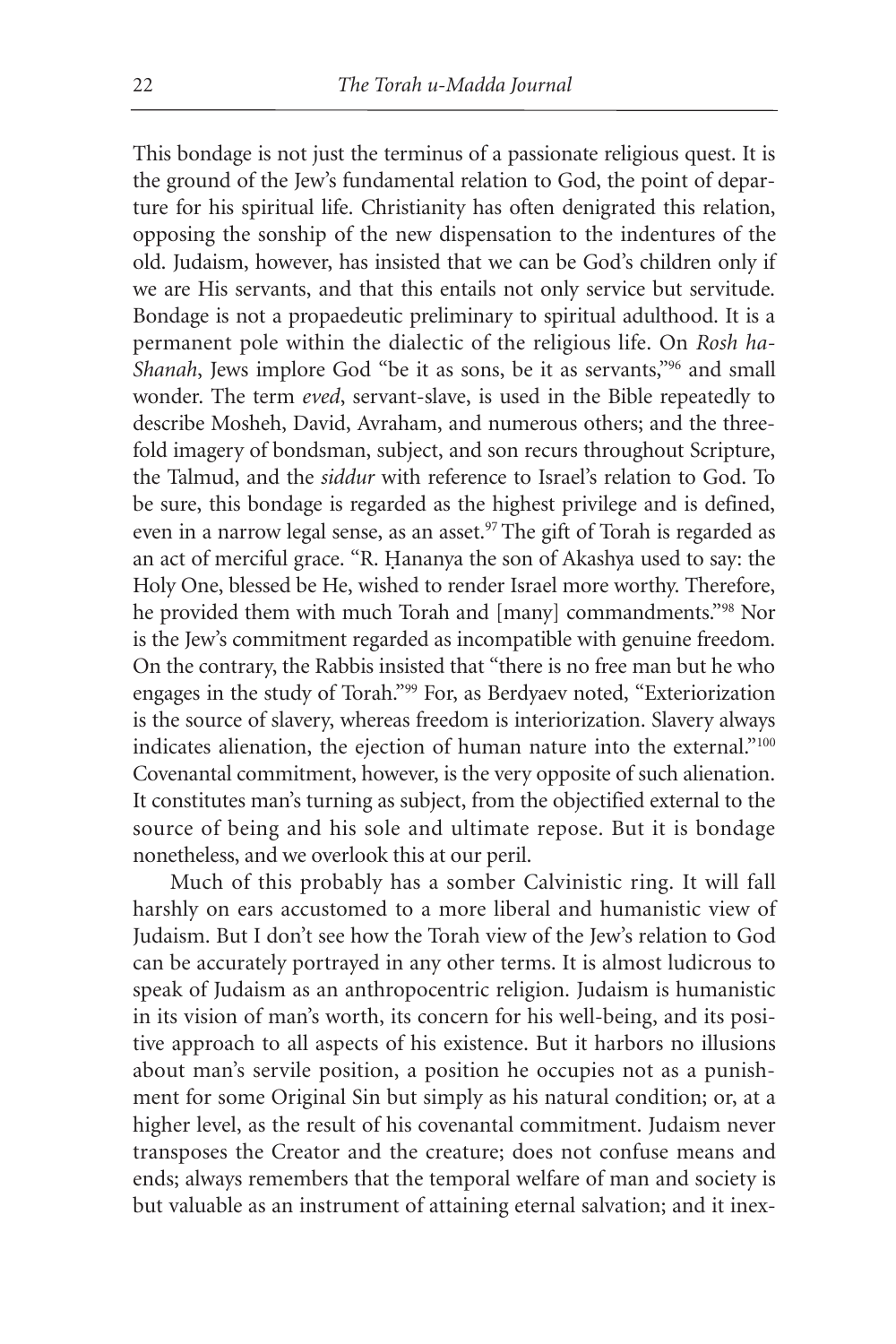This bondage is not just the terminus of a passionate religious quest. It is the ground of the Jew's fundamental relation to God, the point of departure for his spiritual life. Christianity has often denigrated this relation, opposing the sonship of the new dispensation to the indentures of the old. Judaism, however, has insisted that we can be God's children only if we are His servants, and that this entails not only service but servitude. Bondage is not a propaedeutic preliminary to spiritual adulthood. It is a permanent pole within the dialectic of the religious life. On *Rosh ha-Shanah*, Jews implore God "be it as sons, be it as servants,"[96] and small wonder. The term *eved*, servant-slave, is used in the Bible repeatedly to describe Mosheh, David, Avraham, and numerous others; and the three-fold imagery of bondsman, subject, and son recurs throughout Scripture, the Talmud, and the *siddur* with reference to Israel's relation to God. To be sure, this bondage is regarded as the highest privilege and is defined, even in a narrow legal sense, as an asset.[97] The gift of Torah is regarded as an act of merciful grace. "R. Ḥananya the son of Akashya used to say: the Holy One, blessed be He, wished to render Israel more worthy. Therefore, he provided them with much Torah and [many] commandments."[98] Nor is the Jew's commitment regarded as incompatible with genuine freedom. On the contrary, the Rabbis insisted that "there is no free man but he who engages in the study of Torah."[99] For, as Berdyaev noted, "Exteriorization is the source of slavery, whereas freedom is interiorization. Slavery always indicates alienation, the ejection of human nature into the external."[100] Covenantal commitment, however, is the very opposite of such alienation. It constitutes man's turning as subject, from the objectified external to the source of being and his sole and ultimate repose. But it is bondage nonetheless, and we overlook this at our peril.

Much of this probably has a somber Calvinistic ring. It will fall harshly on ears accustomed to a more liberal and humanistic view of Judaism. But I don't see how the Torah view of the Jew's relation to God can be accurately portrayed in any other terms. It is almost ludicrous to speak of Judaism as an anthropocentric religion. Judaism is humanistic in its vision of man's worth, its concern for his well-being, and its positive approach to all aspects of his existence. But it harbors no illusions about man's servile position, a position he occupies not as a punishment for some Original Sin but simply as his natural condition; or, at a higher level, as the result of his covenantal commitment. Judaism never transposes the Creator and the creature; does not confuse means and ends; always remembers that the temporal welfare of man and society is but valuable as an instrument of attaining eternal salvation; and it inex-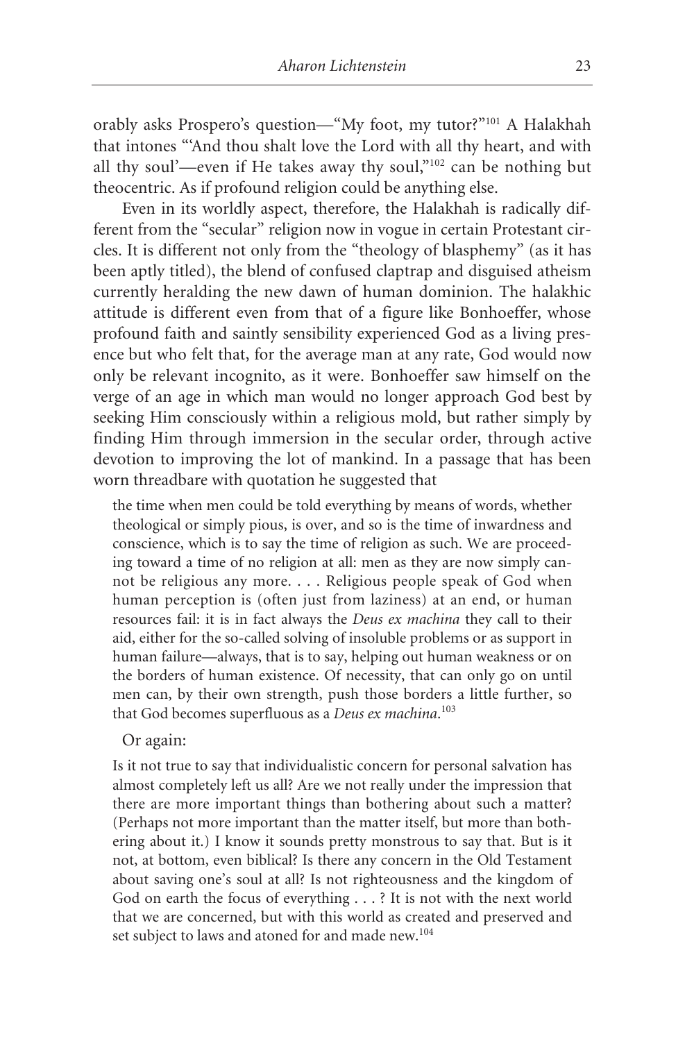orably asks Prospero's question—"My foot, my tutor?"[101] A Halakhah that intones "'And thou shalt love the Lord with all thy heart, and with all thy soul'—even if He takes away thy soul,"[102] can be nothing but theocentric. As if profound religion could be anything else.

Even in its worldly aspect, therefore, the Halakhah is radically different from the "secular" religion now in vogue in certain Protestant circles. It is different not only from the "theology of blasphemy" (as it has been aptly titled), the blend of confused claptrap and disguised atheism currently heralding the new dawn of human dominion. The halakhic attitude is different even from that of a figure like Bonhoeffer, whose profound faith and saintly sensibility experienced God as a living presence but who felt that, for the average man at any rate, God would now only be relevant incognito, as it were. Bonhoeffer saw himself on the verge of an age in which man would no longer approach God best by seeking Him consciously within a religious mold, but rather simply by finding Him through immersion in the secular order, through active devotion to improving the lot of mankind. In a passage that has been worn threadbare with quotation he suggested that

> the time when men could be told everything by means of words, whether theological or simply pious, is over, and so is the time of inwardness and conscience, which is to say the time of religion as such. We are proceeding toward a time of no religion at all: men as they are now simply cannot be religious any more. . . . Religious people speak of God when human perception is (often just from laziness) at an end, or human resources fail: it is in fact always the *Deus ex machina* they call to their aid, either for the so-called solving of insoluble problems or as support in human failure—always, that is to say, helping out human weakness or on the borders of human existence. Of necessity, that can only go on until men can, by their own strength, push those borders a little further, so that God becomes superfluous as a *Deus ex machina*.[103]

Or again:

> Is it not true to say that individualistic concern for personal salvation has almost completely left us all? Are we not really under the impression that there are more important things than bothering about such a matter? (Perhaps not more important than the matter itself, but more than bothering about it.) I know it sounds pretty monstrous to say that. But is it not, at bottom, even biblical? Is there any concern in the Old Testament about saving one's soul at all? Is not righteousness and the kingdom of God on earth the focus of everything . . . ? It is not with the next world that we are concerned, but with this world as created and preserved and set subject to laws and atoned for and made new.[104]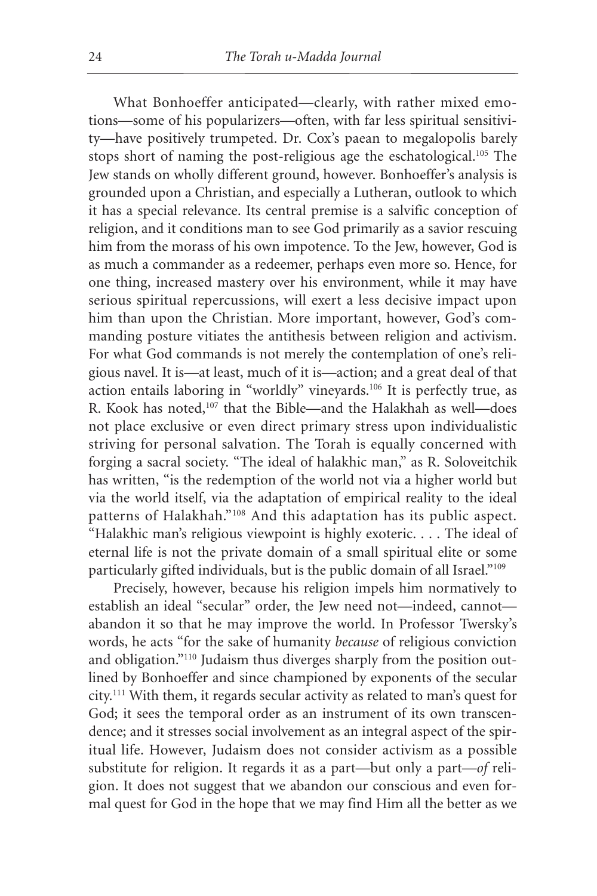What Bonhoeffer anticipated—clearly, with rather mixed emotions—some of his popularizers—often, with far less spiritual sensitivity—have positively trumpeted. Dr. Cox's paean to megalopolis barely stops short of naming the post-religious age the eschatological.[105] The Jew stands on wholly different ground, however. Bonhoeffer's analysis is grounded upon a Christian, and especially a Lutheran, outlook to which it has a special relevance. Its central premise is a salvific conception of religion, and it conditions man to see God primarily as a savior rescuing him from the morass of his own impotence. To the Jew, however, God is as much a commander as a redeemer, perhaps even more so. Hence, for one thing, increased mastery over his environment, while it may have serious spiritual repercussions, will exert a less decisive impact upon him than upon the Christian. More important, however, God's commanding posture vitiates the antithesis between religion and activism. For what God commands is not merely the contemplation of one's religious navel. It is—at least, much of it is—action; and a great deal of that action entails laboring in "worldly" vineyards.[106] It is perfectly true, as R. Kook has noted,[107] that the Bible—and the Halakhah as well—does not place exclusive or even direct primary stress upon individualistic striving for personal salvation. The Torah is equally concerned with forging a sacral society. "The ideal of halakhic man," as R. Soloveitchik has written, "is the redemption of the world not via a higher world but via the world itself, via the adaptation of empirical reality to the ideal patterns of Halakhah."[108] And this adaptation has its public aspect. "Halakhic man's religious viewpoint is highly exoteric. . . . The ideal of eternal life is not the private domain of a small spiritual elite or some particularly gifted individuals, but is the public domain of all Israel."[109]

Precisely, however, because his religion impels him normatively to establish an ideal "secular" order, the Jew need not—indeed, cannot—abandon it so that he may improve the world. In Professor Twersky's words, he acts "for the sake of humanity *because* of religious conviction and obligation."[110] Judaism thus diverges sharply from the position outlined by Bonhoeffer and since championed by exponents of the secular city.[111] With them, it regards secular activity as related to man's quest for God; it sees the temporal order as an instrument of its own transcendence; and it stresses social involvement as an integral aspect of the spiritual life. However, Judaism does not consider activism as a possible substitute for religion. It regards it as a part—but only a part—*of* religion. It does not suggest that we abandon our conscious and even formal quest for God in the hope that we may find Him all the better as we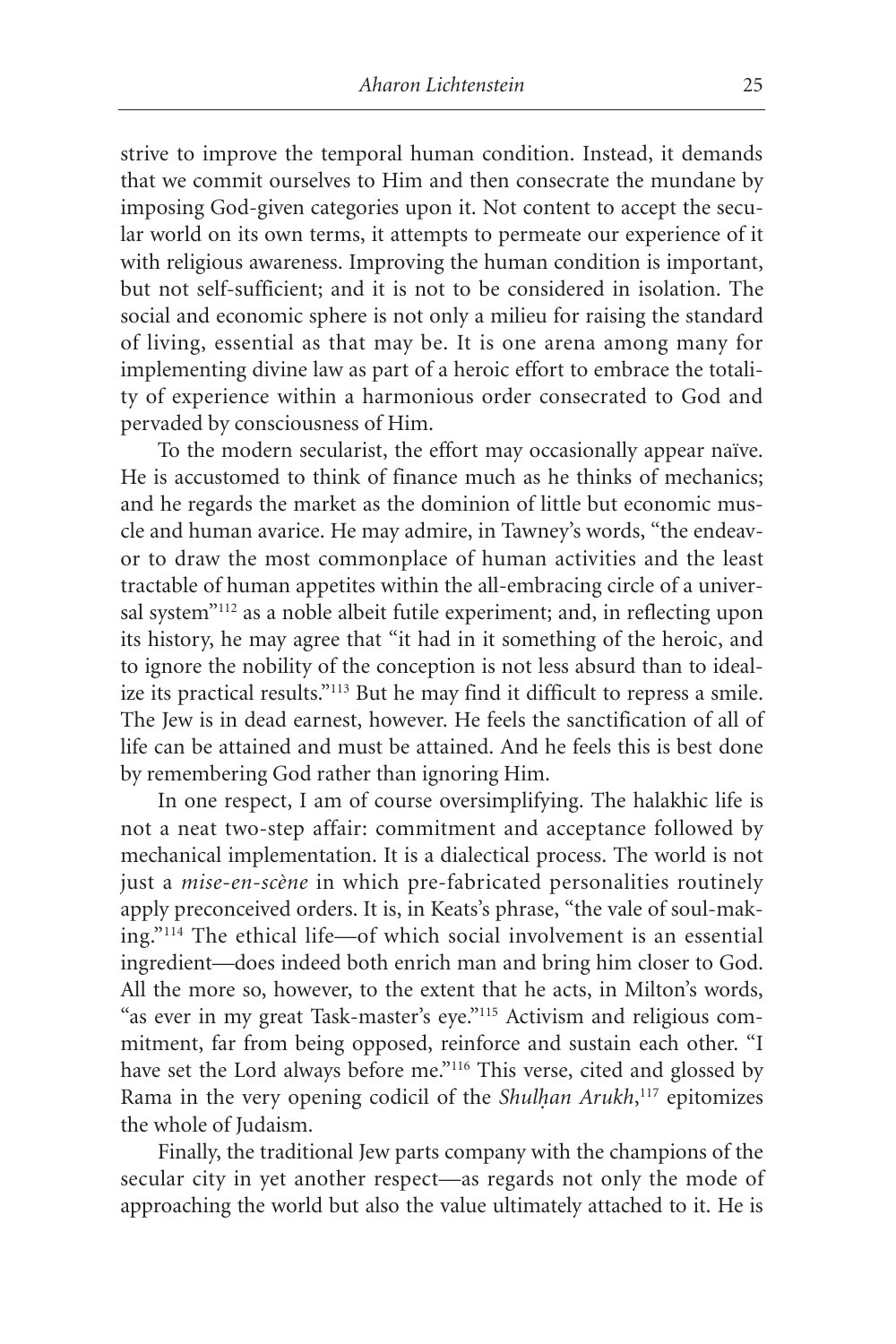strive to improve the temporal human condition. Instead, it demands that we commit ourselves to Him and then consecrate the mundane by imposing God-given categories upon it. Not content to accept the secular world on its own terms, it attempts to permeate our experience of it with religious awareness. Improving the human condition is important, but not self-sufficient; and it is not to be considered in isolation. The social and economic sphere is not only a milieu for raising the standard of living, essential as that may be. It is one arena among many for implementing divine law as part of a heroic effort to embrace the totality of experience within a harmonious order consecrated to God and pervaded by consciousness of Him.

To the modern secularist, the effort may occasionally appear naïve. He is accustomed to think of finance much as he thinks of mechanics; and he regards the market as the dominion of little but economic muscle and human avarice. He may admire, in Tawney's words, "the endeavor to draw the most commonplace of human activities and the least tractable of human appetites within the all-embracing circle of a universal system"[112] as a noble albeit futile experiment; and, in reflecting upon its history, he may agree that "it had in it something of the heroic, and to ignore the nobility of the conception is not less absurd than to idealize its practical results."[113] But he may find it difficult to repress a smile. The Jew is in dead earnest, however. He feels the sanctification of all of life can be attained and must be attained. And he feels this is best done by remembering God rather than ignoring Him.

In one respect, I am of course oversimplifying. The halakhic life is not a neat two-step affair: commitment and acceptance followed by mechanical implementation. It is a dialectical process. The world is not just a *mise-en-scène* in which pre-fabricated personalities routinely apply preconceived orders. It is, in Keats's phrase, "the vale of soul-making."[114] The ethical life—of which social involvement is an essential ingredient—does indeed both enrich man and bring him closer to God. All the more so, however, to the extent that he acts, in Milton's words, "as ever in my great Task-master's eye."[115] Activism and religious commitment, far from being opposed, reinforce and sustain each other. "I have set the Lord always before me."[116] This verse, cited and glossed by Rama in the very opening codicil of the *Shulḥan Arukh*,[117] epitomizes the whole of Judaism.

Finally, the traditional Jew parts company with the champions of the secular city in yet another respect—as regards not only the mode of approaching the world but also the value ultimately attached to it. He is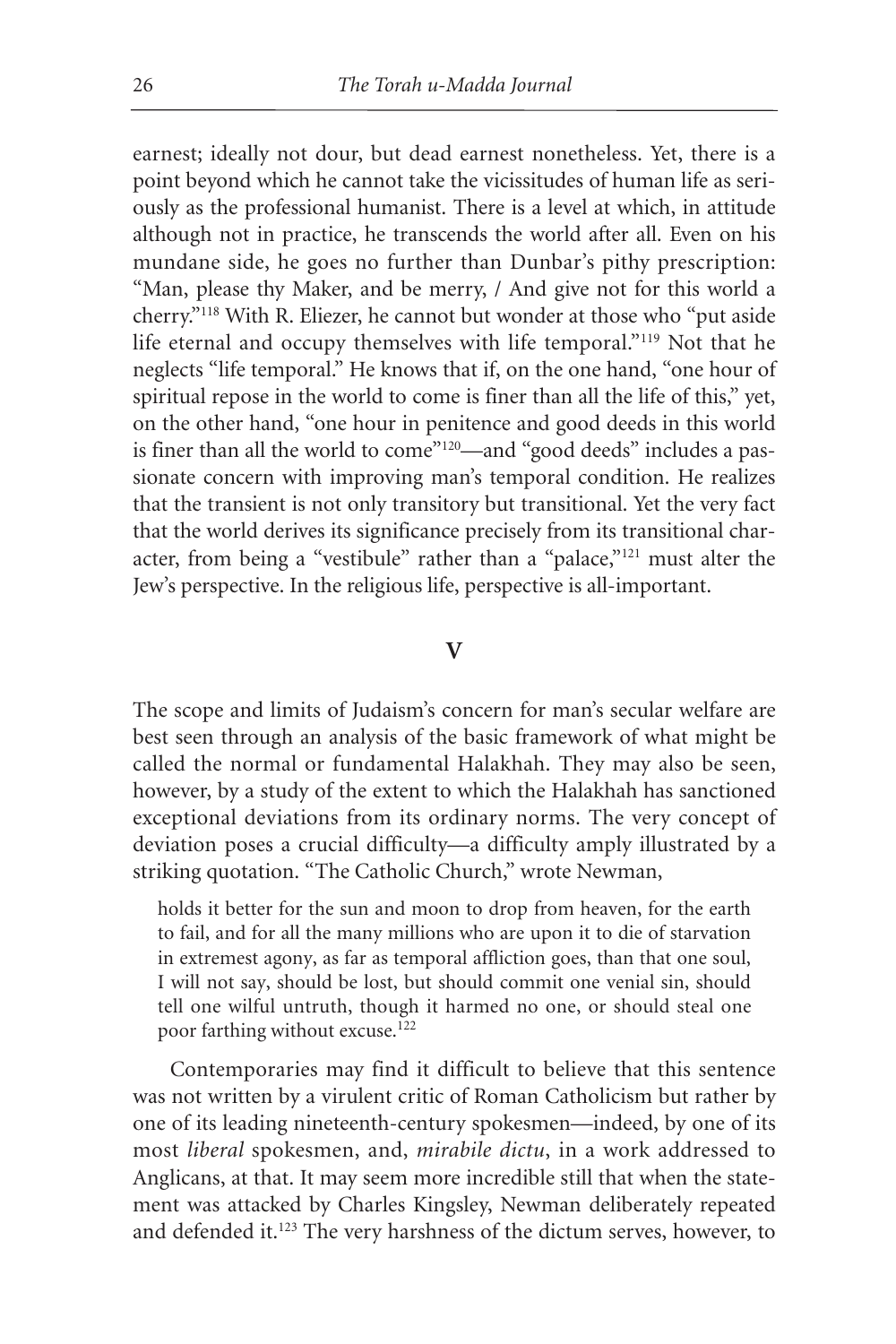earnest; ideally not dour, but dead earnest nonetheless. Yet, there is a point beyond which he cannot take the vicissitudes of human life as seriously as the professional humanist. There is a level at which, in attitude although not in practice, he transcends the world after all. Even on his mundane side, he goes no further than Dunbar's pithy prescription: "Man, please thy Maker, and be merry, / And give not for this world a cherry."[118] With R. Eliezer, he cannot but wonder at those who "put aside life eternal and occupy themselves with life temporal."[119] Not that he neglects "life temporal." He knows that if, on the one hand, "one hour of spiritual repose in the world to come is finer than all the life of this," yet, on the other hand, "one hour in penitence and good deeds in this world is finer than all the world to come"[120]—and "good deeds" includes a passionate concern with improving man's temporal condition. He realizes that the transient is not only transitory but transitional. Yet the very fact that the world derives its significance precisely from its transitional character, from being a "vestibule" rather than a "palace,"[121] must alter the Jew's perspective. In the religious life, perspective is all-important.

## V

The scope and limits of Judaism's concern for man's secular welfare are best seen through an analysis of the basic framework of what might be called the normal or fundamental Halakhah. They may also be seen, however, by a study of the extent to which the Halakhah has sanctioned exceptional deviations from its ordinary norms. The very concept of deviation poses a crucial difficulty—a difficulty amply illustrated by a striking quotation. "The Catholic Church," wrote Newman,

> holds it better for the sun and moon to drop from heaven, for the earth to fail, and for all the many millions who are upon it to die of starvation in extremest agony, as far as temporal affliction goes, than that one soul, I will not say, should be lost, but should commit one venial sin, should tell one wilful untruth, though it harmed no one, or should steal one poor farthing without excuse.[122]

Contemporaries may find it difficult to believe that this sentence was not written by a virulent critic of Roman Catholicism but rather by one of its leading nineteenth-century spokesmen—indeed, by one of its most *liberal* spokesmen, and, *mirabile dictu*, in a work addressed to Anglicans, at that. It may seem more incredible still that when the statement was attacked by Charles Kingsley, Newman deliberately repeated and defended it.[123] The very harshness of the dictum serves, however, to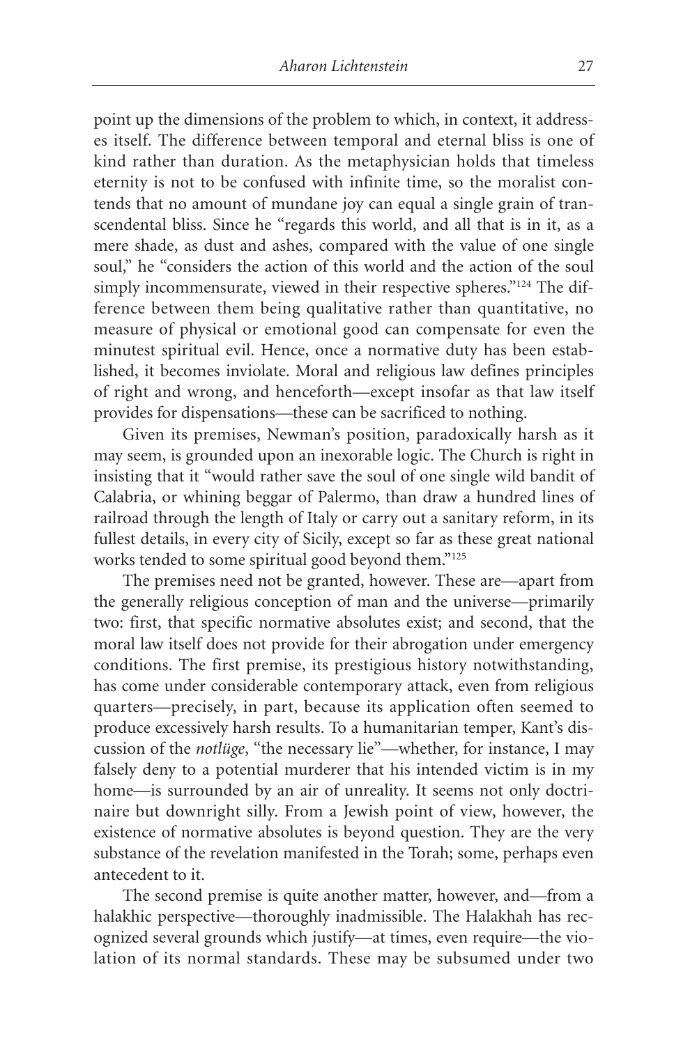point up the dimensions of the problem to which, in context, it addresses itself. The difference between temporal and eternal bliss is one of kind rather than duration. As the metaphysician holds that timeless eternity is not to be confused with infinite time, so the moralist contends that no amount of mundane joy can equal a single grain of transcendental bliss. Since he "regards this world, and all that is in it, as a mere shade, as dust and ashes, compared with the value of one single soul," he "considers the action of this world and the action of the soul simply incommensurate, viewed in their respective spheres."[124] The difference between them being qualitative rather than quantitative, no measure of physical or emotional good can compensate for even the minutest spiritual evil. Hence, once a normative duty has been established, it becomes inviolate. Moral and religious law defines principles of right and wrong, and henceforth—except insofar as that law itself provides for dispensations—these can be sacrificed to nothing.

Given its premises, Newman's position, paradoxically harsh as it may seem, is grounded upon an inexorable logic. The Church is right in insisting that it "would rather save the soul of one single wild bandit of Calabria, or whining beggar of Palermo, than draw a hundred lines of railroad through the length of Italy or carry out a sanitary reform, in its fullest details, in every city of Sicily, except so far as these great national works tended to some spiritual good beyond them."[125]

The premises need not be granted, however. These are—apart from the generally religious conception of man and the universe—primarily two: first, that specific normative absolutes exist; and second, that the moral law itself does not provide for their abrogation under emergency conditions. The first premise, its prestigious history notwithstanding, has come under considerable contemporary attack, even from religious quarters—precisely, in part, because its application often seemed to produce excessively harsh results. To a humanitarian temper, Kant's discussion of the *notlüge*, "the necessary lie"—whether, for instance, I may falsely deny to a potential murderer that his intended victim is in my home—is surrounded by an air of unreality. It seems not only doctrinaire but downright silly. From a Jewish point of view, however, the existence of normative absolutes is beyond question. They are the very substance of the revelation manifested in the Torah; some, perhaps even antecedent to it.

The second premise is quite another matter, however, and—from a halakhic perspective—thoroughly inadmissible. The Halakhah has recognized several grounds which justify—at times, even require—the violation of its normal standards. These may be subsumed under two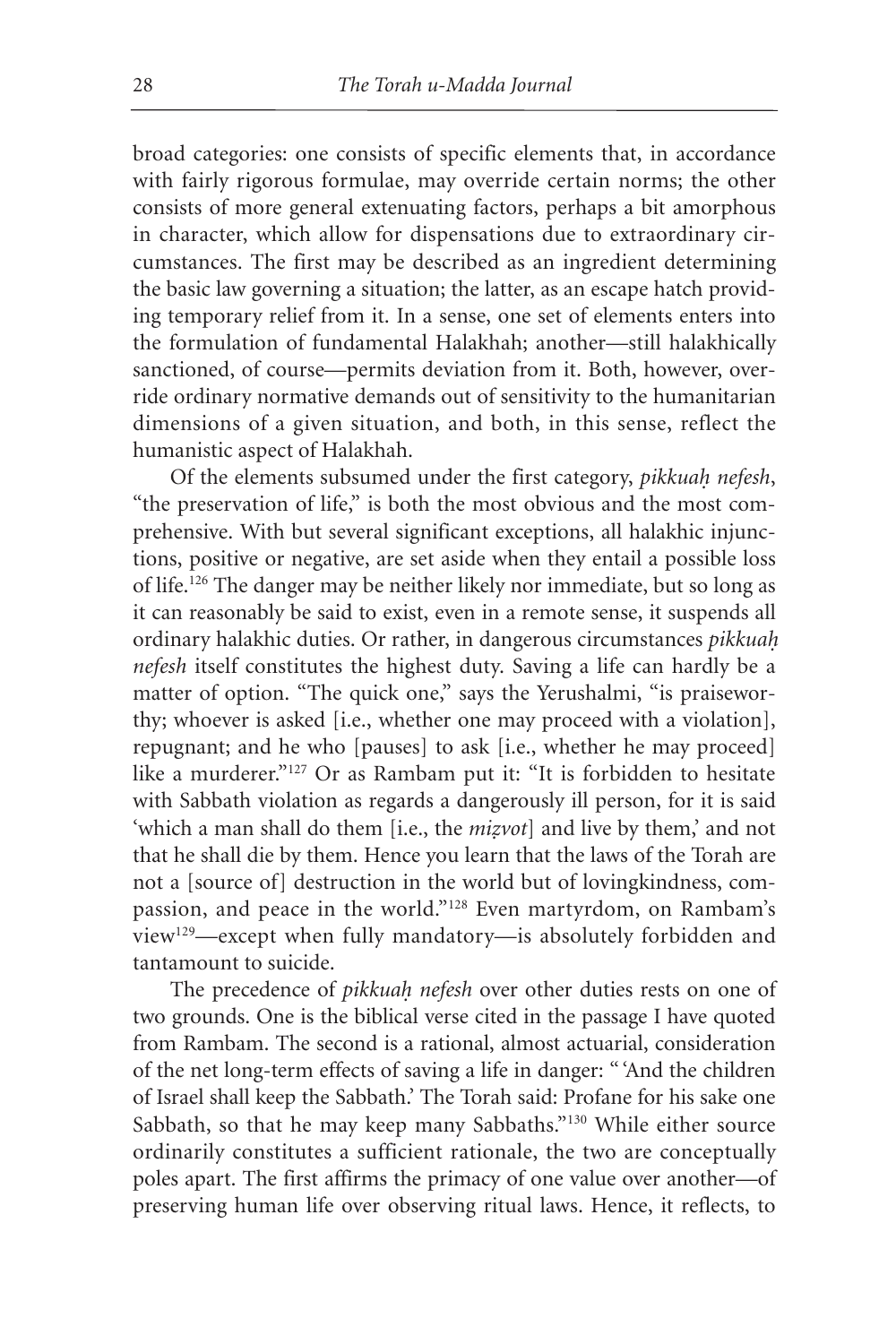broad categories: one consists of specific elements that, in accordance with fairly rigorous formulae, may override certain norms; the other consists of more general extenuating factors, perhaps a bit amorphous in character, which allow for dispensations due to extraordinary circumstances. The first may be described as an ingredient determining the basic law governing a situation; the latter, as an escape hatch providing temporary relief from it. In a sense, one set of elements enters into the formulation of fundamental Halakhah; another—still halakhically sanctioned, of course—permits deviation from it. Both, however, override ordinary normative demands out of sensitivity to the humanitarian dimensions of a given situation, and both, in this sense, reflect the humanistic aspect of Halakhah.

Of the elements subsumed under the first category, *pikkuaḥ nefesh*, "the preservation of life," is both the most obvious and the most comprehensive. With but several significant exceptions, all halakhic injunctions, positive or negative, are set aside when they entail a possible loss of life.[126] The danger may be neither likely nor immediate, but so long as it can reasonably be said to exist, even in a remote sense, it suspends all ordinary halakhic duties. Or rather, in dangerous circumstances *pikkuaḥ nefesh* itself constitutes the highest duty. Saving a life can hardly be a matter of option. "The quick one," says the Yerushalmi, "is praiseworthy; whoever is asked [i.e., whether one may proceed with a violation], repugnant; and he who [pauses] to ask [i.e., whether he may proceed] like a murderer."[127] Or as Rambam put it: "It is forbidden to hesitate with Sabbath violation as regards a dangerously ill person, for it is said 'which a man shall do them [i.e., the *miẓvot*] and live by them,' and not that he shall die by them. Hence you learn that the laws of the Torah are not a [source of] destruction in the world but of lovingkindness, compassion, and peace in the world."[128] Even martyrdom, on Rambam's view[129]—except when fully mandatory—is absolutely forbidden and tantamount to suicide.

The precedence of *pikkuaḥ nefesh* over other duties rests on one of two grounds. One is the biblical verse cited in the passage I have quoted from Rambam. The second is a rational, almost actuarial, consideration of the net long-term effects of saving a life in danger: " 'And the children of Israel shall keep the Sabbath.' The Torah said: Profane for his sake one Sabbath, so that he may keep many Sabbaths."[130] While either source ordinarily constitutes a sufficient rationale, the two are conceptually poles apart. The first affirms the primacy of one value over another—of preserving human life over observing ritual laws. Hence, it reflects, to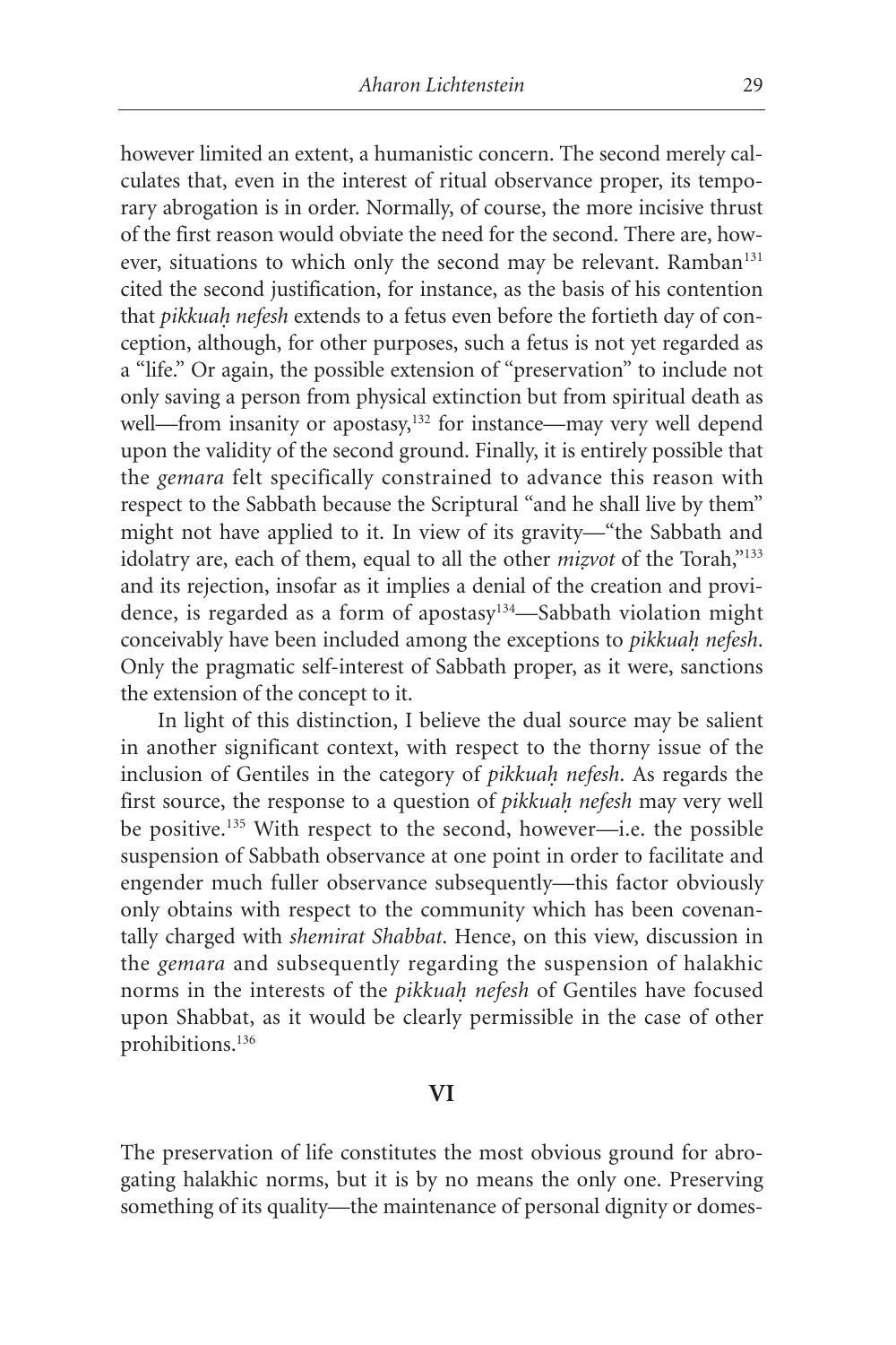however limited an extent, a humanistic concern. The second merely calculates that, even in the interest of ritual observance proper, its temporary abrogation is in order. Normally, of course, the more incisive thrust of the first reason would obviate the need for the second. There are, however, situations to which only the second may be relevant. Ramban[131] cited the second justification, for instance, as the basis of his contention that *pikkuaḥ nefesh* extends to a fetus even before the fortieth day of conception, although, for other purposes, such a fetus is not yet regarded as a "life." Or again, the possible extension of "preservation" to include not only saving a person from physical extinction but from spiritual death as well—from insanity or apostasy,[132] for instance—may very well depend upon the validity of the second ground. Finally, it is entirely possible that the *gemara* felt specifically constrained to advance this reason with respect to the Sabbath because the Scriptural "and he shall live by them" might not have applied to it. In view of its gravity—"the Sabbath and idolatry are, each of them, equal to all the other *miẓvot* of the Torah,"[133] and its rejection, insofar as it implies a denial of the creation and providence, is regarded as a form of apostasy[134]—Sabbath violation might conceivably have been included among the exceptions to *pikkuaḥ nefesh*. Only the pragmatic self-interest of Sabbath proper, as it were, sanctions the extension of the concept to it.

In light of this distinction, I believe the dual source may be salient in another significant context, with respect to the thorny issue of the inclusion of Gentiles in the category of *pikkuaḥ nefesh*. As regards the first source, the response to a question of *pikkuaḥ nefesh* may very well be positive.[135] With respect to the second, however—i.e. the possible suspension of Sabbath observance at one point in order to facilitate and engender much fuller observance subsequently—this factor obviously only obtains with respect to the community which has been covenantally charged with *shemirat Shabbat*. Hence, on this view, discussion in the *gemara* and subsequently regarding the suspension of halakhic norms in the interests of the *pikkuaḥ nefesh* of Gentiles have focused upon Shabbat, as it would be clearly permissible in the case of other prohibitions.[136]

## VI

The preservation of life constitutes the most obvious ground for abrogating halakhic norms, but it is by no means the only one. Preserving something of its quality—the maintenance of personal dignity or domes-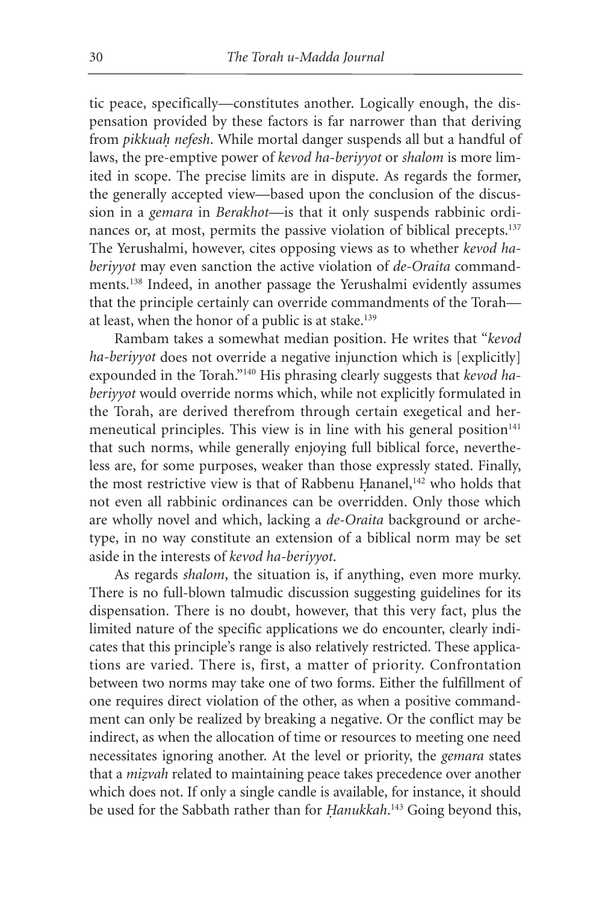tic peace, specifically—constitutes another. Logically enough, the dispensation provided by these factors is far narrower than that deriving from *pikkuaḥ nefesh*. While mortal danger suspends all but a handful of laws, the pre-emptive power of *kevod ha-beriyyot* or *shalom* is more limited in scope. The precise limits are in dispute. As regards the former, the generally accepted view—based upon the conclusion of the discussion in a *gemara* in *Berakhot*—is that it only suspends rabbinic ordinances or, at most, permits the passive violation of biblical precepts.[137] The Yerushalmi, however, cites opposing views as to whether *kevod ha-beriyyot* may even sanction the active violation of *de-Oraita* commandments.[138] Indeed, in another passage the Yerushalmi evidently assumes that the principle certainly can override commandments of the Torah—at least, when the honor of a public is at stake.[139]

Rambam takes a somewhat median position. He writes that "*kevod ha-beriyyot* does not override a negative injunction which is [explicitly] expounded in the Torah."[140] His phrasing clearly suggests that *kevod ha-beriyyot* would override norms which, while not explicitly formulated in the Torah, are derived therefrom through certain exegetical and hermeneutical principles. This view is in line with his general position[141] that such norms, while generally enjoying full biblical force, nevertheless are, for some purposes, weaker than those expressly stated. Finally, the most restrictive view is that of Rabbenu Ḥananel,[142] who holds that not even all rabbinic ordinances can be overridden. Only those which are wholly novel and which, lacking a *de-Oraita* background or archetype, in no way constitute an extension of a biblical norm may be set aside in the interests of *kevod ha-beriyyot*.

As regards *shalom*, the situation is, if anything, even more murky. There is no full-blown talmudic discussion suggesting guidelines for its dispensation. There is no doubt, however, that this very fact, plus the limited nature of the specific applications we do encounter, clearly indicates that this principle's range is also relatively restricted. These applications are varied. There is, first, a matter of priority. Confrontation between two norms may take one of two forms. Either the fulfillment of one requires direct violation of the other, as when a positive commandment can only be realized by breaking a negative. Or the conflict may be indirect, as when the allocation of time or resources to meeting one need necessitates ignoring another. At the level or priority, the *gemara* states that a *mizvah* related to maintaining peace takes precedence over another which does not. If only a single candle is available, for instance, it should be used for the Sabbath rather than for *Ḥanukkah*.[143] Going beyond this,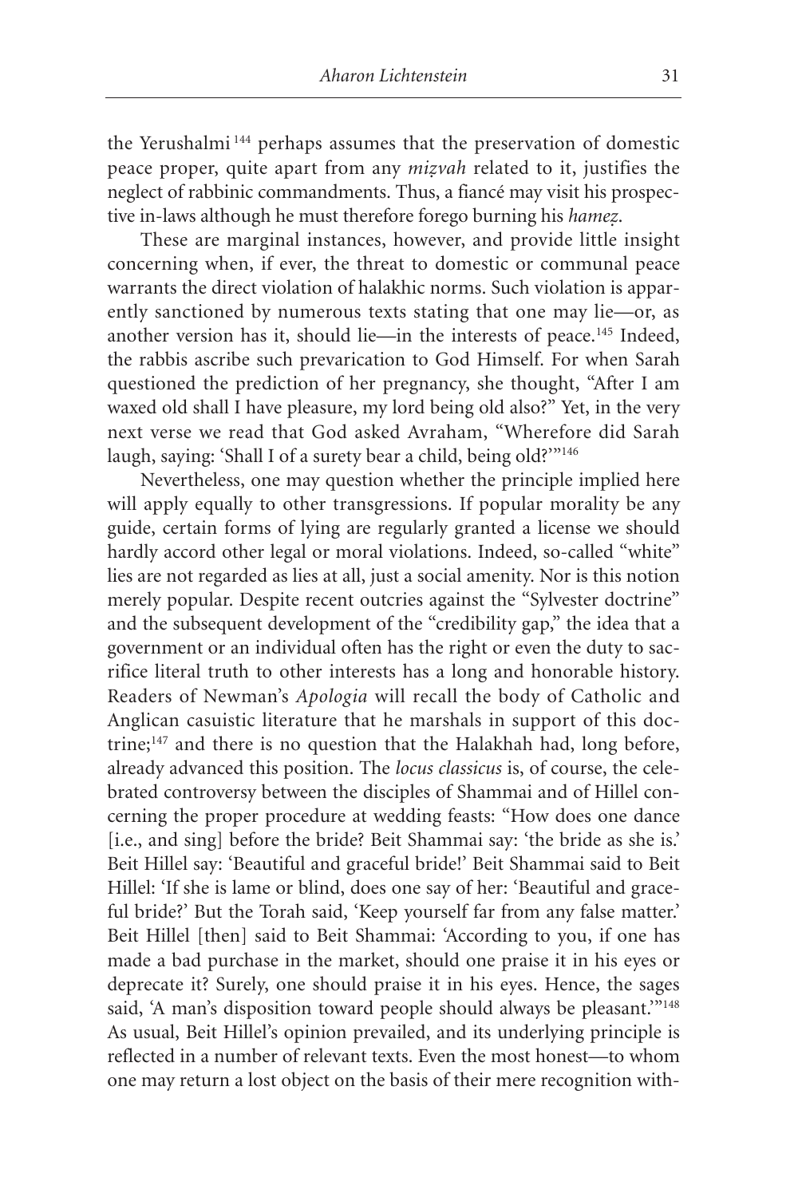the Yerushalmi[144] perhaps assumes that the preservation of domestic peace proper, quite apart from any *miẓvah* related to it, justifies the neglect of rabbinic commandments. Thus, a fiancé may visit his prospective in-laws although he must therefore forego burning his *hameẓ*.

These are marginal instances, however, and provide little insight concerning when, if ever, the threat to domestic or communal peace warrants the direct violation of halakhic norms. Such violation is apparently sanctioned by numerous texts stating that one may lie—or, as another version has it, should lie—in the interests of peace.[145] Indeed, the rabbis ascribe such prevarication to God Himself. For when Sarah questioned the prediction of her pregnancy, she thought, "After I am waxed old shall I have pleasure, my lord being old also?" Yet, in the very next verse we read that God asked Avraham, "Wherefore did Sarah laugh, saying: 'Shall I of a surety bear a child, being old?'"[146]

Nevertheless, one may question whether the principle implied here will apply equally to other transgressions. If popular morality be any guide, certain forms of lying are regularly granted a license we should hardly accord other legal or moral violations. Indeed, so-called "white" lies are not regarded as lies at all, just a social amenity. Nor is this notion merely popular. Despite recent outcries against the "Sylvester doctrine" and the subsequent development of the "credibility gap," the idea that a government or an individual often has the right or even the duty to sacrifice literal truth to other interests has a long and honorable history. Readers of Newman's *Apologia* will recall the body of Catholic and Anglican casuistic literature that he marshals in support of this doctrine;[147] and there is no question that the Halakhah had, long before, already advanced this position. The *locus classicus* is, of course, the celebrated controversy between the disciples of Shammai and of Hillel concerning the proper procedure at wedding feasts: "How does one dance [i.e., and sing] before the bride? Beit Shammai say: 'the bride as she is.' Beit Hillel say: 'Beautiful and graceful bride!' Beit Shammai said to Beit Hillel: 'If she is lame or blind, does one say of her: 'Beautiful and graceful bride?' But the Torah said, 'Keep yourself far from any false matter.' Beit Hillel [then] said to Beit Shammai: 'According to you, if one has made a bad purchase in the market, should one praise it in his eyes or deprecate it? Surely, one should praise it in his eyes. Hence, the sages said, 'A man's disposition toward people should always be pleasant.'"[148] As usual, Beit Hillel's opinion prevailed, and its underlying principle is reflected in a number of relevant texts. Even the most honest—to whom one may return a lost object on the basis of their mere recognition with-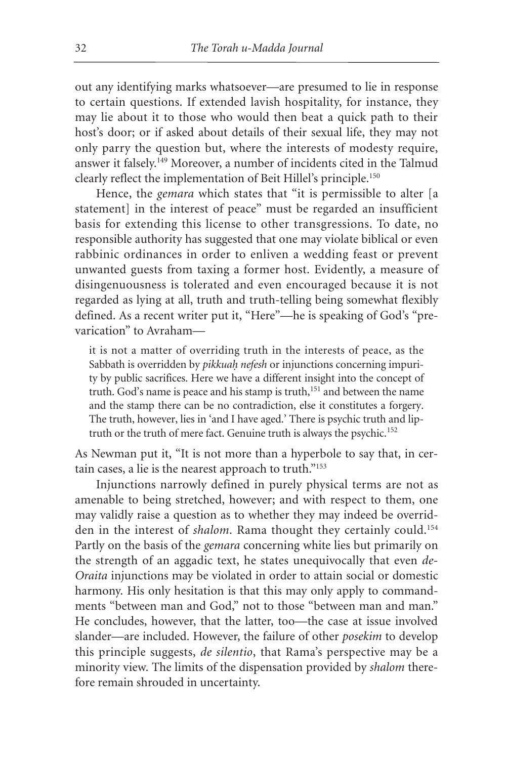out any identifying marks whatsoever—are presumed to lie in response to certain questions. If extended lavish hospitality, for instance, they may lie about it to those who would then beat a quick path to their host's door; or if asked about details of their sexual life, they may not only parry the question but, where the interests of modesty require, answer it falsely.[149] Moreover, a number of incidents cited in the Talmud clearly reflect the implementation of Beit Hillel's principle.[150]

Hence, the *gemara* which states that "it is permissible to alter [a statement] in the interest of peace" must be regarded an insufficient basis for extending this license to other transgressions. To date, no responsible authority has suggested that one may violate biblical or even rabbinic ordinances in order to enliven a wedding feast or prevent unwanted guests from taxing a former host. Evidently, a measure of disingenuousness is tolerated and even encouraged because it is not regarded as lying at all, truth and truth-telling being somewhat flexibly defined. As a recent writer put it, "Here"—he is speaking of God's "prevarication" to Avraham—

> it is not a matter of overriding truth in the interests of peace, as the Sabbath is overridden by *pikkuaḥ nefesh* or injunctions concerning impurity by public sacrifices. Here we have a different insight into the concept of truth. God's name is peace and his stamp is truth,[151] and between the name and the stamp there can be no contradiction, else it constitutes a forgery. The truth, however, lies in 'and I have aged.' There is psychic truth and lip-truth or the truth of mere fact. Genuine truth is always the psychic.[152]

As Newman put it, "It is not more than a hyperbole to say that, in certain cases, a lie is the nearest approach to truth."[153]

Injunctions narrowly defined in purely physical terms are not as amenable to being stretched, however; and with respect to them, one may validly raise a question as to whether they may indeed be overridden in the interest of *shalom*. Rama thought they certainly could.[154] Partly on the basis of the *gemara* concerning white lies but primarily on the strength of an aggadic text, he states unequivocally that even *de-Oraita* injunctions may be violated in order to attain social or domestic harmony. His only hesitation is that this may only apply to commandments "between man and God," not to those "between man and man." He concludes, however, that the latter, too—the case at issue involved slander—are included. However, the failure of other *posekim* to develop this principle suggests, *de silentio*, that Rama's perspective may be a minority view. The limits of the dispensation provided by *shalom* therefore remain shrouded in uncertainty.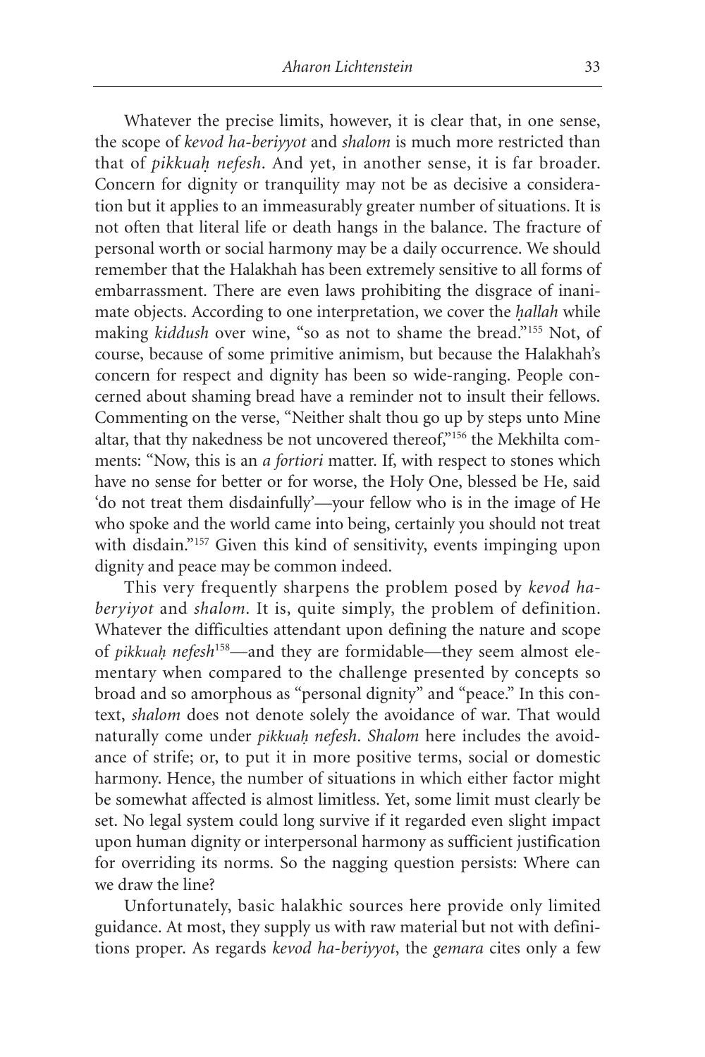Whatever the precise limits, however, it is clear that, in one sense, the scope of *kevod ha-beriyyot* and *shalom* is much more restricted than that of *pikkuaḥ nefesh*. And yet, in another sense, it is far broader. Concern for dignity or tranquility may not be as decisive a consideration but it applies to an immeasurably greater number of situations. It is not often that literal life or death hangs in the balance. The fracture of personal worth or social harmony may be a daily occurrence. We should remember that the Halakhah has been extremely sensitive to all forms of embarrassment. There are even laws prohibiting the disgrace of inanimate objects. According to one interpretation, we cover the *ḥallah* while making *kiddush* over wine, "so as not to shame the bread."[155] Not, of course, because of some primitive animism, but because the Halakhah's concern for respect and dignity has been so wide-ranging. People concerned about shaming bread have a reminder not to insult their fellows. Commenting on the verse, "Neither shalt thou go up by steps unto Mine altar, that thy nakedness be not uncovered thereof,"[156] the Mekhilta comments: "Now, this is an *a fortiori* matter. If, with respect to stones which have no sense for better or for worse, the Holy One, blessed be He, said 'do not treat them disdainfully'—your fellow who is in the image of He who spoke and the world came into being, certainly you should not treat with disdain."[157] Given this kind of sensitivity, events impinging upon dignity and peace may be common indeed.

This very frequently sharpens the problem posed by *kevod ha-beryiyot* and *shalom*. It is, quite simply, the problem of definition. Whatever the difficulties attendant upon defining the nature and scope of *pikkuaḥ nefesh*[158]—and they are formidable—they seem almost elementary when compared to the challenge presented by concepts so broad and so amorphous as "personal dignity" and "peace." In this context, *shalom* does not denote solely the avoidance of war. That would naturally come under *pikkuaḥ nefesh*. *Shalom* here includes the avoidance of strife; or, to put it in more positive terms, social or domestic harmony. Hence, the number of situations in which either factor might be somewhat affected is almost limitless. Yet, some limit must clearly be set. No legal system could long survive if it regarded even slight impact upon human dignity or interpersonal harmony as sufficient justification for overriding its norms. So the nagging question persists: Where can we draw the line?

Unfortunately, basic halakhic sources here provide only limited guidance. At most, they supply us with raw material but not with definitions proper. As regards *kevod ha-beriyyot*, the *gemara* cites only a few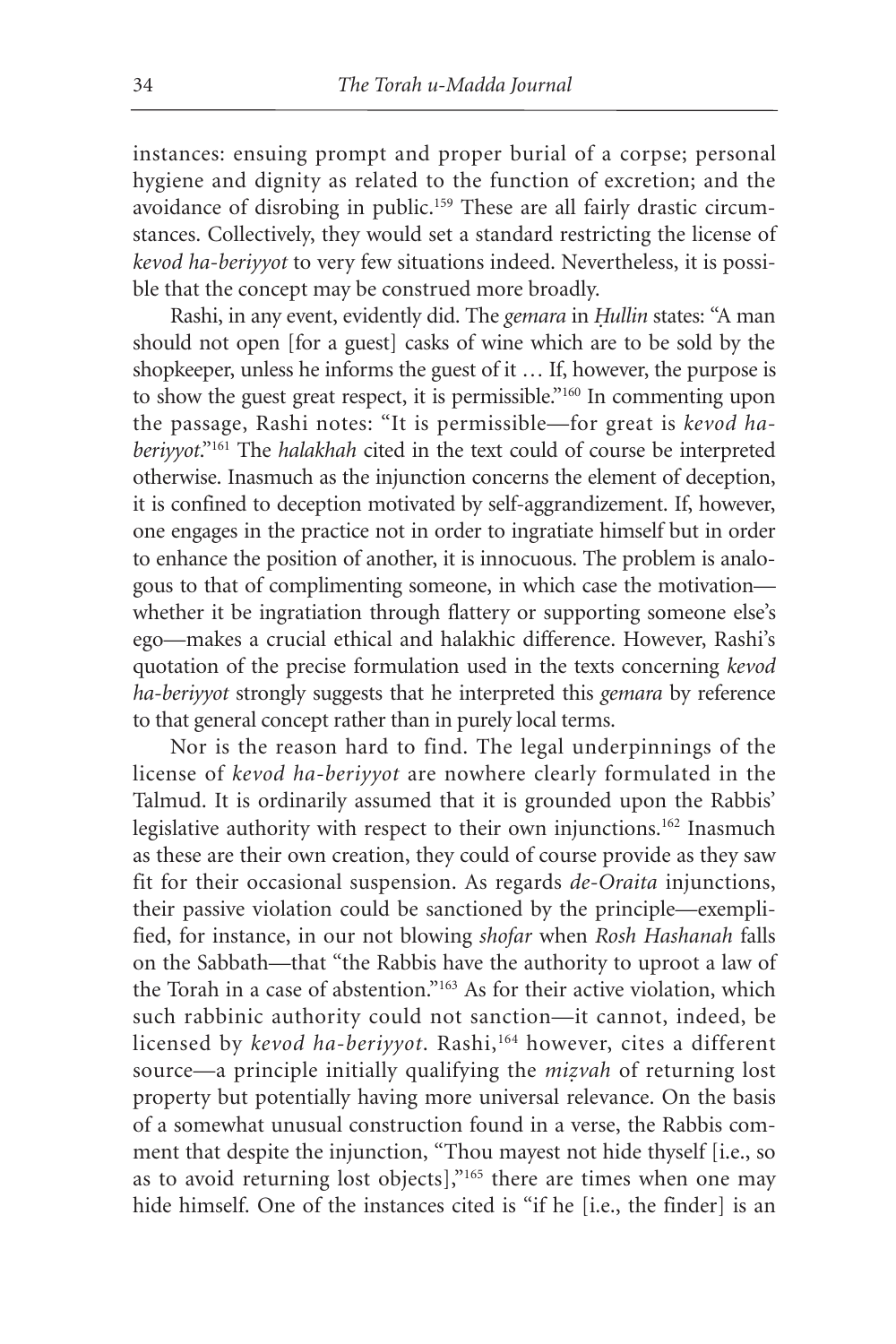instances: ensuing prompt and proper burial of a corpse; personal hygiene and dignity as related to the function of excretion; and the avoidance of disrobing in public.[159] These are all fairly drastic circumstances. Collectively, they would set a standard restricting the license of *kevod ha-beriyyot* to very few situations indeed. Nevertheless, it is possible that the concept may be construed more broadly.

Rashi, in any event, evidently did. The *gemara* in *Ḥullin* states: "A man should not open [for a guest] casks of wine which are to be sold by the shopkeeper, unless he informs the guest of it … If, however, the purpose is to show the guest great respect, it is permissible."[160] In commenting upon the passage, Rashi notes: "It is permissible—for great is *kevod ha-beriyyot*."[161] The *halakhah* cited in the text could of course be interpreted otherwise. Inasmuch as the injunction concerns the element of deception, it is confined to deception motivated by self-aggrandizement. If, however, one engages in the practice not in order to ingratiate himself but in order to enhance the position of another, it is innocuous. The problem is analogous to that of complimenting someone, in which case the motivation—whether it be ingratiation through flattery or supporting someone else's ego—makes a crucial ethical and halakhic difference. However, Rashi's quotation of the precise formulation used in the texts concerning *kevod ha-beriyyot* strongly suggests that he interpreted this *gemara* by reference to that general concept rather than in purely local terms.

Nor is the reason hard to find. The legal underpinnings of the license of *kevod ha-beriyyot* are nowhere clearly formulated in the Talmud. It is ordinarily assumed that it is grounded upon the Rabbis' legislative authority with respect to their own injunctions.[162] Inasmuch as these are their own creation, they could of course provide as they saw fit for their occasional suspension. As regards *de-Oraita* injunctions, their passive violation could be sanctioned by the principle—exemplified, for instance, in our not blowing *shofar* when *Rosh Hashanah* falls on the Sabbath—that "the Rabbis have the authority to uproot a law of the Torah in a case of abstention."[163] As for their active violation, which such rabbinic authority could not sanction—it cannot, indeed, be licensed by *kevod ha-beriyyot*. Rashi,[164] however, cites a different source—a principle initially qualifying the *miẓvah* of returning lost property but potentially having more universal relevance. On the basis of a somewhat unusual construction found in a verse, the Rabbis comment that despite the injunction, "Thou mayest not hide thyself [i.e., so as to avoid returning lost objects],"[165] there are times when one may hide himself. One of the instances cited is "if he [i.e., the finder] is an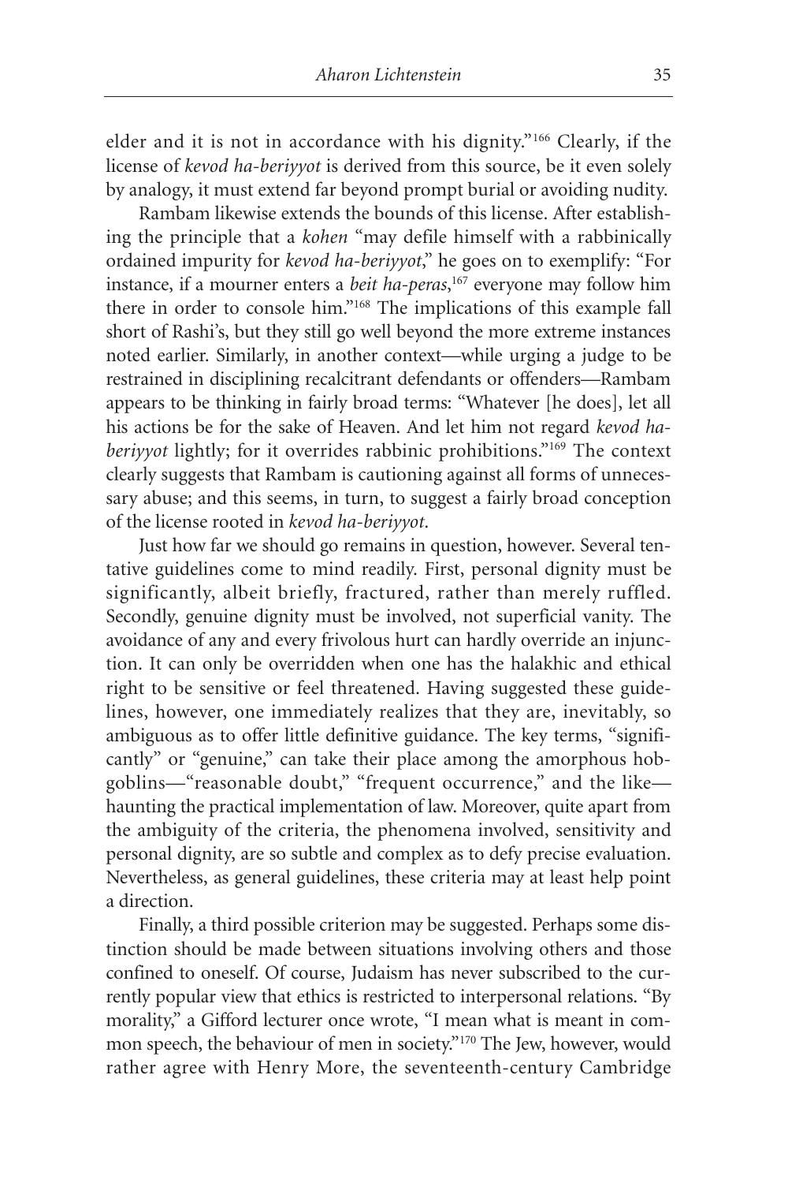elder and it is not in accordance with his dignity."[166] Clearly, if the license of *kevod ha-beriyyot* is derived from this source, be it even solely by analogy, it must extend far beyond prompt burial or avoiding nudity.

Rambam likewise extends the bounds of this license. After establishing the principle that a *kohen* "may defile himself with a rabbinically ordained impurity for *kevod ha-beriyyot*," he goes on to exemplify: "For instance, if a mourner enters a *beit ha-peras*,[167] everyone may follow him there in order to console him."[168] The implications of this example fall short of Rashi's, but they still go well beyond the more extreme instances noted earlier. Similarly, in another context—while urging a judge to be restrained in disciplining recalcitrant defendants or offenders—Rambam appears to be thinking in fairly broad terms: "Whatever [he does], let all his actions be for the sake of Heaven. And let him not regard *kevod ha-beriyyot* lightly; for it overrides rabbinic prohibitions."[169] The context clearly suggests that Rambam is cautioning against all forms of unnecessary abuse; and this seems, in turn, to suggest a fairly broad conception of the license rooted in *kevod ha-beriyyot*.

Just how far we should go remains in question, however. Several tentative guidelines come to mind readily. First, personal dignity must be significantly, albeit briefly, fractured, rather than merely ruffled. Secondly, genuine dignity must be involved, not superficial vanity. The avoidance of any and every frivolous hurt can hardly override an injunction. It can only be overridden when one has the halakhic and ethical right to be sensitive or feel threatened. Having suggested these guidelines, however, one immediately realizes that they are, inevitably, so ambiguous as to offer little definitive guidance. The key terms, "significantly" or "genuine," can take their place among the amorphous hobgoblins—"reasonable doubt," "frequent occurrence," and the like—haunting the practical implementation of law. Moreover, quite apart from the ambiguity of the criteria, the phenomena involved, sensitivity and personal dignity, are so subtle and complex as to defy precise evaluation. Nevertheless, as general guidelines, these criteria may at least help point a direction.

Finally, a third possible criterion may be suggested. Perhaps some distinction should be made between situations involving others and those confined to oneself. Of course, Judaism has never subscribed to the currently popular view that ethics is restricted to interpersonal relations. "By morality," a Gifford lecturer once wrote, "I mean what is meant in common speech, the behaviour of men in society."[170] The Jew, however, would rather agree with Henry More, the seventeenth-century Cambridge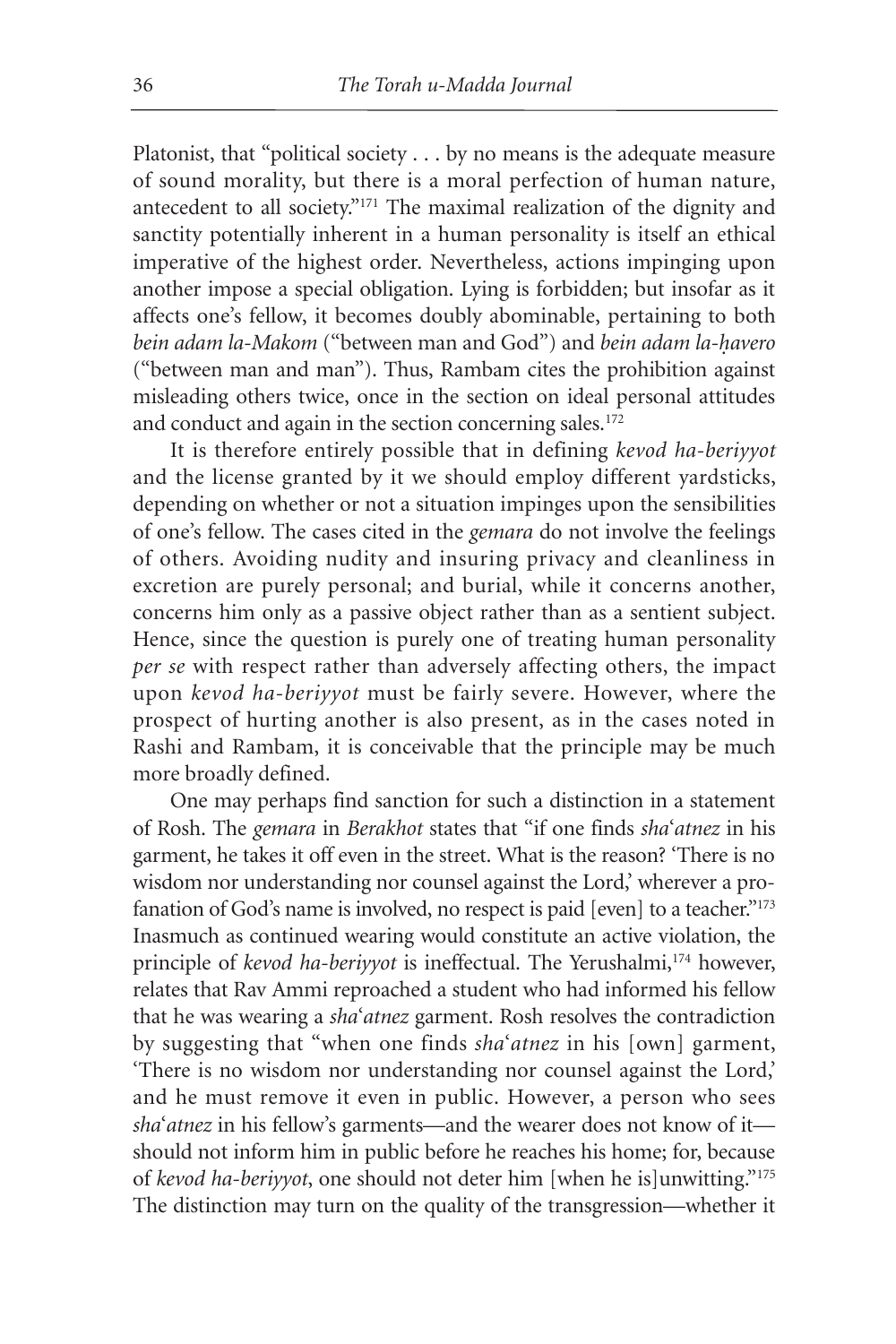Platonist, that "political society . . . by no means is the adequate measure of sound morality, but there is a moral perfection of human nature, antecedent to all society."[171] The maximal realization of the dignity and sanctity potentially inherent in a human personality is itself an ethical imperative of the highest order. Nevertheless, actions impinging upon another impose a special obligation. Lying is forbidden; but insofar as it affects one's fellow, it becomes doubly abominable, pertaining to both *bein adam la-Makom* ("between man and God") and *bein adam la-ḥavero* ("between man and man"). Thus, Rambam cites the prohibition against misleading others twice, once in the section on ideal personal attitudes and conduct and again in the section concerning sales.[172]

It is therefore entirely possible that in defining *kevod ha-beriyyot* and the license granted by it we should employ different yardsticks, depending on whether or not a situation impinges upon the sensibilities of one's fellow. The cases cited in the *gemara* do not involve the feelings of others. Avoiding nudity and insuring privacy and cleanliness in excretion are purely personal; and burial, while it concerns another, concerns him only as a passive object rather than as a sentient subject. Hence, since the question is purely one of treating human personality *per se* with respect rather than adversely affecting others, the impact upon *kevod ha-beriyyot* must be fairly severe. However, where the prospect of hurting another is also present, as in the cases noted in Rashi and Rambam, it is conceivable that the principle may be much more broadly defined.

One may perhaps find sanction for such a distinction in a statement of Rosh. The *gemara* in *Berakhot* states that "if one finds *sha*'*atnez* in his garment, he takes it off even in the street. What is the reason? 'There is no wisdom nor understanding nor counsel against the Lord,' wherever a profanation of God's name is involved, no respect is paid [even] to a teacher."[173] Inasmuch as continued wearing would constitute an active violation, the principle of *kevod ha-beriyyot* is ineffectual. The Yerushalmi,[174] however, relates that Rav Ammi reproached a student who had informed his fellow that he was wearing a *sha*'*atnez* garment. Rosh resolves the contradiction by suggesting that "when one finds *sha*'*atnez* in his [own] garment, 'There is no wisdom nor understanding nor counsel against the Lord,' and he must remove it even in public. However, a person who sees *sha*'*atnez* in his fellow's garments—and the wearer does not know of it—should not inform him in public before he reaches his home; for, because of *kevod ha-beriyyot*, one should not deter him [when he is]unwitting."[175] The distinction may turn on the quality of the transgression—whether it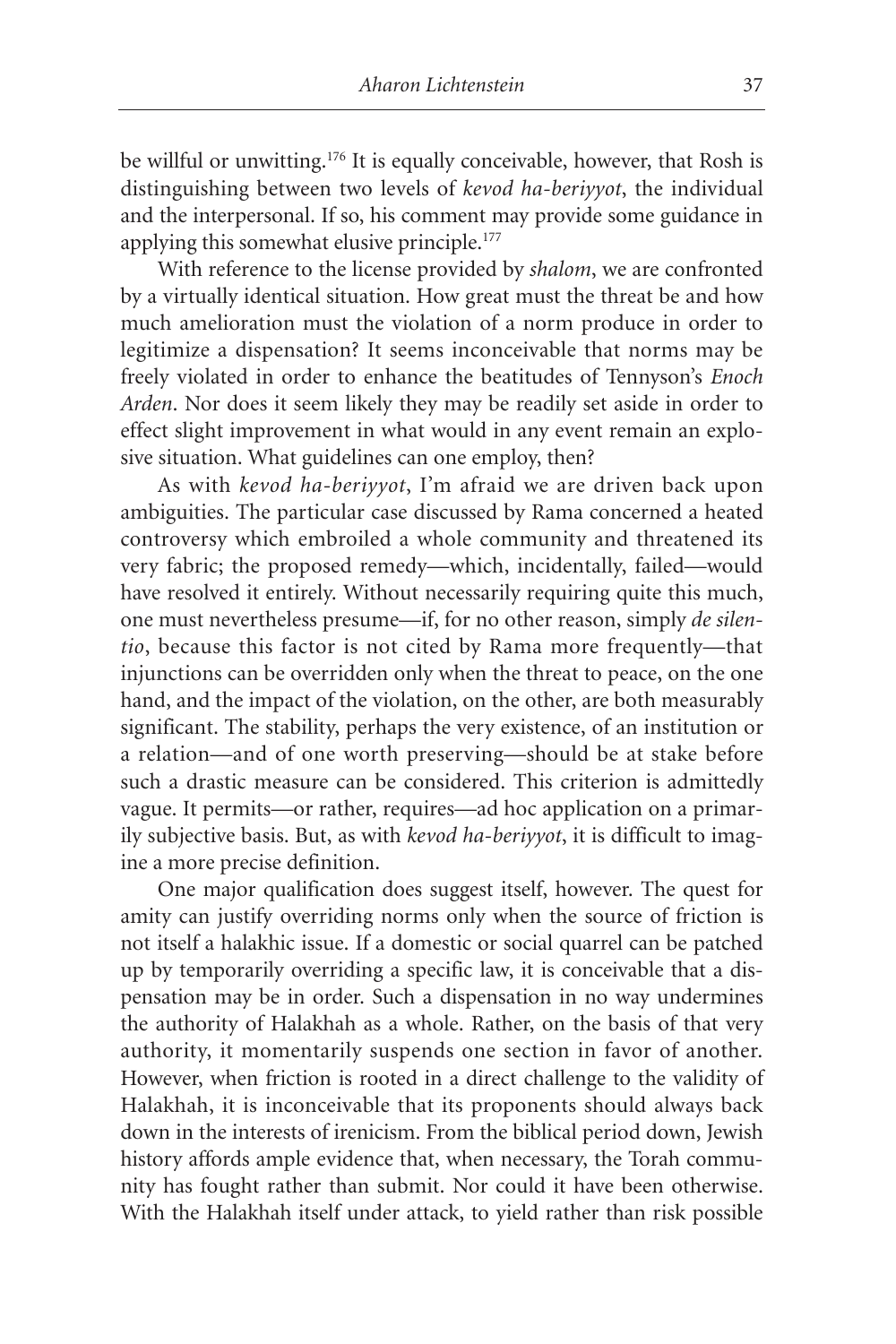be willful or unwitting.[176] It is equally conceivable, however, that Rosh is distinguishing between two levels of *kevod ha-beriyyot*, the individual and the interpersonal. If so, his comment may provide some guidance in applying this somewhat elusive principle.[177]

With reference to the license provided by *shalom*, we are confronted by a virtually identical situation. How great must the threat be and how much amelioration must the violation of a norm produce in order to legitimize a dispensation? It seems inconceivable that norms may be freely violated in order to enhance the beatitudes of Tennyson's *Enoch Arden*. Nor does it seem likely they may be readily set aside in order to effect slight improvement in what would in any event remain an explosive situation. What guidelines can one employ, then?

As with *kevod ha-beriyyot*, I'm afraid we are driven back upon ambiguities. The particular case discussed by Rama concerned a heated controversy which embroiled a whole community and threatened its very fabric; the proposed remedy—which, incidentally, failed—would have resolved it entirely. Without necessarily requiring quite this much, one must nevertheless presume—if, for no other reason, simply *de silentio*, because this factor is not cited by Rama more frequently—that injunctions can be overridden only when the threat to peace, on the one hand, and the impact of the violation, on the other, are both measurably significant. The stability, perhaps the very existence, of an institution or a relation—and of one worth preserving—should be at stake before such a drastic measure can be considered. This criterion is admittedly vague. It permits—or rather, requires—ad hoc application on a primarily subjective basis. But, as with *kevod ha-beriyyot*, it is difficult to imagine a more precise definition.

One major qualification does suggest itself, however. The quest for amity can justify overriding norms only when the source of friction is not itself a halakhic issue. If a domestic or social quarrel can be patched up by temporarily overriding a specific law, it is conceivable that a dispensation may be in order. Such a dispensation in no way undermines the authority of Halakhah as a whole. Rather, on the basis of that very authority, it momentarily suspends one section in favor of another. However, when friction is rooted in a direct challenge to the validity of Halakhah, it is inconceivable that its proponents should always back down in the interests of irenicism. From the biblical period down, Jewish history affords ample evidence that, when necessary, the Torah community has fought rather than submit. Nor could it have been otherwise. With the Halakhah itself under attack, to yield rather than risk possible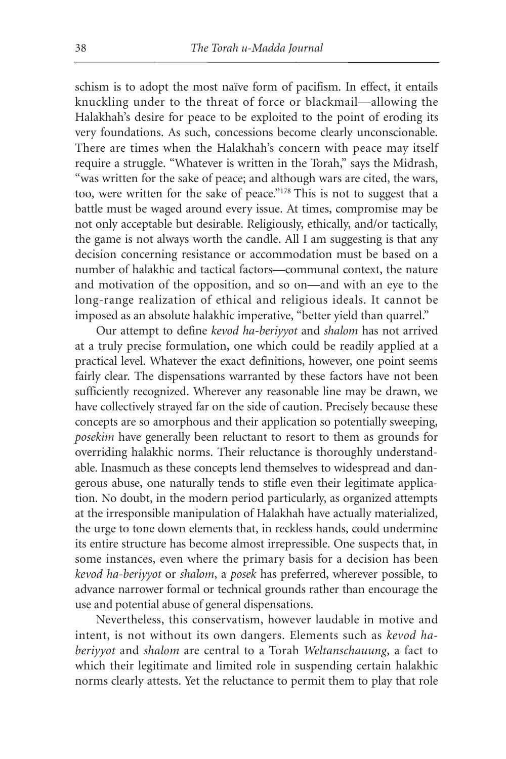schism is to adopt the most naïve form of pacifism. In effect, it entails knuckling under to the threat of force or blackmail—allowing the Halakhah's desire for peace to be exploited to the point of eroding its very foundations. As such, concessions become clearly unconscionable. There are times when the Halakhah's concern with peace may itself require a struggle. "Whatever is written in the Torah," says the Midrash, "was written for the sake of peace; and although wars are cited, the wars, too, were written for the sake of peace."[178] This is not to suggest that a battle must be waged around every issue. At times, compromise may be not only acceptable but desirable. Religiously, ethically, and/or tactically, the game is not always worth the candle. All I am suggesting is that any decision concerning resistance or accommodation must be based on a number of halakhic and tactical factors—communal context, the nature and motivation of the opposition, and so on—and with an eye to the long-range realization of ethical and religious ideals. It cannot be imposed as an absolute halakhic imperative, "better yield than quarrel."

Our attempt to define *kevod ha-beriyyot* and *shalom* has not arrived at a truly precise formulation, one which could be readily applied at a practical level. Whatever the exact definitions, however, one point seems fairly clear. The dispensations warranted by these factors have not been sufficiently recognized. Wherever any reasonable line may be drawn, we have collectively strayed far on the side of caution. Precisely because these concepts are so amorphous and their application so potentially sweeping, *posekim* have generally been reluctant to resort to them as grounds for overriding halakhic norms. Their reluctance is thoroughly understandable. Inasmuch as these concepts lend themselves to widespread and dangerous abuse, one naturally tends to stifle even their legitimate application. No doubt, in the modern period particularly, as organized attempts at the irresponsible manipulation of Halakhah have actually materialized, the urge to tone down elements that, in reckless hands, could undermine its entire structure has become almost irrepressible. One suspects that, in some instances, even where the primary basis for a decision has been *kevod ha-beriyyot* or *shalom*, a *posek* has preferred, wherever possible, to advance narrower formal or technical grounds rather than encourage the use and potential abuse of general dispensations.

Nevertheless, this conservatism, however laudable in motive and intent, is not without its own dangers. Elements such as *kevod ha-beriyyot* and *shalom* are central to a Torah *Weltanschauung*, a fact to which their legitimate and limited role in suspending certain halakhic norms clearly attests. Yet the reluctance to permit them to play that role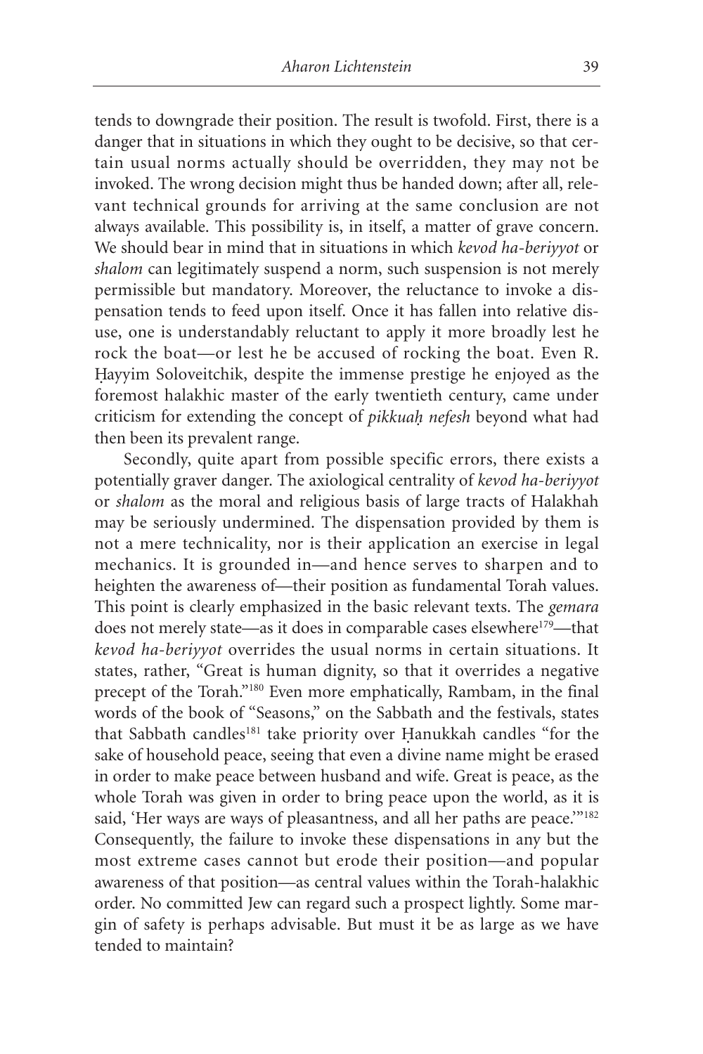tends to downgrade their position. The result is twofold. First, there is a danger that in situations in which they ought to be decisive, so that certain usual norms actually should be overridden, they may not be invoked. The wrong decision might thus be handed down; after all, relevant technical grounds for arriving at the same conclusion are not always available. This possibility is, in itself, a matter of grave concern. We should bear in mind that in situations in which *kevod ha-beriyyot* or *shalom* can legitimately suspend a norm, such suspension is not merely permissible but mandatory. Moreover, the reluctance to invoke a dispensation tends to feed upon itself. Once it has fallen into relative disuse, one is understandably reluctant to apply it more broadly lest he rock the boat—or lest he be accused of rocking the boat. Even R. Ḥayyim Soloveitchik, despite the immense prestige he enjoyed as the foremost halakhic master of the early twentieth century, came under criticism for extending the concept of *pikkuaḥ nefesh* beyond what had then been its prevalent range.

Secondly, quite apart from possible specific errors, there exists a potentially graver danger. The axiological centrality of *kevod ha-beriyyot* or *shalom* as the moral and religious basis of large tracts of Halakhah may be seriously undermined. The dispensation provided by them is not a mere technicality, nor is their application an exercise in legal mechanics. It is grounded in—and hence serves to sharpen and to heighten the awareness of—their position as fundamental Torah values. This point is clearly emphasized in the basic relevant texts. The *gemara* does not merely state—as it does in comparable cases elsewhere[179]—that *kevod ha-beriyyot* overrides the usual norms in certain situations. It states, rather, "Great is human dignity, so that it overrides a negative precept of the Torah."[180] Even more emphatically, Rambam, in the final words of the book of "Seasons," on the Sabbath and the festivals, states that Sabbath candles[181] take priority over Ḥanukkah candles "for the sake of household peace, seeing that even a divine name might be erased in order to make peace between husband and wife. Great is peace, as the whole Torah was given in order to bring peace upon the world, as it is said, 'Her ways are ways of pleasantness, and all her paths are peace.'"[182] Consequently, the failure to invoke these dispensations in any but the most extreme cases cannot but erode their position—and popular awareness of that position—as central values within the Torah-halakhic order. No committed Jew can regard such a prospect lightly. Some margin of safety is perhaps advisable. But must it be as large as we have tended to maintain?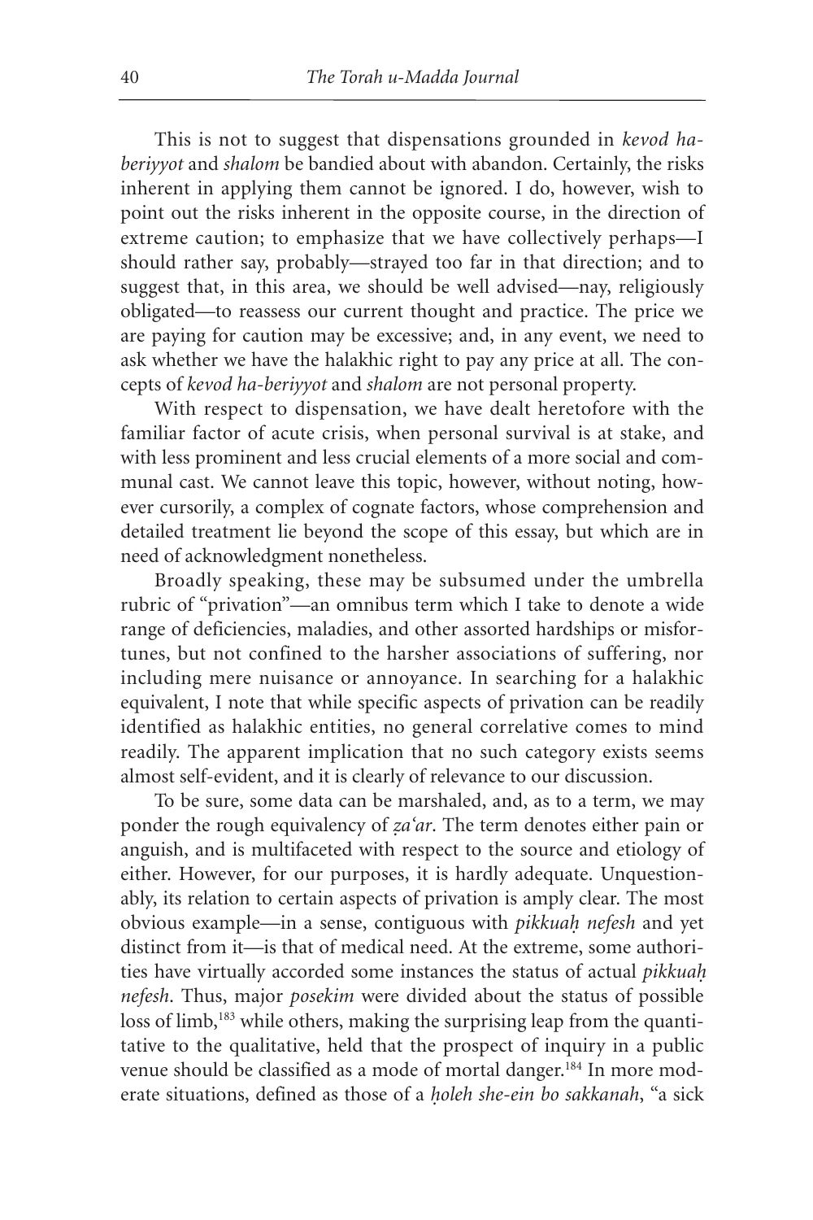This is not to suggest that dispensations grounded in *kevod ha-beriyyot* and *shalom* be bandied about with abandon. Certainly, the risks inherent in applying them cannot be ignored. I do, however, wish to point out the risks inherent in the opposite course, in the direction of extreme caution; to emphasize that we have collectively perhaps—I should rather say, probably—strayed too far in that direction; and to suggest that, in this area, we should be well advised—nay, religiously obligated—to reassess our current thought and practice. The price we are paying for caution may be excessive; and, in any event, we need to ask whether we have the halakhic right to pay any price at all. The concepts of *kevod ha-beriyyot* and *shalom* are not personal property.

With respect to dispensation, we have dealt heretofore with the familiar factor of acute crisis, when personal survival is at stake, and with less prominent and less crucial elements of a more social and communal cast. We cannot leave this topic, however, without noting, however cursorily, a complex of cognate factors, whose comprehension and detailed treatment lie beyond the scope of this essay, but which are in need of acknowledgment nonetheless.

Broadly speaking, these may be subsumed under the umbrella rubric of "privation"—an omnibus term which I take to denote a wide range of deficiencies, maladies, and other assorted hardships or misfortunes, but not confined to the harsher associations of suffering, nor including mere nuisance or annoyance. In searching for a halakhic equivalent, I note that while specific aspects of privation can be readily identified as halakhic entities, no general correlative comes to mind readily. The apparent implication that no such category exists seems almost self-evident, and it is clearly of relevance to our discussion.

To be sure, some data can be marshaled, and, as to a term, we may ponder the rough equivalency of *ẓa'ar*. The term denotes either pain or anguish, and is multifaceted with respect to the source and etiology of either. However, for our purposes, it is hardly adequate. Unquestionably, its relation to certain aspects of privation is amply clear. The most obvious example—in a sense, contiguous with *pikkuaḥ nefesh* and yet distinct from it—is that of medical need. At the extreme, some authorities have virtually accorded some instances the status of actual *pikkuaḥ nefesh*. Thus, major *posekim* were divided about the status of possible loss of limb,[183] while others, making the surprising leap from the quantitative to the qualitative, held that the prospect of inquiry in a public venue should be classified as a mode of mortal danger.[184] In more moderate situations, defined as those of a *ḥoleh she-ein bo sakkanah*, "a sick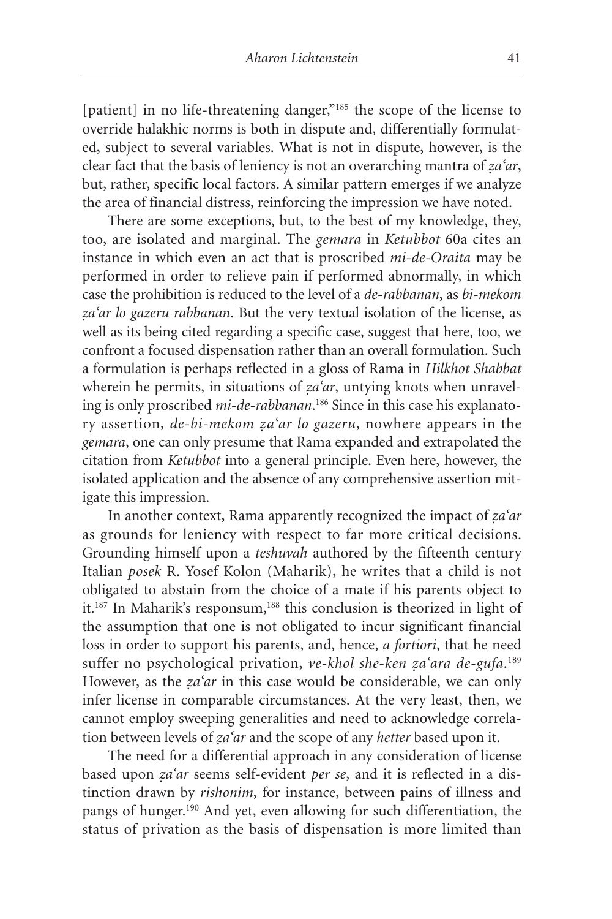[patient] in no life-threatening danger,"[185] the scope of the license to override halakhic norms is both in dispute and, differentially formulated, subject to several variables. What is not in dispute, however, is the clear fact that the basis of leniency is not an overarching mantra of *ẓa'ar*, but, rather, specific local factors. A similar pattern emerges if we analyze the area of financial distress, reinforcing the impression we have noted.

There are some exceptions, but, to the best of my knowledge, they, too, are isolated and marginal. The *gemara* in *Ketubbot* 60a cites an instance in which even an act that is proscribed *mi-de-Oraita* may be performed in order to relieve pain if performed abnormally, in which case the prohibition is reduced to the level of a *de-rabbanan*, as *bi-mekom ẓa'ar lo gazeru rabbanan*. But the very textual isolation of the license, as well as its being cited regarding a specific case, suggest that here, too, we confront a focused dispensation rather than an overall formulation. Such a formulation is perhaps reflected in a gloss of Rama in *Hilkhot Shabbat* wherein he permits, in situations of *ẓa'ar*, untying knots when unraveling is only proscribed *mi-de-rabbanan*.[186] Since in this case his explanatory assertion, *de-bi-mekom ẓa'ar lo gazeru*, nowhere appears in the *gemara*, one can only presume that Rama expanded and extrapolated the citation from *Ketubbot* into a general principle. Even here, however, the isolated application and the absence of any comprehensive assertion mitigate this impression.

In another context, Rama apparently recognized the impact of *ẓa'ar* as grounds for leniency with respect to far more critical decisions. Grounding himself upon a *teshuvah* authored by the fifteenth century Italian *posek* R. Yosef Kolon (Maharik), he writes that a child is not obligated to abstain from the choice of a mate if his parents object to it.[187] In Maharik's responsum,[188] this conclusion is theorized in light of the assumption that one is not obligated to incur significant financial loss in order to support his parents, and, hence, *a fortiori*, that he need suffer no psychological privation, *ve-khol she-ken ẓa'ara de-gufa*.[189] However, as the *ẓa'ar* in this case would be considerable, we can only infer license in comparable circumstances. At the very least, then, we cannot employ sweeping generalities and need to acknowledge correlation between levels of *ẓa'ar* and the scope of any *hetter* based upon it.

The need for a differential approach in any consideration of license based upon *ẓa'ar* seems self-evident *per se*, and it is reflected in a distinction drawn by *rishonim*, for instance, between pains of illness and pangs of hunger.[190] And yet, even allowing for such differentiation, the status of privation as the basis of dispensation is more limited than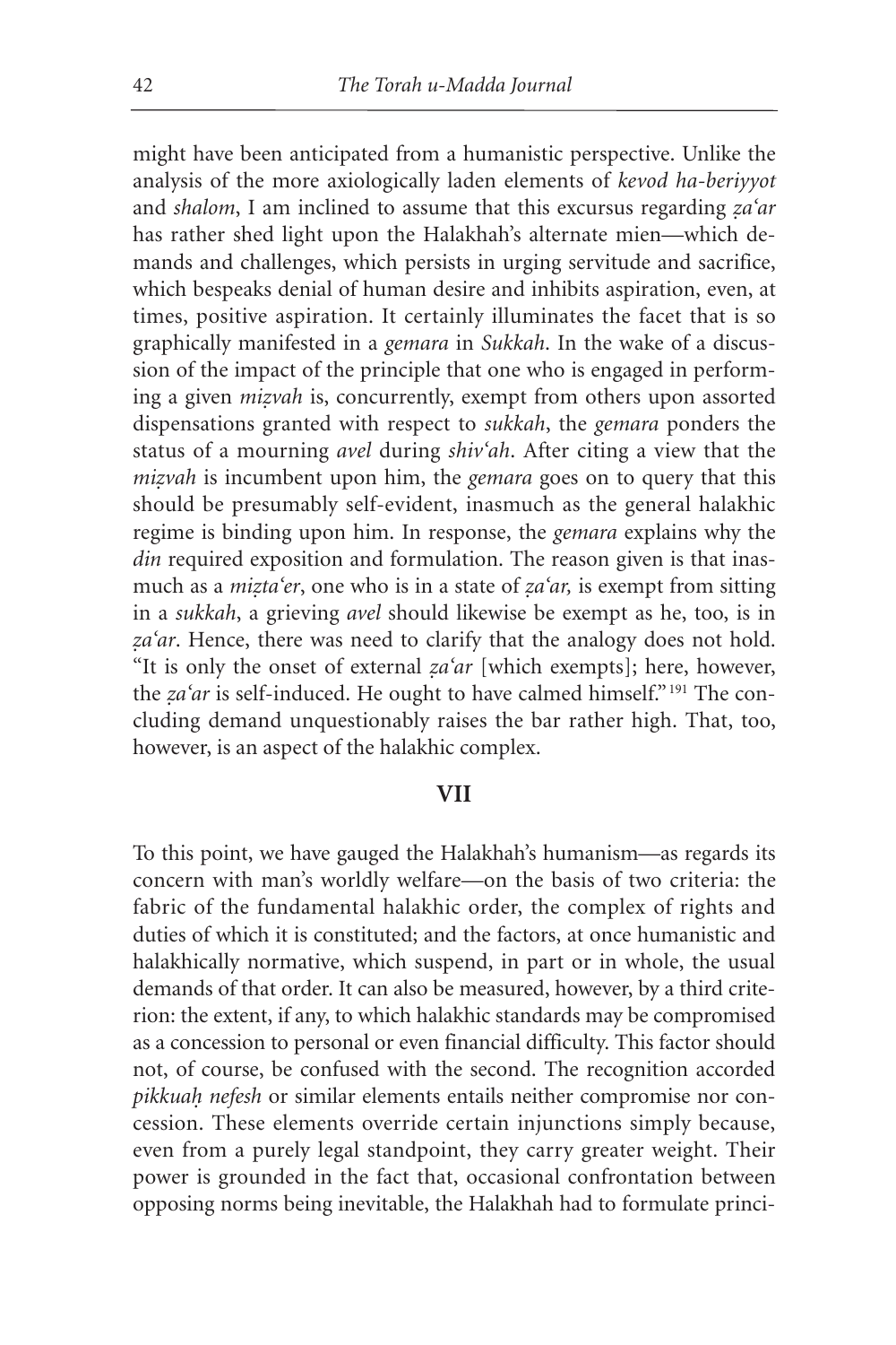might have been anticipated from a humanistic perspective. Unlike the analysis of the more axiologically laden elements of *kevod ha-beriyyot* and *shalom*, I am inclined to assume that this excursus regarding *ẓa'ar* has rather shed light upon the Halakhah's alternate mien—which demands and challenges, which persists in urging servitude and sacrifice, which bespeaks denial of human desire and inhibits aspiration, even, at times, positive aspiration. It certainly illuminates the facet that is so graphically manifested in a *gemara* in *Sukkah*. In the wake of a discussion of the impact of the principle that one who is engaged in performing a given *miẓvah* is, concurrently, exempt from others upon assorted dispensations granted with respect to *sukkah*, the *gemara* ponders the status of a mourning *avel* during *shiv'ah*. After citing a view that the *miẓvah* is incumbent upon him, the *gemara* goes on to query that this should be presumably self-evident, inasmuch as the general halakhic regime is binding upon him. In response, the *gemara* explains why the *din* required exposition and formulation. The reason given is that inasmuch as a *miẓta'er*, one who is in a state of *ẓa'ar,* is exempt from sitting in a *sukkah*, a grieving *avel* should likewise be exempt as he, too, is in *ẓa'ar*. Hence, there was need to clarify that the analogy does not hold. "It is only the onset of external *ẓa'ar* [which exempts]; here, however, the *ẓa'ar* is self-induced. He ought to have calmed himself."[191] The concluding demand unquestionably raises the bar rather high. That, too, however, is an aspect of the halakhic complex.

## VII

To this point, we have gauged the Halakhah's humanism—as regards its concern with man's worldly welfare—on the basis of two criteria: the fabric of the fundamental halakhic order, the complex of rights and duties of which it is constituted; and the factors, at once humanistic and halakhically normative, which suspend, in part or in whole, the usual demands of that order. It can also be measured, however, by a third criterion: the extent, if any, to which halakhic standards may be compromised as a concession to personal or even financial difficulty. This factor should not, of course, be confused with the second. The recognition accorded *pikkuaḥ nefesh* or similar elements entails neither compromise nor concession. These elements override certain injunctions simply because, even from a purely legal standpoint, they carry greater weight. Their power is grounded in the fact that, occasional confrontation between opposing norms being inevitable, the Halakhah had to formulate princi-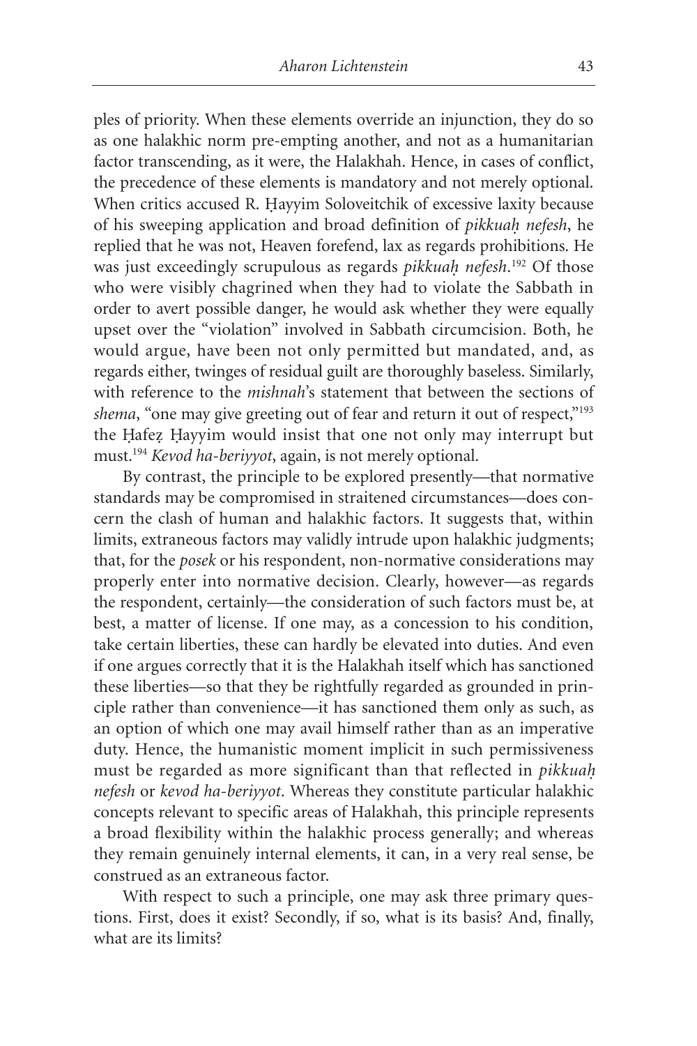ples of priority. When these elements override an injunction, they do so as one halakhic norm pre-empting another, and not as a humanitarian factor transcending, as it were, the Halakhah. Hence, in cases of conflict, the precedence of these elements is mandatory and not merely optional. When critics accused R. Ḥayyim Soloveitchik of excessive laxity because of his sweeping application and broad definition of *pikkuaḥ nefesh*, he replied that he was not, Heaven forefend, lax as regards prohibitions. He was just exceedingly scrupulous as regards *pikkuaḥ nefesh*.[192] Of those who were visibly chagrined when they had to violate the Sabbath in order to avert possible danger, he would ask whether they were equally upset over the "violation" involved in Sabbath circumcision. Both, he would argue, have been not only permitted but mandated, and, as regards either, twinges of residual guilt are thoroughly baseless. Similarly, with reference to the *mishnah*'s statement that between the sections of *shema*, "one may give greeting out of fear and return it out of respect,"[193] the Ḥafeẓ Ḥayyim would insist that one not only may interrupt but must.[194] *Kevod ha-beriyyot*, again, is not merely optional.

By contrast, the principle to be explored presently—that normative standards may be compromised in straitened circumstances—does concern the clash of human and halakhic factors. It suggests that, within limits, extraneous factors may validly intrude upon halakhic judgments; that, for the *posek* or his respondent, non-normative considerations may properly enter into normative decision. Clearly, however—as regards the respondent, certainly—the consideration of such factors must be, at best, a matter of license. If one may, as a concession to his condition, take certain liberties, these can hardly be elevated into duties. And even if one argues correctly that it is the Halakhah itself which has sanctioned these liberties—so that they be rightfully regarded as grounded in principle rather than convenience—it has sanctioned them only as such, as an option of which one may avail himself rather than as an imperative duty. Hence, the humanistic moment implicit in such permissiveness must be regarded as more significant than that reflected in *pikkuaḥ nefesh* or *kevod ha-beriyyot*. Whereas they constitute particular halakhic concepts relevant to specific areas of Halakhah, this principle represents a broad flexibility within the halakhic process generally; and whereas they remain genuinely internal elements, it can, in a very real sense, be construed as an extraneous factor.

With respect to such a principle, one may ask three primary questions. First, does it exist? Secondly, if so, what is its basis? And, finally, what are its limits?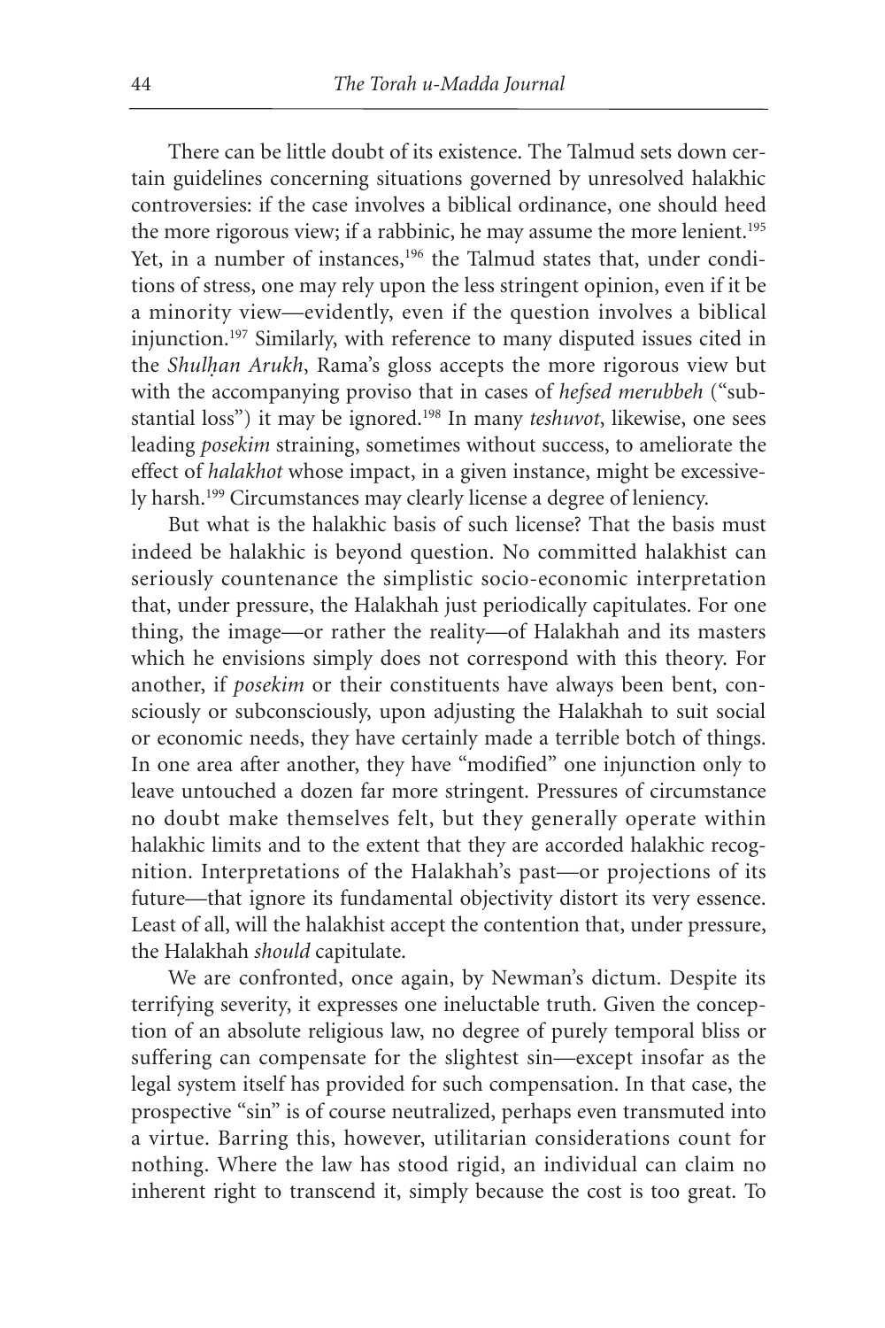There can be little doubt of its existence. The Talmud sets down certain guidelines concerning situations governed by unresolved halakhic controversies: if the case involves a biblical ordinance, one should heed the more rigorous view; if a rabbinic, he may assume the more lenient.[195] Yet, in a number of instances,[196] the Talmud states that, under conditions of stress, one may rely upon the less stringent opinion, even if it be a minority view—evidently, even if the question involves a biblical injunction.[197] Similarly, with reference to many disputed issues cited in the *Shulḥan Arukh*, Rama's gloss accepts the more rigorous view but with the accompanying proviso that in cases of *hefsed merubbeh* ("substantial loss") it may be ignored.[198] In many *teshuvot*, likewise, one sees leading *posekim* straining, sometimes without success, to ameliorate the effect of *halakhot* whose impact, in a given instance, might be excessively harsh.[199] Circumstances may clearly license a degree of leniency.

But what is the halakhic basis of such license? That the basis must indeed be halakhic is beyond question. No committed halakhist can seriously countenance the simplistic socio-economic interpretation that, under pressure, the Halakhah just periodically capitulates. For one thing, the image—or rather the reality—of Halakhah and its masters which he envisions simply does not correspond with this theory. For another, if *posekim* or their constituents have always been bent, consciously or subconsciously, upon adjusting the Halakhah to suit social or economic needs, they have certainly made a terrible botch of things. In one area after another, they have "modified" one injunction only to leave untouched a dozen far more stringent. Pressures of circumstance no doubt make themselves felt, but they generally operate within halakhic limits and to the extent that they are accorded halakhic recognition. Interpretations of the Halakhah's past—or projections of its future—that ignore its fundamental objectivity distort its very essence. Least of all, will the halakhist accept the contention that, under pressure, the Halakhah *should* capitulate.

We are confronted, once again, by Newman's dictum. Despite its terrifying severity, it expresses one ineluctable truth. Given the conception of an absolute religious law, no degree of purely temporal bliss or suffering can compensate for the slightest sin—except insofar as the legal system itself has provided for such compensation. In that case, the prospective "sin" is of course neutralized, perhaps even transmuted into a virtue. Barring this, however, utilitarian considerations count for nothing. Where the law has stood rigid, an individual can claim no inherent right to transcend it, simply because the cost is too great. To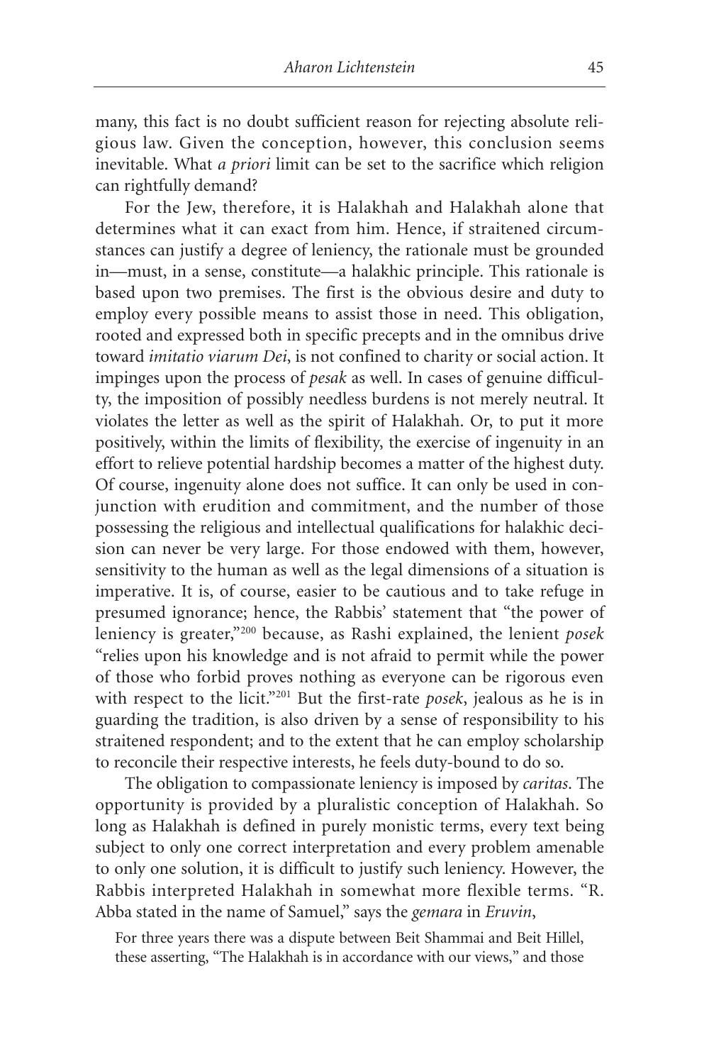many, this fact is no doubt sufficient reason for rejecting absolute religious law. Given the conception, however, this conclusion seems inevitable. What *a priori* limit can be set to the sacrifice which religion can rightfully demand?

For the Jew, therefore, it is Halakhah and Halakhah alone that determines what it can exact from him. Hence, if straitened circumstances can justify a degree of leniency, the rationale must be grounded in—must, in a sense, constitute—a halakhic principle. This rationale is based upon two premises. The first is the obvious desire and duty to employ every possible means to assist those in need. This obligation, rooted and expressed both in specific precepts and in the omnibus drive toward *imitatio viarum Dei*, is not confined to charity or social action. It impinges upon the process of *pesak* as well. In cases of genuine difficulty, the imposition of possibly needless burdens is not merely neutral. It violates the letter as well as the spirit of Halakhah. Or, to put it more positively, within the limits of flexibility, the exercise of ingenuity in an effort to relieve potential hardship becomes a matter of the highest duty. Of course, ingenuity alone does not suffice. It can only be used in conjunction with erudition and commitment, and the number of those possessing the religious and intellectual qualifications for halakhic decision can never be very large. For those endowed with them, however, sensitivity to the human as well as the legal dimensions of a situation is imperative. It is, of course, easier to be cautious and to take refuge in presumed ignorance; hence, the Rabbis' statement that "the power of leniency is greater,"[200] because, as Rashi explained, the lenient *posek* "relies upon his knowledge and is not afraid to permit while the power of those who forbid proves nothing as everyone can be rigorous even with respect to the licit."[201] But the first-rate *posek*, jealous as he is in guarding the tradition, is also driven by a sense of responsibility to his straitened respondent; and to the extent that he can employ scholarship to reconcile their respective interests, he feels duty-bound to do so.

The obligation to compassionate leniency is imposed by *caritas*. The opportunity is provided by a pluralistic conception of Halakhah. So long as Halakhah is defined in purely monistic terms, every text being subject to only one correct interpretation and every problem amenable to only one solution, it is difficult to justify such leniency. However, the Rabbis interpreted Halakhah in somewhat more flexible terms. "R. Abba stated in the name of Samuel," says the *gemara* in *Eruvin*,

> For three years there was a dispute between Beit Shammai and Beit Hillel, these asserting, "The Halakhah is in accordance with our views," and those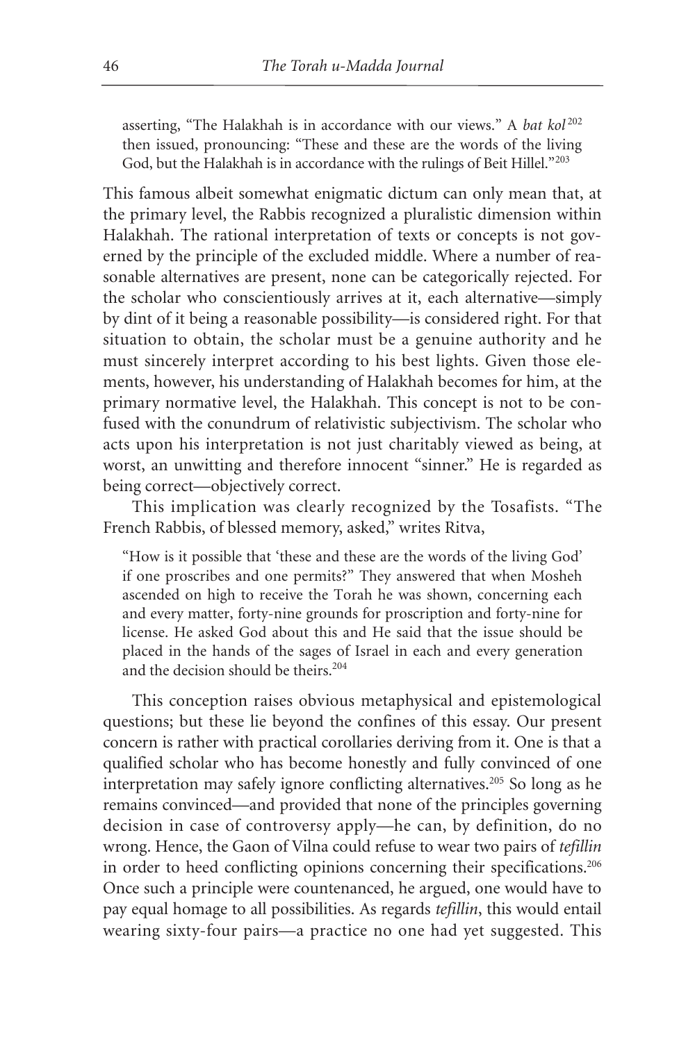> asserting, "The Halakhah is in accordance with our views." A *bat kol*[202] then issued, pronouncing: "These and these are the words of the living God, but the Halakhah is in accordance with the rulings of Beit Hillel."[203]

This famous albeit somewhat enigmatic dictum can only mean that, at the primary level, the Rabbis recognized a pluralistic dimension within Halakhah. The rational interpretation of texts or concepts is not governed by the principle of the excluded middle. Where a number of reasonable alternatives are present, none can be categorically rejected. For the scholar who conscientiously arrives at it, each alternative—simply by dint of it being a reasonable possibility—is considered right. For that situation to obtain, the scholar must be a genuine authority and he must sincerely interpret according to his best lights. Given those elements, however, his understanding of Halakhah becomes for him, at the primary normative level, the Halakhah. This concept is not to be confused with the conundrum of relativistic subjectivism. The scholar who acts upon his interpretation is not just charitably viewed as being, at worst, an unwitting and therefore innocent "sinner." He is regarded as being correct—objectively correct.

This implication was clearly recognized by the Tosafists. "The French Rabbis, of blessed memory, asked," writes Ritva,

> "How is it possible that 'these and these are the words of the living God' if one proscribes and one permits?" They answered that when Mosheh ascended on high to receive the Torah he was shown, concerning each and every matter, forty-nine grounds for proscription and forty-nine for license. He asked God about this and He said that the issue should be placed in the hands of the sages of Israel in each and every generation and the decision should be theirs.[204]

This conception raises obvious metaphysical and epistemological questions; but these lie beyond the confines of this essay. Our present concern is rather with practical corollaries deriving from it. One is that a qualified scholar who has become honestly and fully convinced of one interpretation may safely ignore conflicting alternatives.[205] So long as he remains convinced—and provided that none of the principles governing decision in case of controversy apply—he can, by definition, do no wrong. Hence, the Gaon of Vilna could refuse to wear two pairs of *tefillin* in order to heed conflicting opinions concerning their specifications.[206] Once such a principle were countenanced, he argued, one would have to pay equal homage to all possibilities. As regards *tefillin*, this would entail wearing sixty-four pairs—a practice no one had yet suggested. This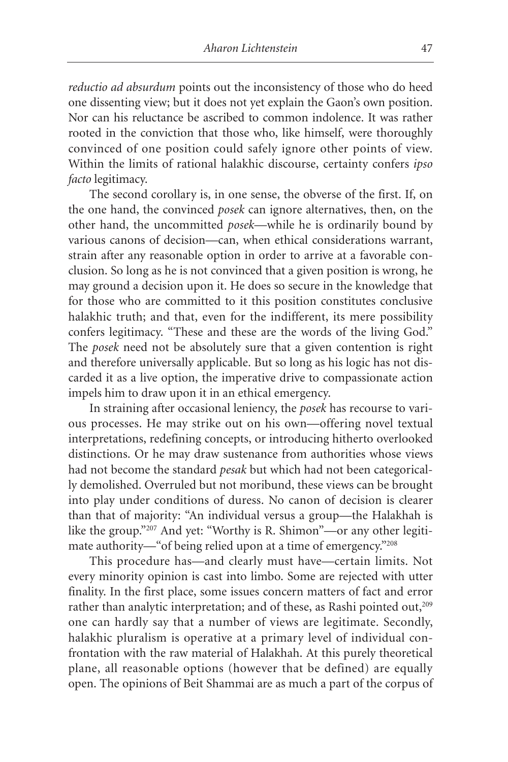*reductio ad absurdum* points out the inconsistency of those who do heed one dissenting view; but it does not yet explain the Gaon's own position. Nor can his reluctance be ascribed to common indolence. It was rather rooted in the conviction that those who, like himself, were thoroughly convinced of one position could safely ignore other points of view. Within the limits of rational halakhic discourse, certainty confers *ipso facto* legitimacy.

The second corollary is, in one sense, the obverse of the first. If, on the one hand, the convinced *posek* can ignore alternatives, then, on the other hand, the uncommitted *posek*—while he is ordinarily bound by various canons of decision—can, when ethical considerations warrant, strain after any reasonable option in order to arrive at a favorable conclusion. So long as he is not convinced that a given position is wrong, he may ground a decision upon it. He does so secure in the knowledge that for those who are committed to it this position constitutes conclusive halakhic truth; and that, even for the indifferent, its mere possibility confers legitimacy. "These and these are the words of the living God." The *posek* need not be absolutely sure that a given contention is right and therefore universally applicable. But so long as his logic has not discarded it as a live option, the imperative drive to compassionate action impels him to draw upon it in an ethical emergency.

In straining after occasional leniency, the *posek* has recourse to various processes. He may strike out on his own—offering novel textual interpretations, redefining concepts, or introducing hitherto overlooked distinctions. Or he may draw sustenance from authorities whose views had not become the standard *pesak* but which had not been categorically demolished. Overruled but not moribund, these views can be brought into play under conditions of duress. No canon of decision is clearer than that of majority: "An individual versus a group—the Halakhah is like the group."[207] And yet: "Worthy is R. Shimon"—or any other legitimate authority—"of being relied upon at a time of emergency."[208]

This procedure has—and clearly must have—certain limits. Not every minority opinion is cast into limbo. Some are rejected with utter finality. In the first place, some issues concern matters of fact and error rather than analytic interpretation; and of these, as Rashi pointed out,[209] one can hardly say that a number of views are legitimate. Secondly, halakhic pluralism is operative at a primary level of individual confrontation with the raw material of Halakhah. At this purely theoretical plane, all reasonable options (however that be defined) are equally open. The opinions of Beit Shammai are as much a part of the corpus of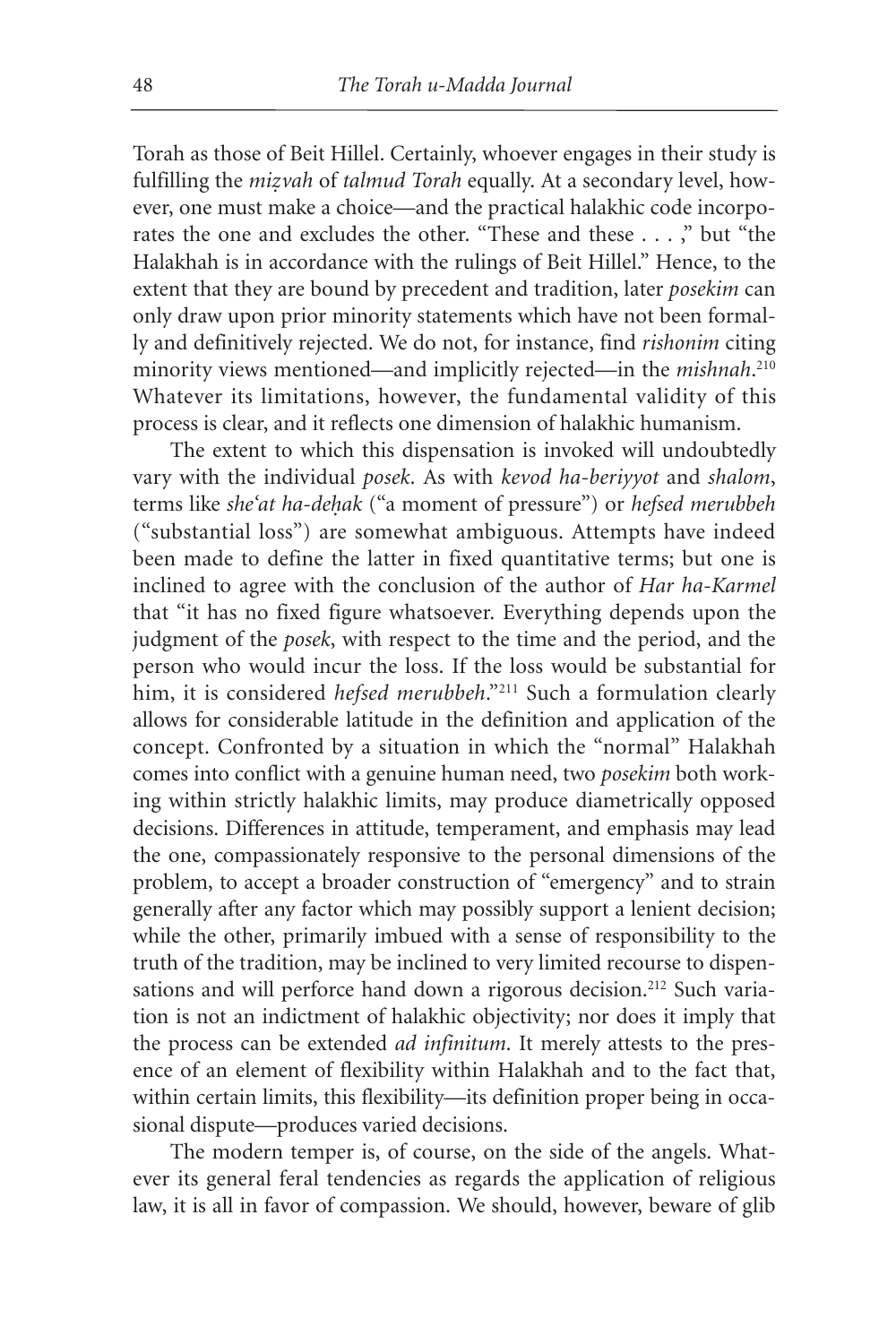Torah as those of Beit Hillel. Certainly, whoever engages in their study is fulfilling the *mizvah* of *talmud Torah* equally. At a secondary level, however, one must make a choice—and the practical halakhic code incorporates the one and excludes the other. "These and these . . . ," but "the Halakhah is in accordance with the rulings of Beit Hillel." Hence, to the extent that they are bound by precedent and tradition, later *posekim* can only draw upon prior minority statements which have not been formally and definitively rejected. We do not, for instance, find *rishonim* citing minority views mentioned—and implicitly rejected—in the *mishnah*.[210] Whatever its limitations, however, the fundamental validity of this process is clear, and it reflects one dimension of halakhic humanism.

The extent to which this dispensation is invoked will undoubtedly vary with the individual *posek*. As with *kevod ha-beriyyot* and *shalom*, terms like *she'at ha-deḥak* ("a moment of pressure") or *hefsed merubbeh* ("substantial loss") are somewhat ambiguous. Attempts have indeed been made to define the latter in fixed quantitative terms; but one is inclined to agree with the conclusion of the author of *Har ha-Karmel* that "it has no fixed figure whatsoever. Everything depends upon the judgment of the *posek*, with respect to the time and the period, and the person who would incur the loss. If the loss would be substantial for him, it is considered *hefsed merubbeh*."[211] Such a formulation clearly allows for considerable latitude in the definition and application of the concept. Confronted by a situation in which the "normal" Halakhah comes into conflict with a genuine human need, two *posekim* both working within strictly halakhic limits, may produce diametrically opposed decisions. Differences in attitude, temperament, and emphasis may lead the one, compassionately responsive to the personal dimensions of the problem, to accept a broader construction of "emergency" and to strain generally after any factor which may possibly support a lenient decision; while the other, primarily imbued with a sense of responsibility to the truth of the tradition, may be inclined to very limited recourse to dispensations and will perforce hand down a rigorous decision.[212] Such variation is not an indictment of halakhic objectivity; nor does it imply that the process can be extended *ad infinitum*. It merely attests to the presence of an element of flexibility within Halakhah and to the fact that, within certain limits, this flexibility—its definition proper being in occasional dispute—produces varied decisions.

The modern temper is, of course, on the side of the angels. Whatever its general feral tendencies as regards the application of religious law, it is all in favor of compassion. We should, however, beware of glib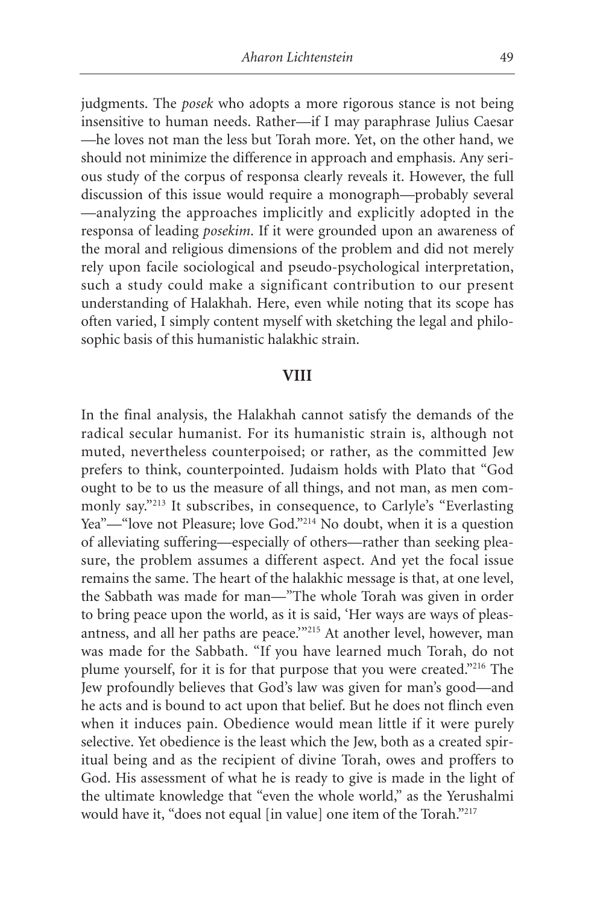judgments. The *posek* who adopts a more rigorous stance is not being insensitive to human needs. Rather—if I may paraphrase Julius Caesar—he loves not man the less but Torah more. Yet, on the other hand, we should not minimize the difference in approach and emphasis. Any serious study of the corpus of responsa clearly reveals it. However, the full discussion of this issue would require a monograph—probably several—analyzing the approaches implicitly and explicitly adopted in the responsa of leading *posekim*. If it were grounded upon an awareness of the moral and religious dimensions of the problem and did not merely rely upon facile sociological and pseudo-psychological interpretation, such a study could make a significant contribution to our present understanding of Halakhah. Here, even while noting that its scope has often varied, I simply content myself with sketching the legal and philosophic basis of this humanistic halakhic strain.

## VIII

In the final analysis, the Halakhah cannot satisfy the demands of the radical secular humanist. For its humanistic strain is, although not muted, nevertheless counterpoised; or rather, as the committed Jew prefers to think, counterpointed. Judaism holds with Plato that "God ought to be to us the measure of all things, and not man, as men commonly say."[213] It subscribes, in consequence, to Carlyle's "Everlasting Yea"—"love not Pleasure; love God."[214] No doubt, when it is a question of alleviating suffering—especially of others—rather than seeking pleasure, the problem assumes a different aspect. And yet the focal issue remains the same. The heart of the halakhic message is that, at one level, the Sabbath was made for man—"The whole Torah was given in order to bring peace upon the world, as it is said, 'Her ways are ways of pleasantness, and all her paths are peace.'"[215] At another level, however, man was made for the Sabbath. "If you have learned much Torah, do not plume yourself, for it is for that purpose that you were created."[216] The Jew profoundly believes that God's law was given for man's good—and he acts and is bound to act upon that belief. But he does not flinch even when it induces pain. Obedience would mean little if it were purely selective. Yet obedience is the least which the Jew, both as a created spiritual being and as the recipient of divine Torah, owes and proffers to God. His assessment of what he is ready to give is made in the light of the ultimate knowledge that "even the whole world," as the Yerushalmi would have it, "does not equal [in value] one item of the Torah."[217]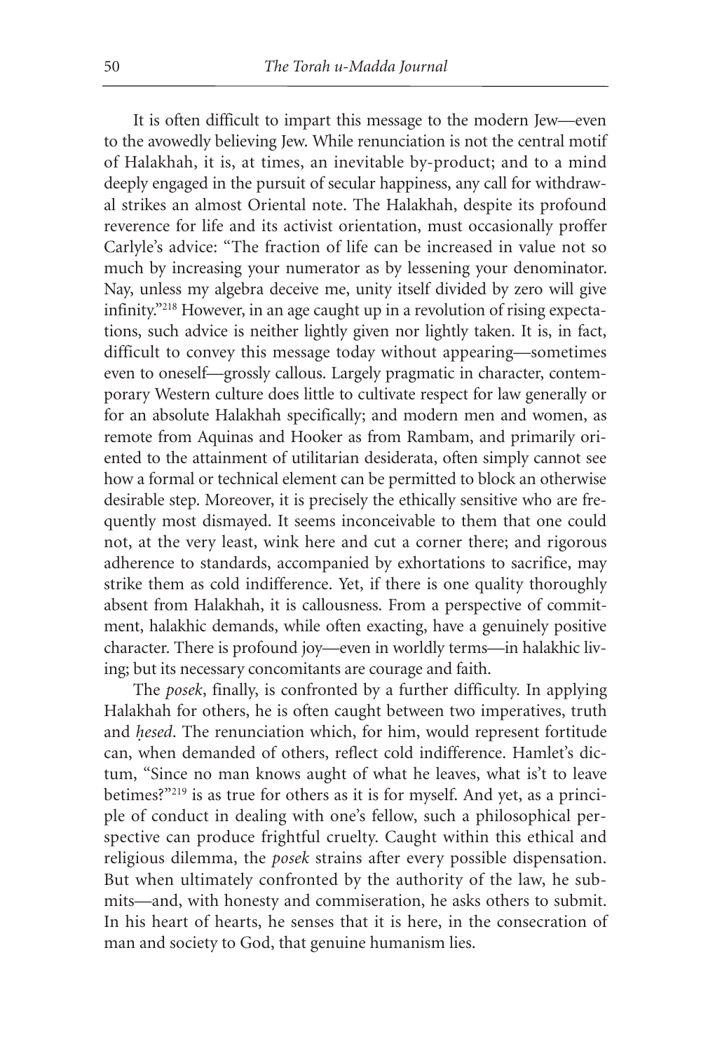It is often difficult to impart this message to the modern Jew—even to the avowedly believing Jew. While renunciation is not the central motif of Halakhah, it is, at times, an inevitable by-product; and to a mind deeply engaged in the pursuit of secular happiness, any call for withdrawal strikes an almost Oriental note. The Halakhah, despite its profound reverence for life and its activist orientation, must occasionally proffer Carlyle's advice: "The fraction of life can be increased in value not so much by increasing your numerator as by lessening your denominator. Nay, unless my algebra deceive me, unity itself divided by zero will give infinity."[218] However, in an age caught up in a revolution of rising expectations, such advice is neither lightly given nor lightly taken. It is, in fact, difficult to convey this message today without appearing—sometimes even to oneself—grossly callous. Largely pragmatic in character, contemporary Western culture does little to cultivate respect for law generally or for an absolute Halakhah specifically; and modern men and women, as remote from Aquinas and Hooker as from Rambam, and primarily oriented to the attainment of utilitarian desiderata, often simply cannot see how a formal or technical element can be permitted to block an otherwise desirable step. Moreover, it is precisely the ethically sensitive who are frequently most dismayed. It seems inconceivable to them that one could not, at the very least, wink here and cut a corner there; and rigorous adherence to standards, accompanied by exhortations to sacrifice, may strike them as cold indifference. Yet, if there is one quality thoroughly absent from Halakhah, it is callousness. From a perspective of commitment, halakhic demands, while often exacting, have a genuinely positive character. There is profound joy—even in worldly terms—in halakhic living; but its necessary concomitants are courage and faith.

The *posek*, finally, is confronted by a further difficulty. In applying Halakhah for others, he is often caught between two imperatives, truth and *ḥesed*. The renunciation which, for him, would represent fortitude can, when demanded of others, reflect cold indifference. Hamlet's dictum, "Since no man knows aught of what he leaves, what is't to leave betimes?"[219] is as true for others as it is for myself. And yet, as a principle of conduct in dealing with one's fellow, such a philosophical perspective can produce frightful cruelty. Caught within this ethical and religious dilemma, the *posek* strains after every possible dispensation. But when ultimately confronted by the authority of the law, he submits—and, with honesty and commiseration, he asks others to submit. In his heart of hearts, he senses that it is here, in the consecration of man and society to God, that genuine humanism lies.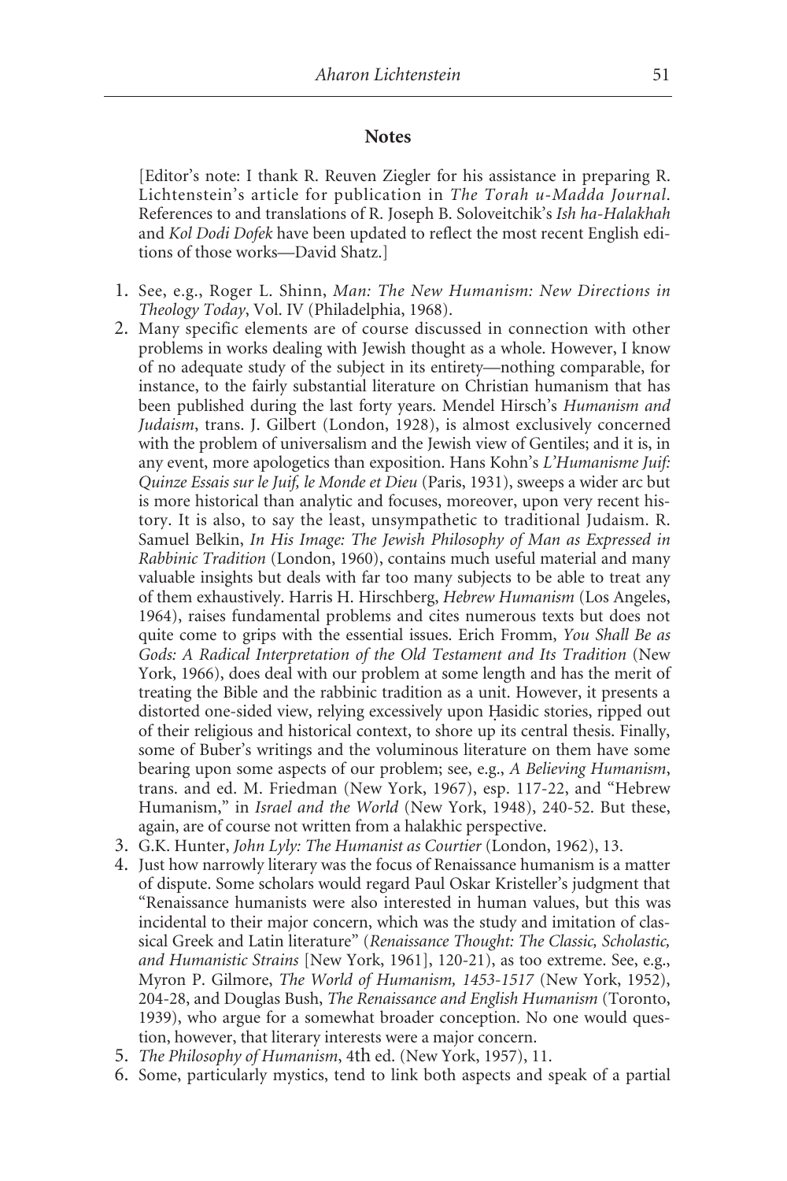## Notes

[Editor's note: I thank R. Reuven Ziegler for his assistance in preparing R. Lichtenstein's article for publication in *The Torah u-Madda Journal*. References to and translations of R. Joseph B. Soloveitchik's *Ish ha-Halakhah* and *Kol Dodi Dofek* have been updated to reflect the most recent English editions of those works—David Shatz.]

1. See, e.g., Roger L. Shinn, *Man: The New Humanism: New Directions in Theology Today*, Vol. IV (Philadelphia, 1968).
2. Many specific elements are of course discussed in connection with other problems in works dealing with Jewish thought as a whole. However, I know of no adequate study of the subject in its entirety—nothing comparable, for instance, to the fairly substantial literature on Christian humanism that has been published during the last forty years. Mendel Hirsch's *Humanism and Judaism*, trans. J. Gilbert (London, 1928), is almost exclusively concerned with the problem of universalism and the Jewish view of Gentiles; and it is, in any event, more apologetics than exposition. Hans Kohn's *L'Humanisme Juif: Quinze Essais sur le Juif, le Monde et Dieu* (Paris, 1931), sweeps a wider arc but is more historical than analytic and focuses, moreover, upon very recent history. It is also, to say the least, unsympathetic to traditional Judaism. R. Samuel Belkin, *In His Image: The Jewish Philosophy of Man as Expressed in Rabbinic Tradition* (London, 1960), contains much useful material and many valuable insights but deals with far too many subjects to be able to treat any of them exhaustively. Harris H. Hirschberg, *Hebrew Humanism* (Los Angeles, 1964), raises fundamental problems and cites numerous texts but does not quite come to grips with the essential issues. Erich Fromm, *You Shall Be as Gods: A Radical Interpretation of the Old Testament and Its Tradition* (New York, 1966), does deal with our problem at some length and has the merit of treating the Bible and the rabbinic tradition as a unit. However, it presents a distorted one-sided view, relying excessively upon Ḥasidic stories, ripped out of their religious and historical context, to shore up its central thesis. Finally, some of Buber's writings and the voluminous literature on them have some bearing upon some aspects of our problem; see, e.g., *A Believing Humanism*, trans. and ed. M. Friedman (New York, 1967), esp. 117-22, and "Hebrew Humanism," in *Israel and the World* (New York, 1948), 240-52. But these, again, are of course not written from a halakhic perspective.
3. G.K. Hunter, *John Lyly: The Humanist as Courtier* (London, 1962), 13.
4. Just how narrowly literary was the focus of Renaissance humanism is a matter of dispute. Some scholars would regard Paul Oskar Kristeller's judgment that "Renaissance humanists were also interested in human values, but this was incidental to their major concern, which was the study and imitation of classical Greek and Latin literature" (*Renaissance Thought: The Classic, Scholastic, and Humanistic Strains* [New York, 1961], 120-21), as too extreme. See, e.g., Myron P. Gilmore, *The World of Humanism, 1453-1517* (New York, 1952), 204-28, and Douglas Bush, *The Renaissance and English Humanism* (Toronto, 1939), who argue for a somewhat broader conception. No one would question, however, that literary interests were a major concern.
5. *The Philosophy of Humanism*, 4th ed. (New York, 1957), 11.
6. Some, particularly mystics, tend to link both aspects and speak of a partial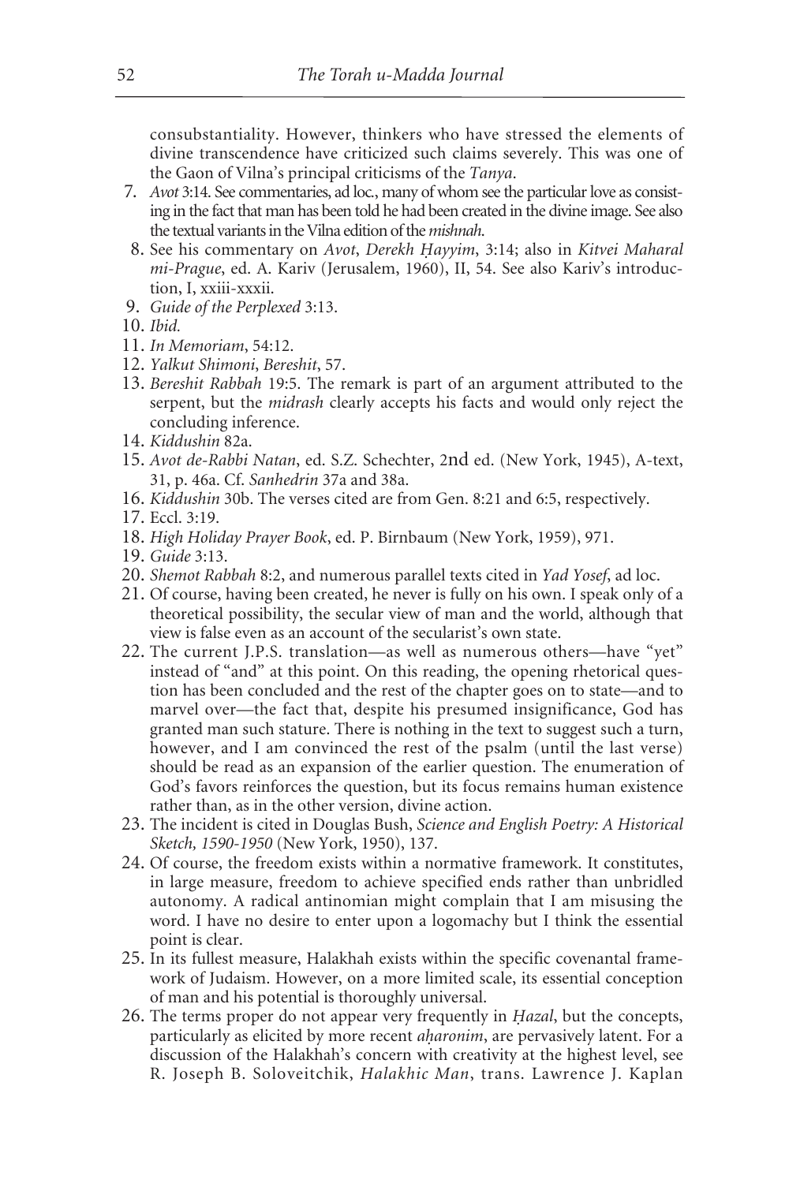consubstantiality. However, thinkers who have stressed the elements of divine transcendence have criticized such claims severely. This was one of the Gaon of Vilna's principal criticisms of the *Tanya*.

7. *Avot* 3:14. See commentaries, ad loc., many of whom see the particular love as consisting in the fact that man has been told he had been created in the divine image. See also the textual variants in the Vilna edition of the *mishnah*.
8. See his commentary on *Avot*, *Derekh Ḥayyim*, 3:14; also in *Kitvei Maharal mi-Prague*, ed. A. Kariv (Jerusalem, 1960), II, 54. See also Kariv's introduction, I, xxiii-xxxii.
9. *Guide of the Perplexed* 3:13.
10. *Ibid.*
11. *In Memoriam*, 54:12.
12. *Yalkut Shimoni*, *Bereshit*, 57.
13. *Bereshit Rabbah* 19:5. The remark is part of an argument attributed to the serpent, but the *midrash* clearly accepts his facts and would only reject the concluding inference.
14. *Kiddushin* 82a.
15. *Avot de-Rabbi Natan*, ed. S.Z. Schechter, 2nd ed. (New York, 1945), A-text, 31, p. 46a. Cf. *Sanhedrin* 37a and 38a.
16. *Kiddushin* 30b. The verses cited are from Gen. 8:21 and 6:5, respectively.
17. Eccl. 3:19.
18. *High Holiday Prayer Book*, ed. P. Birnbaum (New York, 1959), 971.
19. *Guide* 3:13.
20. *Shemot Rabbah* 8:2, and numerous parallel texts cited in *Yad Yosef*, ad loc.
21. Of course, having been created, he never is fully on his own. I speak only of a theoretical possibility, the secular view of man and the world, although that view is false even as an account of the secularist's own state.
22. The current J.P.S. translation—as well as numerous others—have "yet" instead of "and" at this point. On this reading, the opening rhetorical question has been concluded and the rest of the chapter goes on to state—and to marvel over—the fact that, despite his presumed insignificance, God has granted man such stature. There is nothing in the text to suggest such a turn, however, and I am convinced the rest of the psalm (until the last verse) should be read as an expansion of the earlier question. The enumeration of God's favors reinforces the question, but its focus remains human existence rather than, as in the other version, divine action.
23. The incident is cited in Douglas Bush, *Science and English Poetry: A Historical Sketch, 1590-1950* (New York, 1950), 137.
24. Of course, the freedom exists within a normative framework. It constitutes, in large measure, freedom to achieve specified ends rather than unbridled autonomy. A radical antinomian might complain that I am misusing the word. I have no desire to enter upon a logomachy but I think the essential point is clear.
25. In its fullest measure, Halakhah exists within the specific covenantal framework of Judaism. However, on a more limited scale, its essential conception of man and his potential is thoroughly universal.
26. The terms proper do not appear very frequently in *Ḥazal*, but the concepts, particularly as elicited by more recent *aḥaronim*, are pervasively latent. For a discussion of the Halakhah's concern with creativity at the highest level, see R. Joseph B. Soloveitchik, *Halakhic Man*, trans. Lawrence J. Kaplan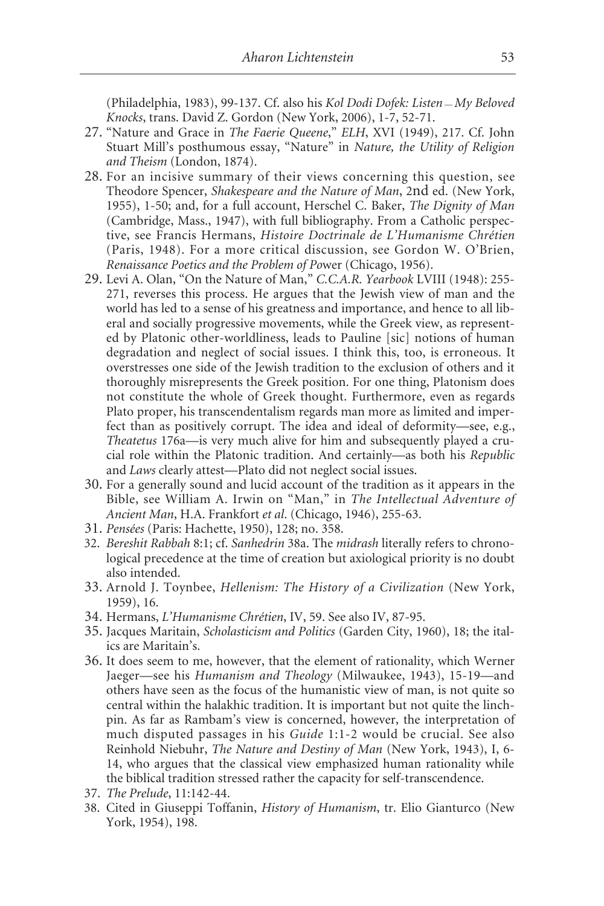(Philadelphia, 1983), 99-137. Cf. also his *Kol Dodi Dofek: Listen – My Beloved Knocks*, trans. David Z. Gordon (New York, 2006), 1-7, 52-71.

27. "Nature and Grace in *The Faerie Queene*," *ELH*, XVI (1949), 217. Cf. John Stuart Mill's posthumous essay, "Nature" in *Nature, the Utility of Religion and Theism* (London, 1874).
28. For an incisive summary of their views concerning this question, see Theodore Spencer, *Shakespeare and the Nature of Man*, 2nd ed. (New York, 1955), 1-50; and, for a full account, Herschel C. Baker, *The Dignity of Man* (Cambridge, Mass., 1947), with full bibliography. From a Catholic perspective, see Francis Hermans, *Histoire Doctrinale de L'Humanisme Chrétien* (Paris, 1948). For a more critical discussion, see Gordon W. O'Brien, *Renaissance Poetics and the Problem of Power* (Chicago, 1956).
29. Levi A. Olan, "On the Nature of Man," *C.C.A.R. Yearbook* LVIII (1948): 255-271, reverses this process. He argues that the Jewish view of man and the world has led to a sense of his greatness and importance, and hence to all liberal and socially progressive movements, while the Greek view, as represented by Platonic other-worldliness, leads to Pauline [sic] notions of human degradation and neglect of social issues. I think this, too, is erroneous. It overstresses one side of the Jewish tradition to the exclusion of others and it thoroughly misrepresents the Greek position. For one thing, Platonism does not constitute the whole of Greek thought. Furthermore, even as regards Plato proper, his transcendentalism regards man more as limited and imperfect than as positively corrupt. The idea and ideal of deformity—see, e.g., *Theatetus* 176a—is very much alive for him and subsequently played a crucial role within the Platonic tradition. And certainly—as both his *Republic* and *Laws* clearly attest—Plato did not neglect social issues.
30. For a generally sound and lucid account of the tradition as it appears in the Bible, see William A. Irwin on "Man," in *The Intellectual Adventure of Ancient Man*, H.A. Frankfort *et al.* (Chicago, 1946), 255-63.
31. *Pensées* (Paris: Hachette, 1950), 128; no. 358.
32. *Bereshit Rabbah* 8:1; cf. *Sanhedrin* 38a. The *midrash* literally refers to chronological precedence at the time of creation but axiological priority is no doubt also intended.
33. Arnold J. Toynbee, *Hellenism: The History of a Civilization* (New York, 1959), 16.
34. Hermans, *L'Humanisme Chrétien*, IV, 59. See also IV, 87-95.
35. Jacques Maritain, *Scholasticism and Politics* (Garden City, 1960), 18; the italics are Maritain's.
36. It does seem to me, however, that the element of rationality, which Werner Jaeger—see his *Humanism and Theology* (Milwaukee, 1943), 15-19—and others have seen as the focus of the humanistic view of man, is not quite so central within the halakhic tradition. It is important but not quite the linchpin. As far as Rambam's view is concerned, however, the interpretation of much disputed passages in his *Guide* 1:1-2 would be crucial. See also Reinhold Niebuhr, *The Nature and Destiny of Man* (New York, 1943), I, 6-14, who argues that the classical view emphasized human rationality while the biblical tradition stressed rather the capacity for self-transcendence.
37. *The Prelude*, 11:142-44.
38. Cited in Giuseppi Toffanin, *History of Humanism*, tr. Elio Gianturco (New York, 1954), 198.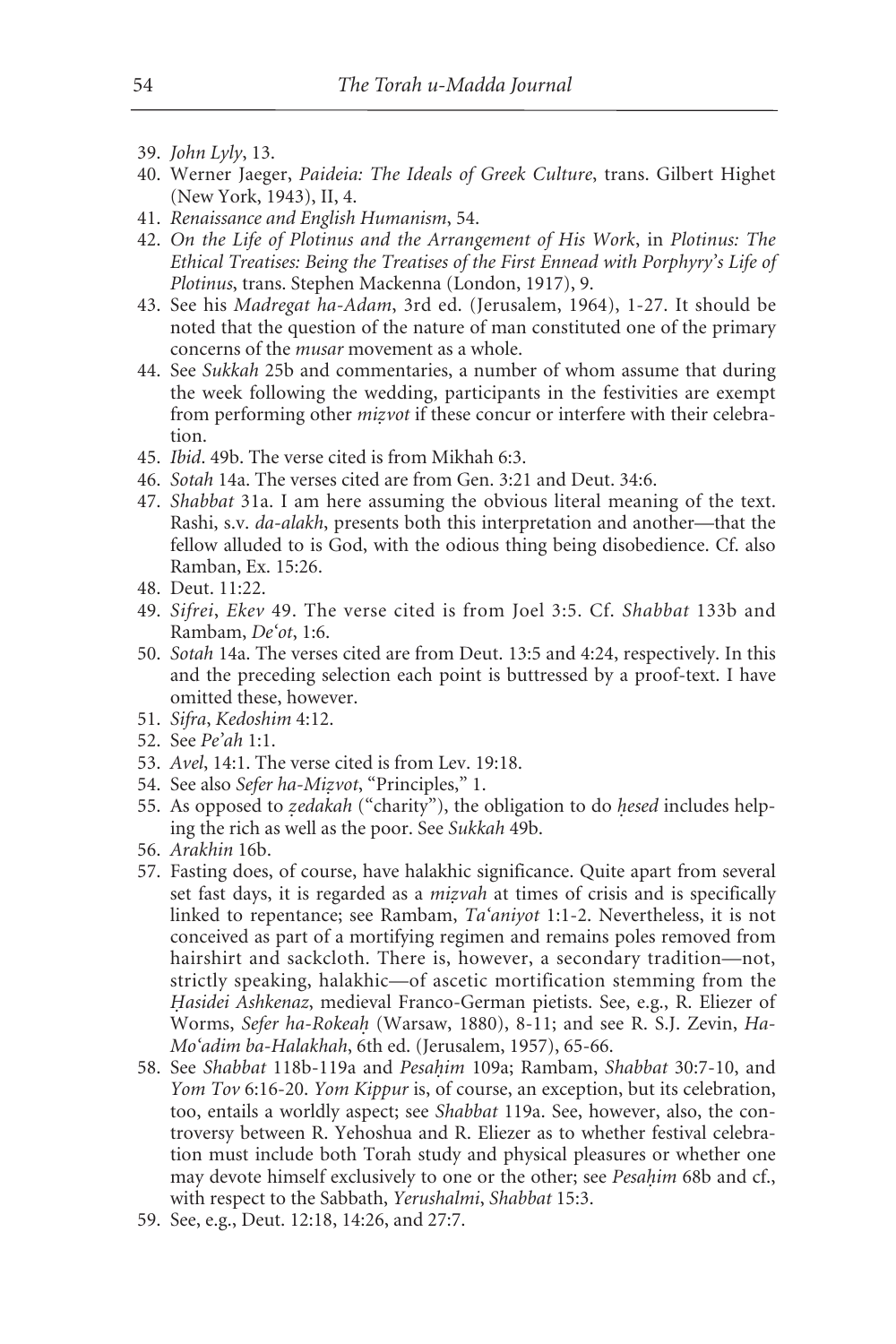39. *John Lyly*, 13.
40. Werner Jaeger, *Paideia: The Ideals of Greek Culture*, trans. Gilbert Highet (New York, 1943), II, 4.
41. *Renaissance and English Humanism*, 54.
42. *On the Life of Plotinus and the Arrangement of His Work*, in *Plotinus: The Ethical Treatises: Being the Treatises of the First Ennead with Porphyry's Life of Plotinus*, trans. Stephen Mackenna (London, 1917), 9.
43. See his *Madregat ha-Adam*, 3rd ed. (Jerusalem, 1964), 1-27. It should be noted that the question of the nature of man constituted one of the primary concerns of the *musar* movement as a whole.
44. See *Sukkah* 25b and commentaries, a number of whom assume that during the week following the wedding, participants in the festivities are exempt from performing other *mizvot* if these concur or interfere with their celebration.
45. *Ibid*. 49b. The verse cited is from Mikhah 6:3.
46. *Sotah* 14a. The verses cited are from Gen. 3:21 and Deut. 34:6.
47. *Shabbat* 31a. I am here assuming the obvious literal meaning of the text. Rashi, s.v. *da-alakh*, presents both this interpretation and another—that the fellow alluded to is God, with the odious thing being disobedience. Cf. also Ramban, Ex. 15:26.
48. Deut. 11:22.
49. *Sifrei*, *Ekev* 49. The verse cited is from Joel 3:5. Cf. *Shabbat* 133b and Rambam, *De'ot*, 1:6.
50. *Sotah* 14a. The verses cited are from Deut. 13:5 and 4:24, respectively. In this and the preceding selection each point is buttressed by a proof-text. I have omitted these, however.
51. *Sifra*, *Kedoshim* 4:12.
52. See *Pe'ah* 1:1.
53. *Avel*, 14:1. The verse cited is from Lev. 19:18.
54. See also *Sefer ha-Mizvot*, "Principles," 1.
55. As opposed to *zedakah* ("charity"), the obligation to do *hesed* includes helping the rich as well as the poor. See *Sukkah* 49b.
56. *Arakhin* 16b.
57. Fasting does, of course, have halakhic significance. Quite apart from several set fast days, it is regarded as a *mizvah* at times of crisis and is specifically linked to repentance; see Rambam, *Ta'aniyot* 1:1-2. Nevertheless, it is not conceived as part of a mortifying regimen and remains poles removed from hairshirt and sackcloth. There is, however, a secondary tradition—not, strictly speaking, halakhic—of ascetic mortification stemming from the *Hasidei Ashkenaz*, medieval Franco-German pietists. See, e.g., R. Eliezer of Worms, *Sefer ha-Rokeah* (Warsaw, 1880), 8-11; and see R. S.J. Zevin, *Ha-Mo'adim ba-Halakhah*, 6th ed. (Jerusalem, 1957), 65-66.
58. See *Shabbat* 118b-119a and *Pesahim* 109a; Rambam, *Shabbat* 30:7-10, and *Yom Tov* 6:16-20. *Yom Kippur* is, of course, an exception, but its celebration, too, entails a worldly aspect; see *Shabbat* 119a. See, however, also, the controversy between R. Yehoshua and R. Eliezer as to whether festival celebration must include both Torah study and physical pleasures or whether one may devote himself exclusively to one or the other; see *Pesahim* 68b and cf., with respect to the Sabbath, *Yerushalmi*, *Shabbat* 15:3.
59. See, e.g., Deut. 12:18, 14:26, and 27:7.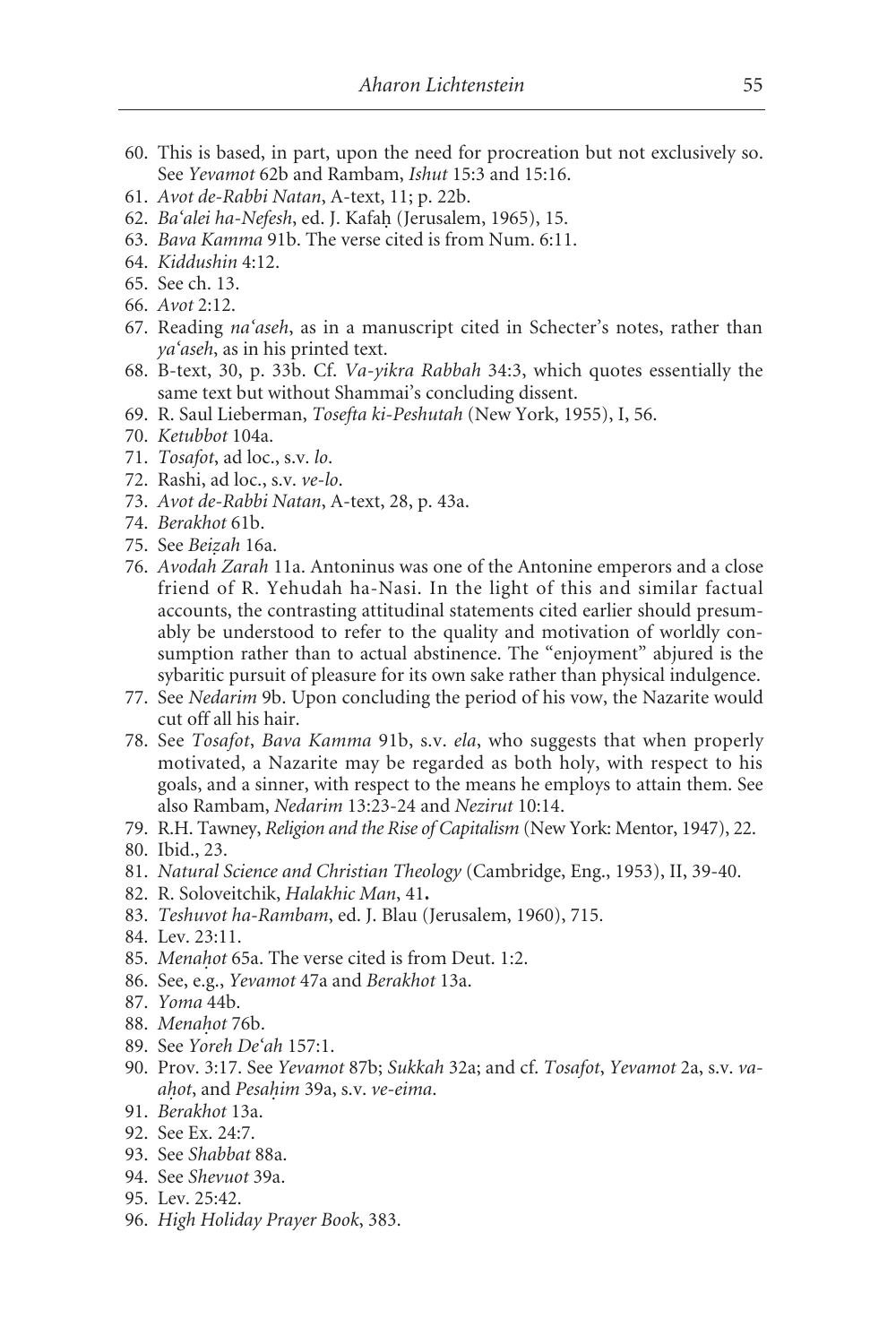60. This is based, in part, upon the need for procreation but not exclusively so. See *Yevamot* 62b and Rambam, *Ishut* 15:3 and 15:16.
61. *Avot de-Rabbi Natan*, A-text, 11; p. 22b.
62. *Ba'alei ha-Nefesh*, ed. J. Kafaḥ (Jerusalem, 1965), 15.
63. *Bava Kamma* 91b. The verse cited is from Num. 6:11.
64. *Kiddushin* 4:12.
65. See ch. 13.
66. *Avot* 2:12.
67. Reading *na'aseh*, as in a manuscript cited in Schecter's notes, rather than *ya'aseh*, as in his printed text.
68. B-text, 30, p. 33b. Cf. *Va-yikra Rabbah* 34:3, which quotes essentially the same text but without Shammai's concluding dissent.
69. R. Saul Lieberman, *Tosefta ki-Peshutah* (New York, 1955), I, 56.
70. *Ketubbot* 104a.
71. *Tosafot*, ad loc., s.v. *lo*.
72. Rashi, ad loc., s.v. *ve-lo*.
73. *Avot de-Rabbi Natan*, A-text, 28, p. 43a.
74. *Berakhot* 61b.
75. See *Beiẓah* 16a.
76. *Avodah Zarah* 11a. Antoninus was one of the Antonine emperors and a close friend of R. Yehudah ha-Nasi. In the light of this and similar factual accounts, the contrasting attitudinal statements cited earlier should presumably be understood to refer to the quality and motivation of worldly consumption rather than to actual abstinence. The "enjoyment" abjured is the sybaritic pursuit of pleasure for its own sake rather than physical indulgence.
77. See *Nedarim* 9b. Upon concluding the period of his vow, the Nazarite would cut off all his hair.
78. See *Tosafot*, *Bava Kamma* 91b, s.v. *ela*, who suggests that when properly motivated, a Nazarite may be regarded as both holy, with respect to his goals, and a sinner, with respect to the means he employs to attain them. See also Rambam, *Nedarim* 13:23-24 and *Nezirut* 10:14.
79. R.H. Tawney, *Religion and the Rise of Capitalism* (New York: Mentor, 1947), 22.
80. Ibid., 23.
81. *Natural Science and Christian Theology* (Cambridge, Eng., 1953), II, 39-40.
82. R. Soloveitchik, *Halakhic Man*, 41.
83. *Teshuvot ha-Rambam*, ed. J. Blau (Jerusalem, 1960), 715.
84. Lev. 23:11.
85. *Menaḥot* 65a. The verse cited is from Deut. 1:2.
86. See, e.g., *Yevamot* 47a and *Berakhot* 13a.
87. *Yoma* 44b.
88. *Menaḥot* 76b.
89. See *Yoreh De'ah* 157:1.
90. Prov. 3:17. See *Yevamot* 87b; *Sukkah* 32a; and cf. *Tosafot*, *Yevamot* 2a, s.v. *va-aḥot*, and *Pesaḥim* 39a, s.v. *ve-eima*.
91. *Berakhot* 13a.
92. See Ex. 24:7.
93. See *Shabbat* 88a.
94. See *Shevuot* 39a.
95. Lev. 25:42.
96. *High Holiday Prayer Book*, 383.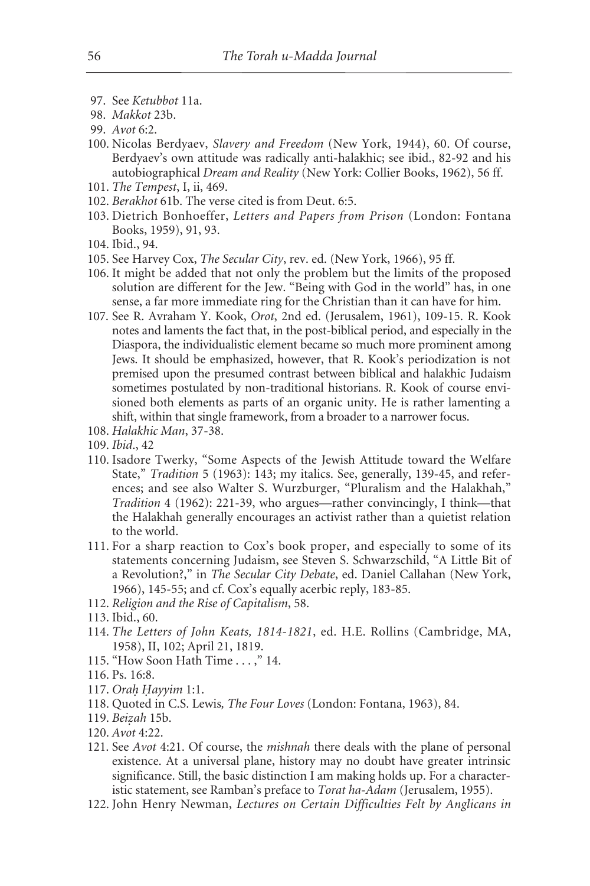97. See *Ketubbot* 11a.
98. *Makkot* 23b.
99. *Avot* 6:2.
100. Nicolas Berdyaev, *Slavery and Freedom* (New York, 1944), 60. Of course, Berdyaev's own attitude was radically anti-halakhic; see ibid., 82-92 and his autobiographical *Dream and Reality* (New York: Collier Books, 1962), 56 ff.
101. *The Tempest*, I, ii, 469.
102. *Berakhot* 61b. The verse cited is from Deut. 6:5.
103. Dietrich Bonhoeffer, *Letters and Papers from Prison* (London: Fontana Books, 1959), 91, 93.
104. Ibid., 94.
105. See Harvey Cox, *The Secular City*, rev. ed. (New York, 1966), 95 ff.
106. It might be added that not only the problem but the limits of the proposed solution are different for the Jew. "Being with God in the world" has, in one sense, a far more immediate ring for the Christian than it can have for him.
107. See R. Avraham Y. Kook, *Orot*, 2nd ed. (Jerusalem, 1961), 109-15. R. Kook notes and laments the fact that, in the post-biblical period, and especially in the Diaspora, the individualistic element became so much more prominent among Jews. It should be emphasized, however, that R. Kook's periodization is not premised upon the presumed contrast between biblical and halakhic Judaism sometimes postulated by non-traditional historians. R. Kook of course envisioned both elements as parts of an organic unity. He is rather lamenting a shift, within that single framework, from a broader to a narrower focus.
108. *Halakhic Man*, 37-38.
109. *Ibid*., 42
110. Isadore Twerky, "Some Aspects of the Jewish Attitude toward the Welfare State," *Tradition* 5 (1963): 143; my italics. See, generally, 139-45, and references; and see also Walter S. Wurzburger, "Pluralism and the Halakhah," *Tradition* 4 (1962): 221-39, who argues—rather convincingly, I think—that the Halakhah generally encourages an activist rather than a quietist relation to the world.
111. For a sharp reaction to Cox's book proper, and especially to some of its statements concerning Judaism, see Steven S. Schwarzschild, "A Little Bit of a Revolution?," in *The Secular City Debate*, ed. Daniel Callahan (New York, 1966), 145-55; and cf. Cox's equally acerbic reply, 183-85.
112. *Religion and the Rise of Capitalism*, 58.
113. Ibid., 60.
114. *The Letters of John Keats, 1814-1821*, ed. H.E. Rollins (Cambridge, MA, 1958), II, 102; April 21, 1819.
115. "How Soon Hath Time . . . ," 14.
116. Ps. 16:8.
117. *Oraḥ Ḥayyim* 1:1.
118. Quoted in C.S. Lewis*, The Four Loves* (London: Fontana, 1963), 84.
119. *Beiẓah* 15b.
120. *Avot* 4:22.
121. See *Avot* 4:21. Of course, the *mishnah* there deals with the plane of personal existence. At a universal plane, history may no doubt have greater intrinsic significance. Still, the basic distinction I am making holds up. For a characteristic statement, see Ramban's preface to *Torat ha-Adam* (Jerusalem, 1955).
122. John Henry Newman, *Lectures on Certain Difficulties Felt by Anglicans in*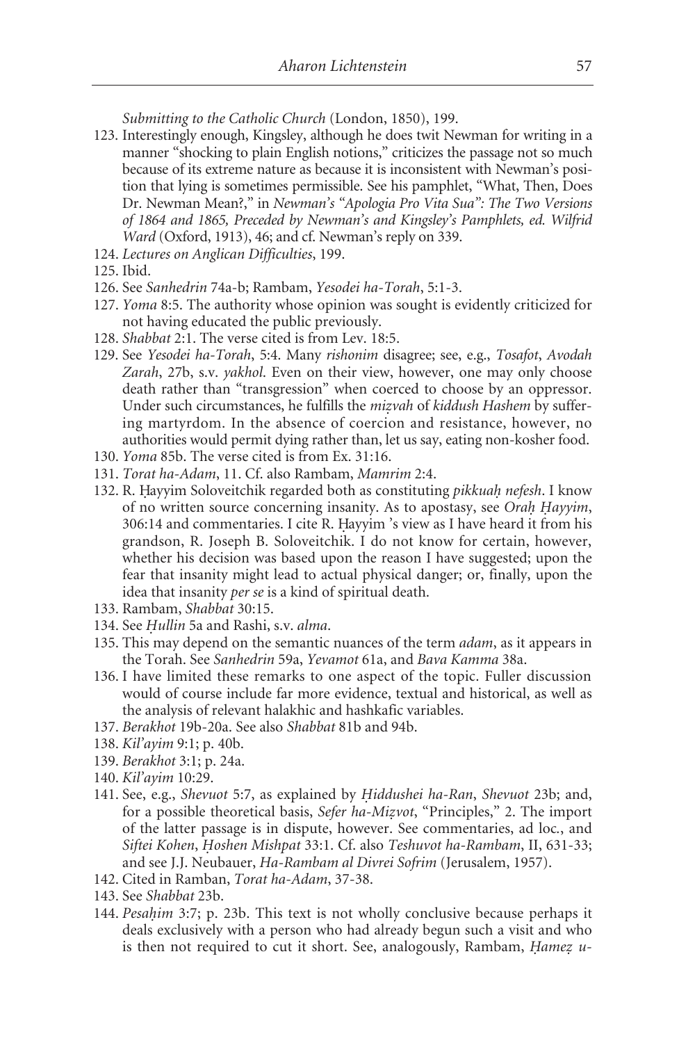*Submitting to the Catholic Church* (London, 1850), 199.

123. Interestingly enough, Kingsley, although he does twit Newman for writing in a manner "shocking to plain English notions," criticizes the passage not so much because of its extreme nature as because it is inconsistent with Newman's position that lying is sometimes permissible. See his pamphlet, "What, Then, Does Dr. Newman Mean?," in *Newman's "Apologia Pro Vita Sua": The Two Versions of 1864 and 1865, Preceded by Newman's and Kingsley's Pamphlets, ed. Wilfrid Ward* (Oxford, 1913), 46; and cf. Newman's reply on 339.
124. *Lectures on Anglican Difficulties*, 199.
125. Ibid.
126. See *Sanhedrin* 74a-b; Rambam, *Yesodei ha-Torah*, 5:1-3.
127. *Yoma* 8:5. The authority whose opinion was sought is evidently criticized for not having educated the public previously.
128. *Shabbat* 2:1. The verse cited is from Lev. 18:5.
129. See *Yesodei ha-Torah*, 5:4. Many *rishonim* disagree; see, e.g., *Tosafot*, *Avodah Zarah*, 27b, s.v. *yakhol*. Even on their view, however, one may only choose death rather than "transgression" when coerced to choose by an oppressor. Under such circumstances, he fulfills the *mizvah* of *kiddush Hashem* by suffering martyrdom. In the absence of coercion and resistance, however, no authorities would permit dying rather than, let us say, eating non-kosher food.
130. *Yoma* 85b. The verse cited is from Ex. 31:16.
131. *Torat ha-Adam*, 11. Cf. also Rambam, *Mamrim* 2:4.
132. R. Ḥayyim Soloveitchik regarded both as constituting *pikkuaḥ nefesh*. I know of no written source concerning insanity. As to apostasy, see *Oraḥ Ḥayyim*, 306:14 and commentaries. I cite R. Ḥayyim 's view as I have heard it from his grandson, R. Joseph B. Soloveitchik. I do not know for certain, however, whether his decision was based upon the reason I have suggested; upon the fear that insanity might lead to actual physical danger; or, finally, upon the idea that insanity *per se* is a kind of spiritual death.
133. Rambam, *Shabbat* 30:15.
134. See *Ḥullin* 5a and Rashi, s.v. *alma*.
135. This may depend on the semantic nuances of the term *adam*, as it appears in the Torah. See *Sanhedrin* 59a, *Yevamot* 61a, and *Bava Kamma* 38a.
136. I have limited these remarks to one aspect of the topic. Fuller discussion would of course include far more evidence, textual and historical, as well as the analysis of relevant halakhic and hashkafic variables.
137. *Berakhot* 19b-20a. See also *Shabbat* 81b and 94b.
138. *Kil'ayim* 9:1; p. 40b.
139. *Berakhot* 3:1; p. 24a.
140. *Kil'ayim* 10:29.
141. See, e.g., *Shevuot* 5:7, as explained by *Ḥiddushei ha-Ran*, *Shevuot* 23b; and, for a possible theoretical basis, *Sefer ha-Mizvot*, "Principles," 2. The import of the latter passage is in dispute, however. See commentaries, ad loc., and *Siftei Kohen*, *Ḥoshen Mishpat* 33:1. Cf. also *Teshuvot ha-Rambam*, II, 631-33; and see J.J. Neubauer, *Ha-Rambam al Divrei Sofrim* (Jerusalem, 1957).
142. Cited in Ramban, *Torat ha-Adam*, 37-38.
143. See *Shabbat* 23b.
144. *Pesaḥim* 3:7; p. 23b. This text is not wholly conclusive because perhaps it deals exclusively with a person who had already begun such a visit and who is then not required to cut it short. See, analogously, Rambam, *Ḥamez u-*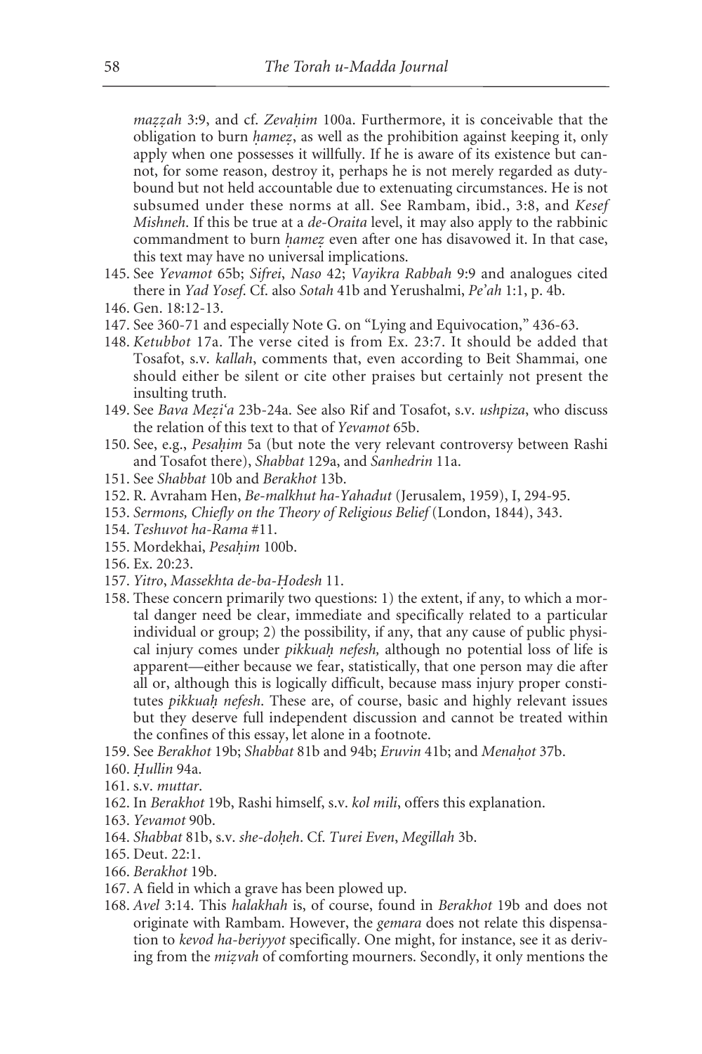*mazzah* 3:9, and cf. *Zevaḥim* 100a. Furthermore, it is conceivable that the obligation to burn *ḥamez*, as well as the prohibition against keeping it, only apply when one possesses it willfully. If he is aware of its existence but cannot, for some reason, destroy it, perhaps he is not merely regarded as duty-bound but not held accountable due to extenuating circumstances. He is not subsumed under these norms at all. See Rambam, ibid., 3:8, and *Kesef Mishneh*. If this be true at a *de-Oraita* level, it may also apply to the rabbinic commandment to burn *ḥamez* even after one has disavowed it. In that case, this text may have no universal implications.

145. See *Yevamot* 65b; *Sifrei*, *Naso* 42; *Vayikra Rabbah* 9:9 and analogues cited there in *Yad Yosef*. Cf. also *Sotah* 41b and Yerushalmi, *Pe'ah* 1:1, p. 4b.
146. Gen. 18:12-13.
147. See 360-71 and especially Note G. on "Lying and Equivocation," 436-63.
148. *Ketubbot* 17a. The verse cited is from Ex. 23:7. It should be added that Tosafot, s.v. *kallah*, comments that, even according to Beit Shammai, one should either be silent or cite other praises but certainly not present the insulting truth.
149. See *Bava Mezi'a* 23b-24a. See also Rif and Tosafot, s.v. *ushpiza*, who discuss the relation of this text to that of *Yevamot* 65b.
150. See, e.g., *Pesaḥim* 5a (but note the very relevant controversy between Rashi and Tosafot there), *Shabbat* 129a, and *Sanhedrin* 11a.
151. See *Shabbat* 10b and *Berakhot* 13b.
152. R. Avraham Hen, *Be-malkhut ha-Yahadut* (Jerusalem, 1959), I, 294-95.
153. *Sermons, Chiefly on the Theory of Religious Belief* (London, 1844), 343.
154. *Teshuvot ha-Rama* #11.
155. Mordekhai, *Pesaḥim* 100b.
156. Ex. 20:23.
157. *Yitro*, *Massekhta de-ba-Ḥodesh* 11.
158. These concern primarily two questions: 1) the extent, if any, to which a mortal danger need be clear, immediate and specifically related to a particular individual or group; 2) the possibility, if any, that any cause of public physical injury comes under *pikkuaḥ nefesh,* although no potential loss of life is apparent—either because we fear, statistically, that one person may die after all or, although this is logically difficult, because mass injury proper constitutes *pikkuaḥ nefesh*. These are, of course, basic and highly relevant issues but they deserve full independent discussion and cannot be treated within the confines of this essay, let alone in a footnote.
159. See *Berakhot* 19b; *Shabbat* 81b and 94b; *Eruvin* 41b; and *Menaḥot* 37b.
160. *Ḥullin* 94a.
161. s.v. *muttar*.
162. In *Berakhot* 19b, Rashi himself, s.v. *kol mili*, offers this explanation.
163. *Yevamot* 90b.
164. *Shabbat* 81b, s.v. *she-doḥeh*. Cf. *Turei Even*, *Megillah* 3b.
165. Deut. 22:1.
166. *Berakhot* 19b.
167. A field in which a grave has been plowed up.
168. *Avel* 3:14. This *halakhah* is, of course, found in *Berakhot* 19b and does not originate with Rambam. However, the *gemara* does not relate this dispensation to *kevod ha-beriyyot* specifically. One might, for instance, see it as deriving from the *mizvah* of comforting mourners. Secondly, it only mentions the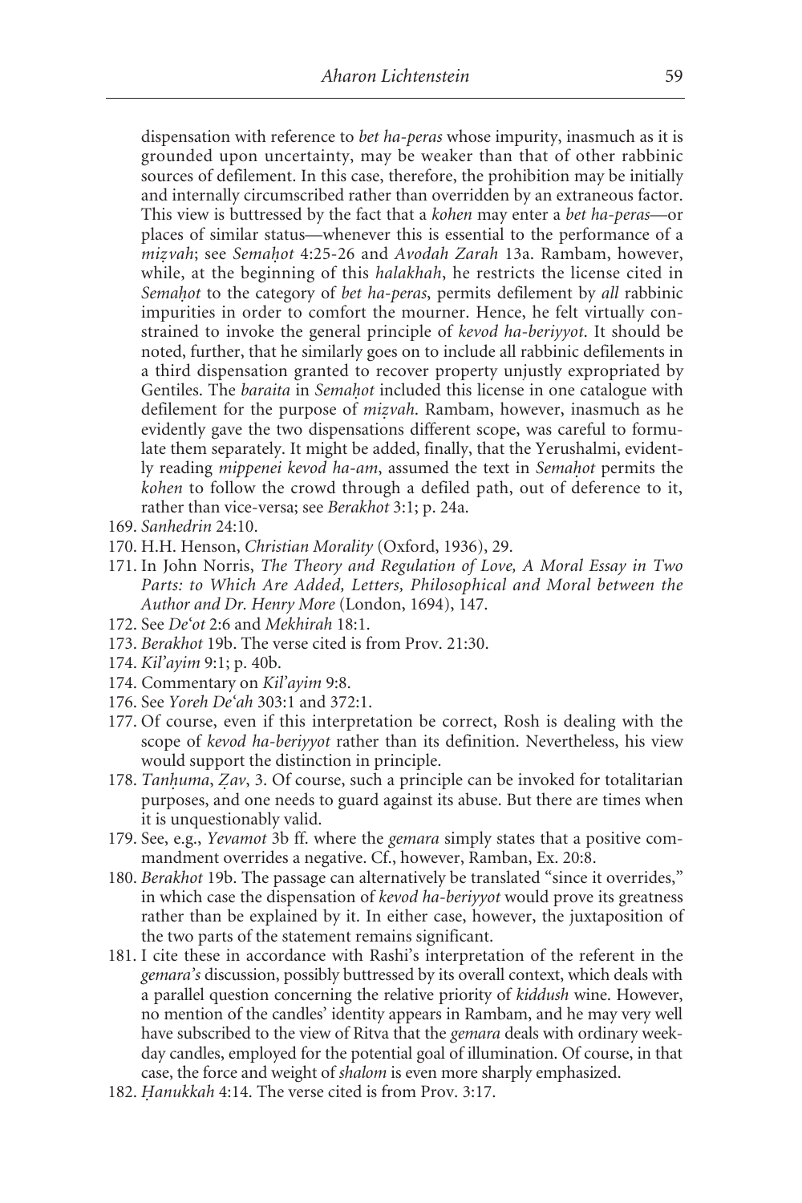dispensation with reference to *bet ha-peras* whose impurity, inasmuch as it is grounded upon uncertainty, may be weaker than that of other rabbinic sources of defilement. In this case, therefore, the prohibition may be initially and internally circumscribed rather than overridden by an extraneous factor. This view is buttressed by the fact that a *kohen* may enter a *bet ha-peras*—or places of similar status—whenever this is essential to the performance of a *mizvah*; see *Semaḥot* 4:25-26 and *Avodah Zarah* 13a. Rambam, however, while, at the beginning of this *halakhah*, he restricts the license cited in *Semaḥot* to the category of *bet ha-peras*, permits defilement by *all* rabbinic impurities in order to comfort the mourner. Hence, he felt virtually constrained to invoke the general principle of *kevod ha-beriyyot*. It should be noted, further, that he similarly goes on to include all rabbinic defilements in a third dispensation granted to recover property unjustly expropriated by Gentiles. The *baraita* in *Semaḥot* included this license in one catalogue with defilement for the purpose of *mizvah*. Rambam, however, inasmuch as he evidently gave the two dispensations different scope, was careful to formulate them separately. It might be added, finally, that the Yerushalmi, evidently reading *mippenei kevod ha-am*, assumed the text in *Semaḥot* permits the *kohen* to follow the crowd through a defiled path, out of deference to it, rather than vice-versa; see *Berakhot* 3:1; p. 24a.

169. *Sanhedrin* 24:10.
170. H.H. Henson, *Christian Morality* (Oxford, 1936), 29.
171. In John Norris, *The Theory and Regulation of Love, A Moral Essay in Two Parts: to Which Are Added, Letters, Philosophical and Moral between the Author and Dr. Henry More* (London, 1694), 147.
172. See *De'ot* 2:6 and *Mekhirah* 18:1.
173. *Berakhot* 19b. The verse cited is from Prov. 21:30.
174. *Kil'ayim* 9:1; p. 40b.
174. Commentary on *Kil'ayim* 9:8.
176. See *Yoreh De'ah* 303:1 and 372:1.
177. Of course, even if this interpretation be correct, Rosh is dealing with the scope of *kevod ha-beriyyot* rather than its definition. Nevertheless, his view would support the distinction in principle.
178. *Tanḥuma*, *Ẓav*, 3. Of course, such a principle can be invoked for totalitarian purposes, and one needs to guard against its abuse. But there are times when it is unquestionably valid.
179. See, e.g., *Yevamot* 3b ff. where the *gemara* simply states that a positive commandment overrides a negative. Cf., however, Ramban, Ex. 20:8.
180. *Berakhot* 19b. The passage can alternatively be translated "since it overrides," in which case the dispensation of *kevod ha-beriyyot* would prove its greatness rather than be explained by it. In either case, however, the juxtaposition of the two parts of the statement remains significant.
181. I cite these in accordance with Rashi's interpretation of the referent in the *gemara's* discussion, possibly buttressed by its overall context, which deals with a parallel question concerning the relative priority of *kiddush* wine. However, no mention of the candles' identity appears in Rambam, and he may very well have subscribed to the view of Ritva that the *gemara* deals with ordinary weekday candles, employed for the potential goal of illumination. Of course, in that case, the force and weight of *shalom* is even more sharply emphasized.
182. *Ḥanukkah* 4:14. The verse cited is from Prov. 3:17.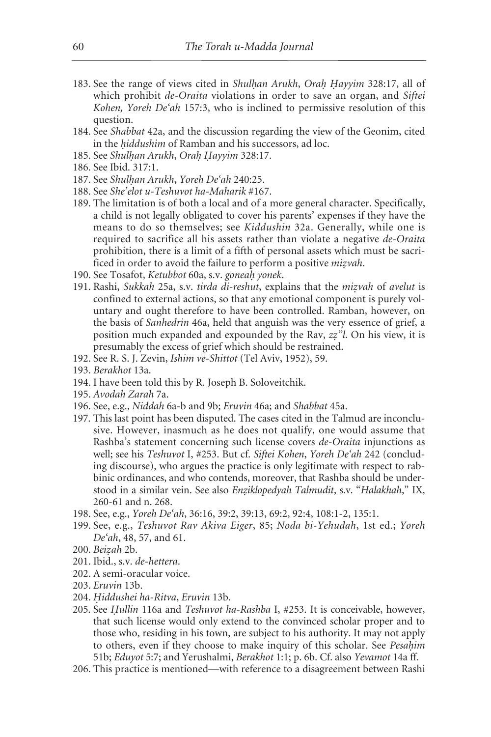183. See the range of views cited in *Shulḥan Arukh*, *Oraḥ Ḥayyim* 328:17, all of which prohibit *de-Oraita* violations in order to save an organ, and *Siftei Kohen, Yoreh De'ah* 157:3, who is inclined to permissive resolution of this question.
184. See *Shabbat* 42a, and the discussion regarding the view of the Geonim, cited in the *ḥiddushim* of Ramban and his successors, ad loc.
185. See *Shulḥan Arukh*, *Oraḥ Ḥayyim* 328:17.
186. See Ibid. 317:1.
187. See *Shulḥan Arukh*, *Yoreh De'ah* 240:25.
188. See *She'elot u-Teshuvot ha-Maharik* #167.
189. The limitation is of both a local and of a more general character. Specifically, a child is not legally obligated to cover his parents' expenses if they have the means to do so themselves; see *Kiddushin* 32a. Generally, while one is required to sacrifice all his assets rather than violate a negative *de-Oraita* prohibition, there is a limit of a fifth of personal assets which must be sacrificed in order to avoid the failure to perform a positive *mizvah*.
190. See Tosafot, *Ketubbot* 60a, s.v. *goneaḥ yonek*.
191. Rashi, *Sukkah* 25a, s.v. *tirda di-reshut*, explains that the *mizvah* of *avelut* is confined to external actions, so that any emotional component is purely voluntary and ought therefore to have been controlled. Ramban, however, on the basis of *Sanhedrin* 46a, held that anguish was the very essence of grief, a position much expanded and expounded by the Rav, *zz"l*. On his view, it is presumably the excess of grief which should be restrained.
192. See R. S. J. Zevin, *Ishim ve-Shittot* (Tel Aviv, 1952), 59.
193. *Berakhot* 13a.
194. I have been told this by R. Joseph B. Soloveitchik.
195. *Avodah Zarah* 7a.
196. See, e.g., *Niddah* 6a-b and 9b; *Eruvin* 46a; and *Shabbat* 45a.
197. This last point has been disputed. The cases cited in the Talmud are inconclusive. However, inasmuch as he does not qualify, one would assume that Rashba's statement concerning such license covers *de-Oraita* injunctions as well; see his *Teshuvot* I, #253. But cf. *Siftei Kohen*, *Yoreh De'ah* 242 (concluding discourse), who argues the practice is only legitimate with respect to rabbinic ordinances, and who contends, moreover, that Rashba should be understood in a similar vein. See also *Enziklopedyah Talmudit*, s.v. "*Halakhah*," IX, 260-61 and n. 268.
198. See, e.g., *Yoreh De'ah*, 36:16, 39:2, 39:13, 69:2, 92:4, 108:1-2, 135:1.
199. See, e.g., *Teshuvot Rav Akiva Eiger*, 85; *Noda bi-Yehudah*, 1st ed.; *Yoreh De'ah*, 48, 57, and 61.
200. *Beizah* 2b.
201. Ibid., s.v. *de-hettera*.
202. A semi-oracular voice.
203. *Eruvin* 13b.
204. *Ḥiddushei ha-Ritva*, *Eruvin* 13b.
205. See *Ḥullin* 116a and *Teshuvot ha-Rashba* I, #253. It is conceivable, however, that such license would only extend to the convinced scholar proper and to those who, residing in his town, are subject to his authority. It may not apply to others, even if they choose to make inquiry of this scholar. See *Pesaḥim* 51b; *Eduyot* 5:7; and Yerushalmi, *Berakhot* 1:1; p. 6b. Cf. also *Yevamot* 14a ff.
206. This practice is mentioned—with reference to a disagreement between Rashi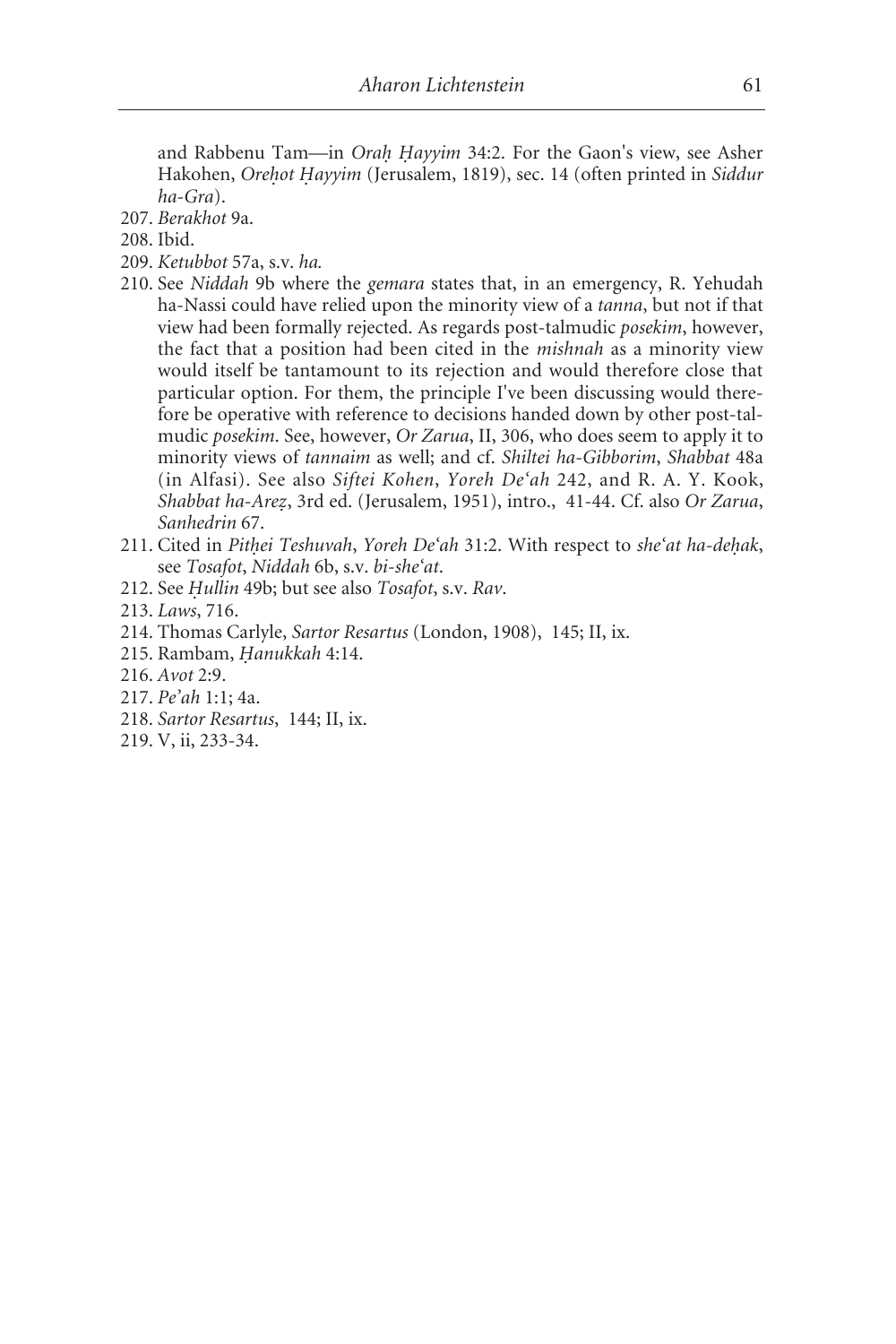and Rabbenu Tam—in *Oraḥ Ḥayyim* 34:2. For the Gaon's view, see Asher Hakohen, *Oreḥot Ḥayyim* (Jerusalem, 1819), sec. 14 (often printed in *Siddur ha-Gra*).

207. *Berakhot* 9a.
208. Ibid.
209. *Ketubbot* 57a, s.v. *ha.*
210. See *Niddah* 9b where the *gemara* states that, in an emergency, R. Yehudah ha-Nassi could have relied upon the minority view of a *tanna*, but not if that view had been formally rejected. As regards post-talmudic *posekim*, however, the fact that a position had been cited in the *mishnah* as a minority view would itself be tantamount to its rejection and would therefore close that particular option. For them, the principle I've been discussing would therefore be operative with reference to decisions handed down by other post-talmudic *posekim*. See, however, *Or Zarua*, II, 306, who does seem to apply it to minority views of *tannaim* as well; and cf. *Shiltei ha-Gibborim*, *Shabbat* 48a (in Alfasi). See also *Siftei Kohen*, *Yoreh De'ah* 242, and R. A. Y. Kook, *Shabbat ha-Areẓ*, 3rd ed. (Jerusalem, 1951), intro., 41-44. Cf. also *Or Zarua*, *Sanhedrin* 67.
211. Cited in *Pitḥei Teshuvah*, *Yoreh De'ah* 31:2. With respect to *she'at ha-deḥak*, see *Tosafot*, *Niddah* 6b, s.v. *bi-she'at*.
212. See *Ḥullin* 49b; but see also *Tosafot*, s.v. *Rav*.
213. *Laws*, 716.
214. Thomas Carlyle, *Sartor Resartus* (London, 1908), 145; II, ix.
215. Rambam, *Ḥanukkah* 4:14.
216. *Avot* 2:9.
217. *Pe'ah* 1:1; 4a.
218. *Sartor Resartus*, 144; II, ix.
219. V, ii, 233-34.